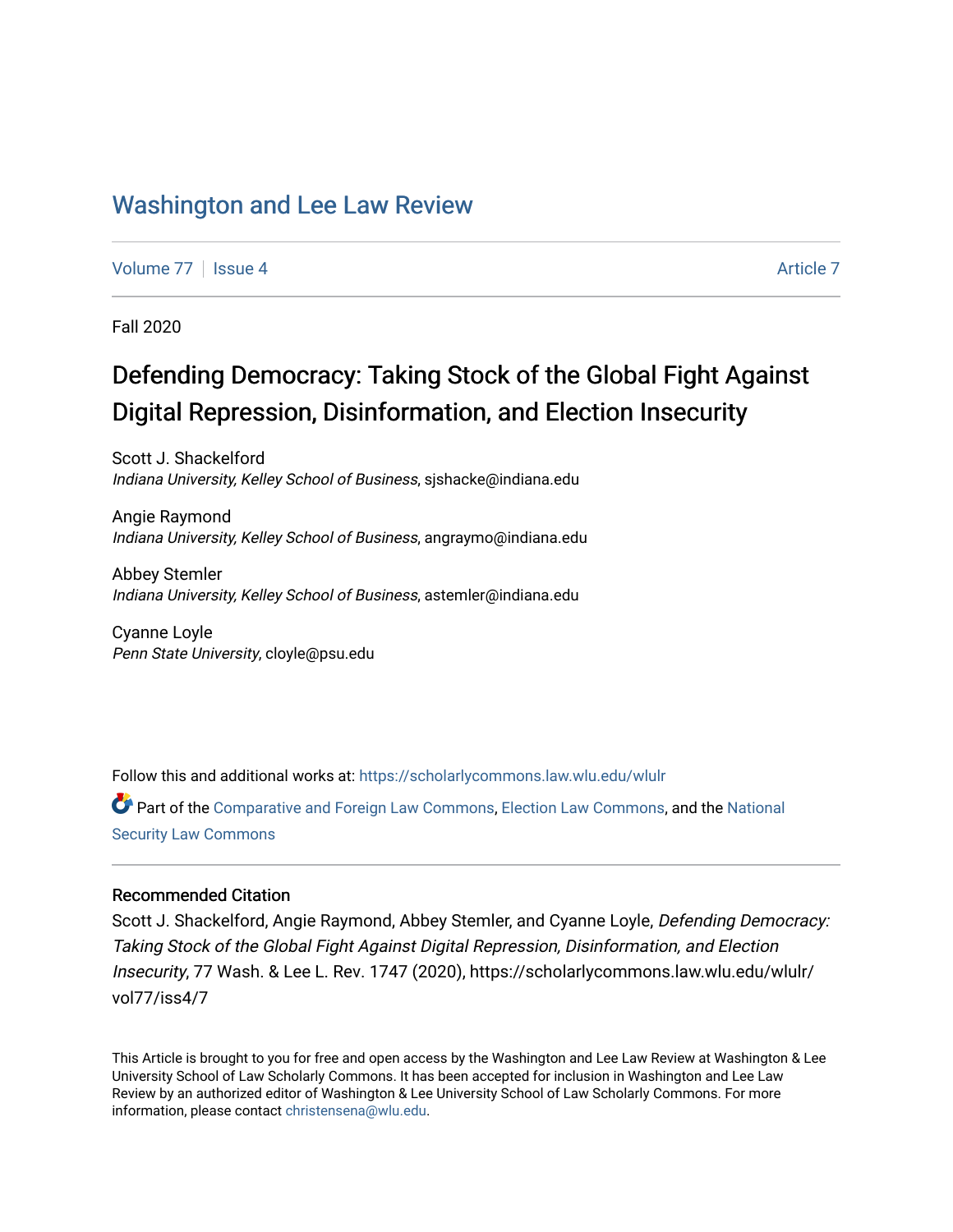# Washington and Lee Law Review

Volume 77 | Issue 4 Article 7

Fall 2020

## Defending Democracy: Taking Stock of the Global Fight Against Digital Repression, Disinformation, and Election Insecurity

Scott J. Shackelford
*Indiana University, Kelley School of Business*, sjshacke@indiana.edu

Angie Raymond
*Indiana University, Kelley School of Business*, angraymo@indiana.edu

Abbey Stemler
*Indiana University, Kelley School of Business*, astemler@indiana.edu

Cyanne Loyle
*Penn State University*, cloyle@psu.edu

Follow this and additional works at: https://scholarlycommons.law.wlu.edu/wlulr

Part of the Comparative and Foreign Law Commons, Election Law Commons, and the National Security Law Commons

### Recommended Citation

Scott J. Shackelford, Angie Raymond, Abbey Stemler, and Cyanne Loyle, *Defending Democracy: Taking Stock of the Global Fight Against Digital Repression, Disinformation, and Election Insecurity*, 77 Wash. & Lee L. Rev. 1747 (2020), https://scholarlycommons.law.wlu.edu/wlulr/vol77/iss4/7

This Article is brought to you for free and open access by the Washington and Lee Law Review at Washington & Lee University School of Law Scholarly Commons. It has been accepted for inclusion in Washington and Lee Law Review by an authorized editor of Washington & Lee University School of Law Scholarly Commons. For more information, please contact christensena@wlu.edu.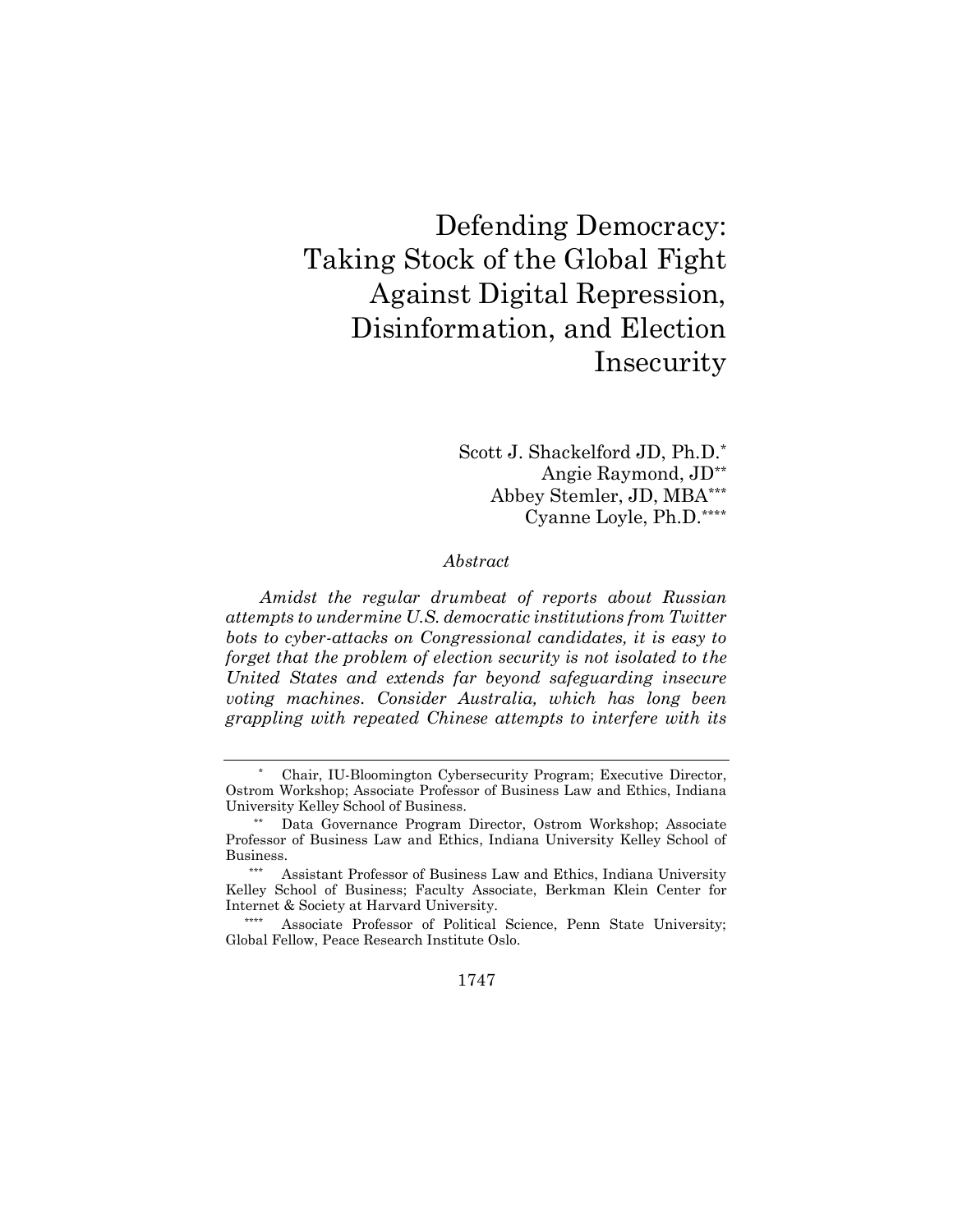# Defending Democracy: Taking Stock of the Global Fight Against Digital Repression, Disinformation, and Election Insecurity

Scott J. Shackelford JD, Ph.D.[*]
Angie Raymond, JD[**]
Abbey Stemler, JD, MBA[***]
Cyanne Loyle, Ph.D.[****]

*Abstract*

*Amidst the regular drumbeat of reports about Russian attempts to undermine U.S. democratic institutions from Twitter bots to cyber-attacks on Congressional candidates, it is easy to forget that the problem of election security is not isolated to the United States and extends far beyond safeguarding insecure voting machines. Consider Australia, which has long been grappling with repeated Chinese attempts to interfere with its*

---

[*] Chair, IU-Bloomington Cybersecurity Program; Executive Director, Ostrom Workshop; Associate Professor of Business Law and Ethics, Indiana University Kelley School of Business.

[**] Data Governance Program Director, Ostrom Workshop; Associate Professor of Business Law and Ethics, Indiana University Kelley School of Business.

[***] Assistant Professor of Business Law and Ethics, Indiana University Kelley School of Business; Faculty Associate, Berkman Klein Center for Internet & Society at Harvard University.

[****] Associate Professor of Political Science, Penn State University; Global Fellow, Peace Research Institute Oslo.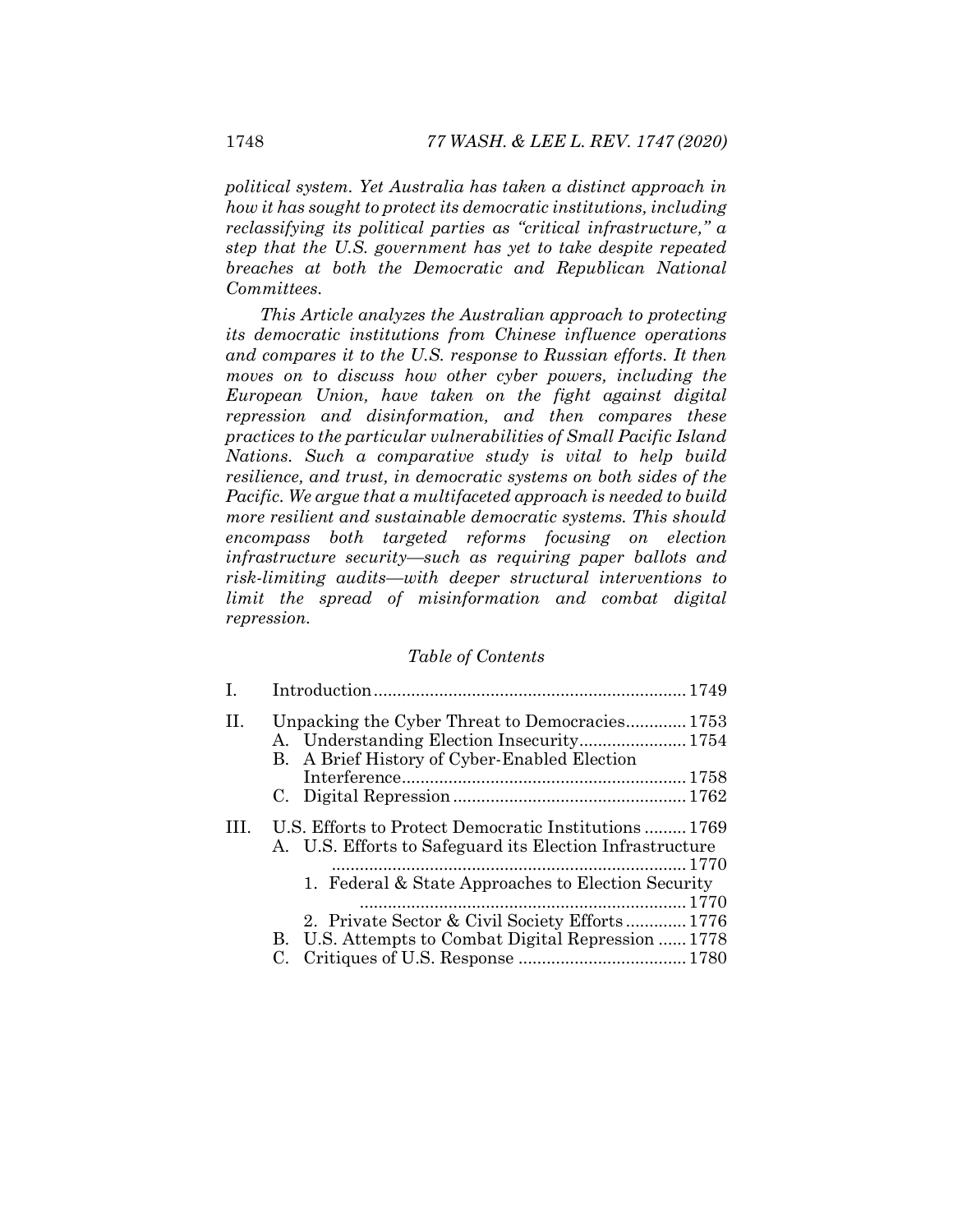*political system. Yet Australia has taken a distinct approach in how it has sought to protect its democratic institutions, including reclassifying its political parties as "critical infrastructure," a step that the U.S. government has yet to take despite repeated breaches at both the Democratic and Republican National Committees.*

*This Article analyzes the Australian approach to protecting its democratic institutions from Chinese influence operations and compares it to the U.S. response to Russian efforts. It then moves on to discuss how other cyber powers, including the European Union, have taken on the fight against digital repression and disinformation, and then compares these practices to the particular vulnerabilities of Small Pacific Island Nations. Such a comparative study is vital to help build resilience, and trust, in democratic systems on both sides of the Pacific. We argue that a multifaceted approach is needed to build more resilient and sustainable democratic systems. This should encompass both targeted reforms focusing on election infrastructure security—such as requiring paper ballots and risk-limiting audits—with deeper structural interventions to limit the spread of misinformation and combat digital repression.*

*Table of Contents*

- I. Introduction ........ 1749
- II. Unpacking the Cyber Threat to Democracies ........ 1753
  - A. Understanding Election Insecurity ........ 1754
  - B. A Brief History of Cyber-Enabled Election Interference ........ 1758
  - C. Digital Repression ........ 1762
- III. U.S. Efforts to Protect Democratic Institutions ........ 1769
  - A. U.S. Efforts to Safeguard its Election Infrastructure ........ 1770
    1. Federal & State Approaches to Election Security ........ 1770
    2. Private Sector & Civil Society Efforts ........ 1776
  - B. U.S. Attempts to Combat Digital Repression ........ 1778
  - C. Critiques of U.S. Response ........ 1780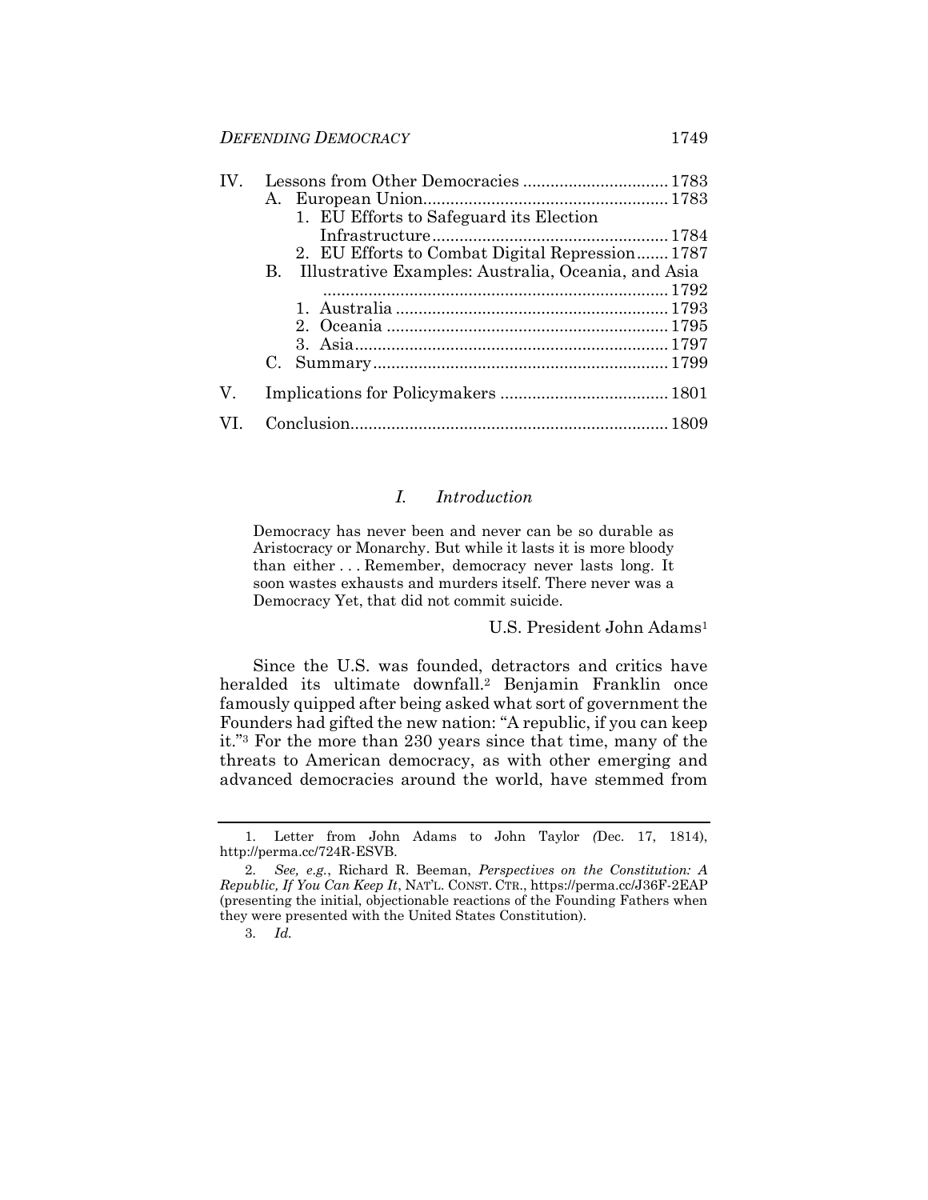IV. Lessons from Other Democracies ................................ 1783
  A. European Union...................................................... 1783
    1. EU Efforts to Safeguard its Election Infrastructure.................................................... 1784
    2. EU Efforts to Combat Digital Repression....... 1787
  B. Illustrative Examples: Australia, Oceania, and Asia ............................................................................ 1792
    1. Australia ........................................................... 1793
    2. Oceania .............................................................. 1795
    3. Asia..................................................................... 1797
  C. Summary................................................................. 1799

V. Implications for Policymakers ..................................... 1801

VI. Conclusion..................................................................... 1809

## *I. Introduction*

> Democracy has never been and never can be so durable as Aristocracy or Monarchy. But while it lasts it is more bloody than either . . . Remember, democracy never lasts long. It soon wastes exhausts and murders itself. There never was a Democracy Yet, that did not commit suicide.
>
> U.S. President John Adams[1]

Since the U.S. was founded, detractors and critics have heralded its ultimate downfall.[2] Benjamin Franklin once famously quipped after being asked what sort of government the Founders had gifted the new nation: "A republic, if you can keep it."[3] For the more than 230 years since that time, many of the threats to American democracy, as with other emerging and advanced democracies around the world, have stemmed from

---

1. Letter from John Adams to John Taylor (Dec. 17, 1814), http://perma.cc/724R-ESVB.

2. *See, e.g.*, Richard R. Beeman, *Perspectives on the Constitution: A Republic, If You Can Keep It*, NAT'L. CONST. CTR., https://perma.cc/J36F-2EAP (presenting the initial, objectionable reactions of the Founding Fathers when they were presented with the United States Constitution).

3. *Id.*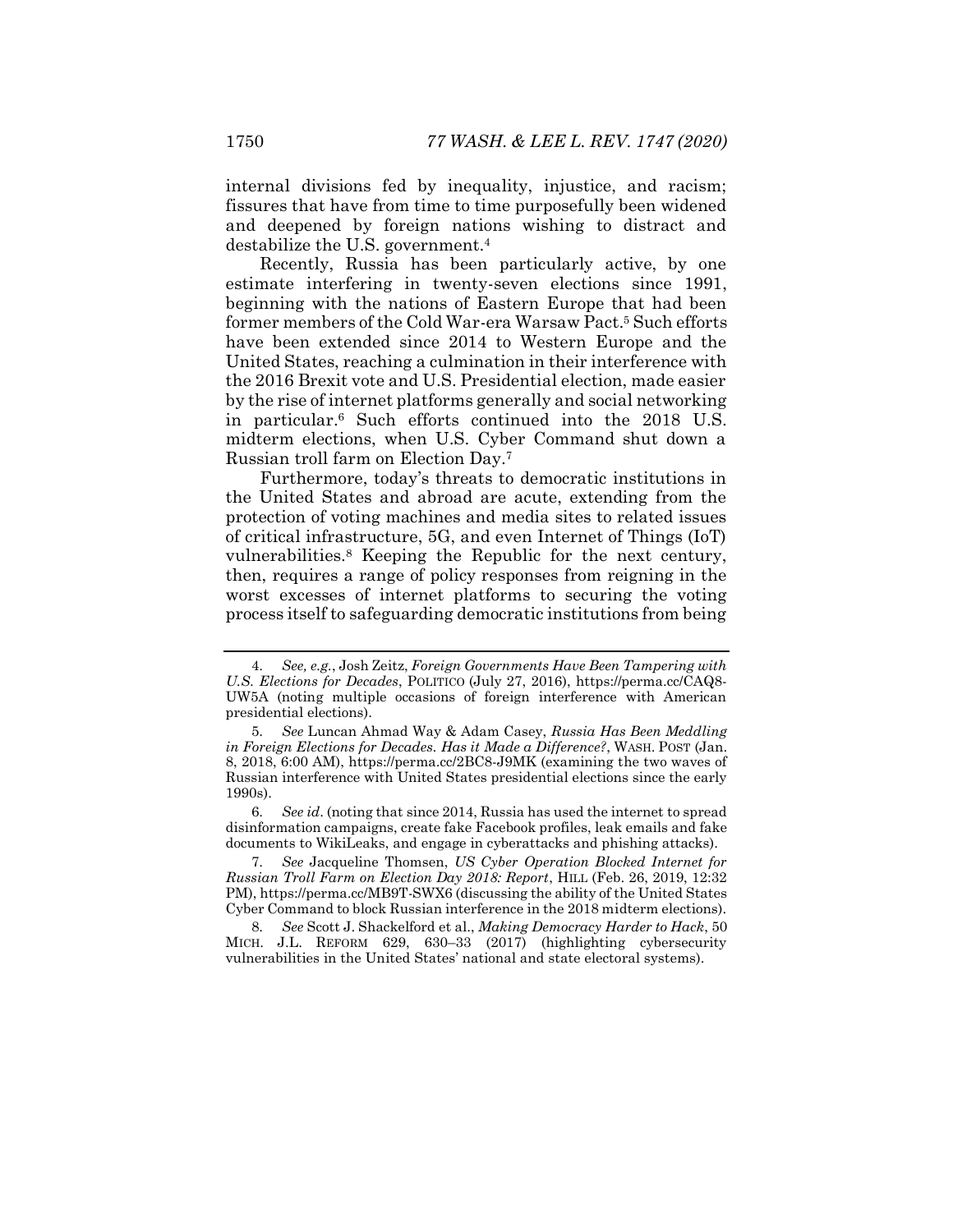internal divisions fed by inequality, injustice, and racism; fissures that have from time to time purposefully been widened and deepened by foreign nations wishing to distract and destabilize the U.S. government.[4]

Recently, Russia has been particularly active, by one estimate interfering in twenty-seven elections since 1991, beginning with the nations of Eastern Europe that had been former members of the Cold War-era Warsaw Pact.[5] Such efforts have been extended since 2014 to Western Europe and the United States, reaching a culmination in their interference with the 2016 Brexit vote and U.S. Presidential election, made easier by the rise of internet platforms generally and social networking in particular.[6] Such efforts continued into the 2018 U.S. midterm elections, when U.S. Cyber Command shut down a Russian troll farm on Election Day.[7]

Furthermore, today's threats to democratic institutions in the United States and abroad are acute, extending from the protection of voting machines and media sites to related issues of critical infrastructure, 5G, and even Internet of Things (IoT) vulnerabilities.[8] Keeping the Republic for the next century, then, requires a range of policy responses from reigning in the worst excesses of internet platforms to securing the voting process itself to safeguarding democratic institutions from being

---

4. *See, e.g.*, Josh Zeitz, *Foreign Governments Have Been Tampering with U.S. Elections for Decades*, POLITICO (July 27, 2016), https://perma.cc/CAQ8-UW5A (noting multiple occasions of foreign interference with American presidential elections).

5. *See* Luncan Ahmad Way & Adam Casey, *Russia Has Been Meddling in Foreign Elections for Decades. Has it Made a Difference?*, WASH. POST (Jan. 8, 2018, 6:00 AM), https://perma.cc/2BC8-J9MK (examining the two waves of Russian interference with United States presidential elections since the early 1990s).

6. *See id*. (noting that since 2014, Russia has used the internet to spread disinformation campaigns, create fake Facebook profiles, leak emails and fake documents to WikiLeaks, and engage in cyberattacks and phishing attacks).

7. *See* Jacqueline Thomsen, *US Cyber Operation Blocked Internet for Russian Troll Farm on Election Day 2018: Report*, HILL (Feb. 26, 2019, 12:32 PM), https://perma.cc/MB9T-SWX6 (discussing the ability of the United States Cyber Command to block Russian interference in the 2018 midterm elections).

8. *See* Scott J. Shackelford et al., *Making Democracy Harder to Hack*, 50 MICH. J.L. REFORM 629, 630–33 (2017) (highlighting cybersecurity vulnerabilities in the United States' national and state electoral systems).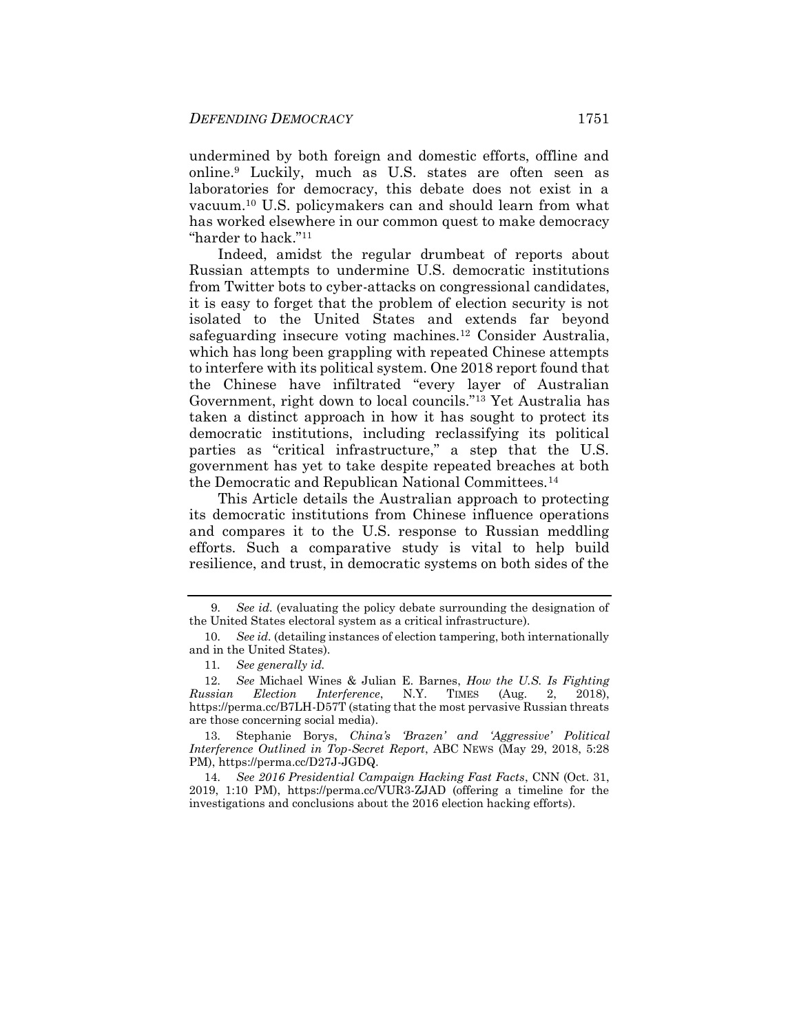undermined by both foreign and domestic efforts, offline and online.[9] Luckily, much as U.S. states are often seen as laboratories for democracy, this debate does not exist in a vacuum.[10] U.S. policymakers can and should learn from what has worked elsewhere in our common quest to make democracy "harder to hack."[11]

Indeed, amidst the regular drumbeat of reports about Russian attempts to undermine U.S. democratic institutions from Twitter bots to cyber-attacks on congressional candidates, it is easy to forget that the problem of election security is not isolated to the United States and extends far beyond safeguarding insecure voting machines.[12] Consider Australia, which has long been grappling with repeated Chinese attempts to interfere with its political system. One 2018 report found that the Chinese have infiltrated "every layer of Australian Government, right down to local councils."[13] Yet Australia has taken a distinct approach in how it has sought to protect its democratic institutions, including reclassifying its political parties as "critical infrastructure," a step that the U.S. government has yet to take despite repeated breaches at both the Democratic and Republican National Committees.[14]

This Article details the Australian approach to protecting its democratic institutions from Chinese influence operations and compares it to the U.S. response to Russian meddling efforts. Such a comparative study is vital to help build resilience, and trust, in democratic systems on both sides of the

---

9. *See id.* (evaluating the policy debate surrounding the designation of the United States electoral system as a critical infrastructure).

10. *See id.* (detailing instances of election tampering, both internationally and in the United States).

11. *See generally id.*

12. *See* Michael Wines & Julian E. Barnes, *How the U.S. Is Fighting Russian Election Interference*, N.Y. TIMES (Aug. 2, 2018), https://perma.cc/B7LH-D57T (stating that the most pervasive Russian threats are those concerning social media).

13. Stephanie Borys, *China's 'Brazen' and 'Aggressive' Political Interference Outlined in Top-Secret Report*, ABC NEWS (May 29, 2018, 5:28 PM), https://perma.cc/D27J-JGDQ.

14. *See 2016 Presidential Campaign Hacking Fast Facts*, CNN (Oct. 31, 2019, 1:10 PM), https://perma.cc/VUR3-ZJAD (offering a timeline for the investigations and conclusions about the 2016 election hacking efforts).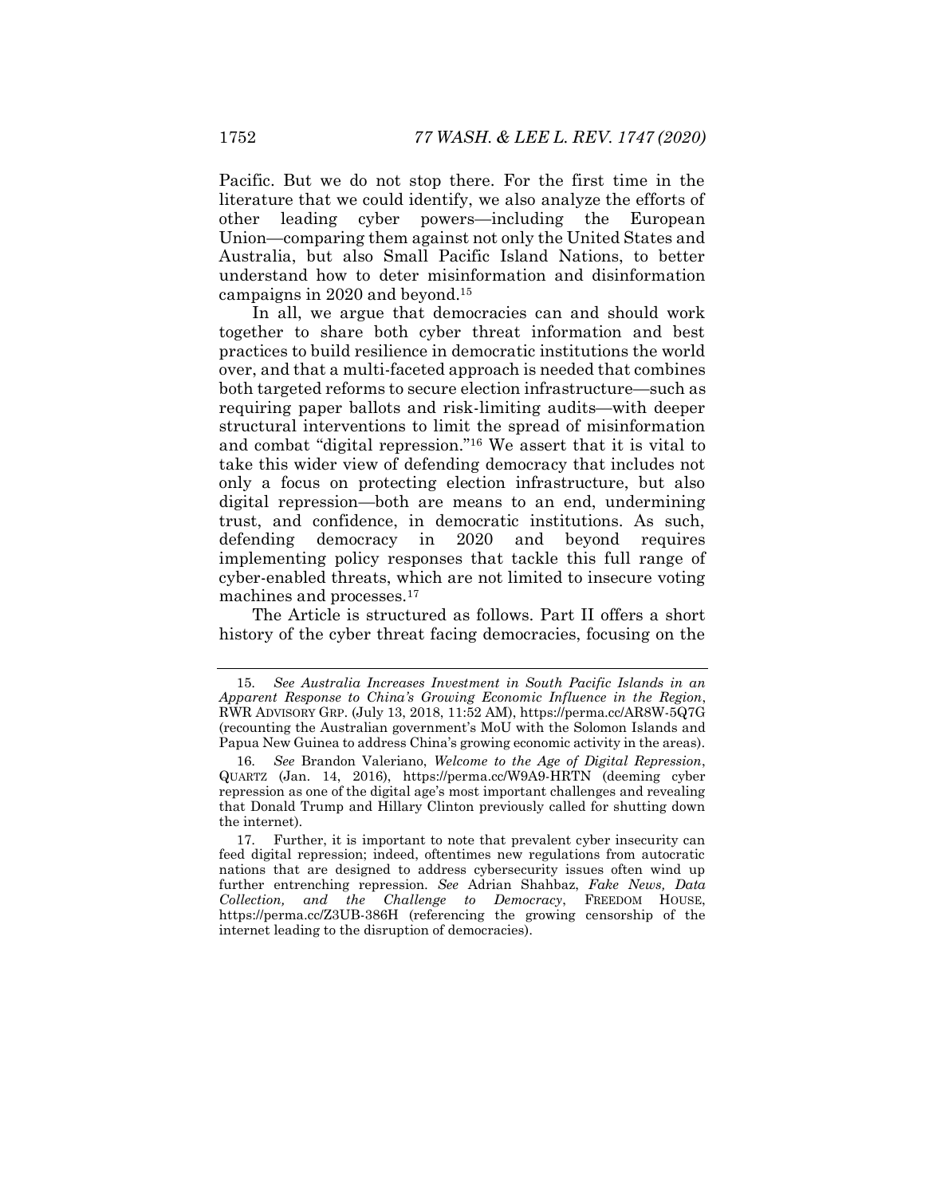Pacific. But we do not stop there. For the first time in the literature that we could identify, we also analyze the efforts of other leading cyber powers—including the European Union—comparing them against not only the United States and Australia, but also Small Pacific Island Nations, to better understand how to deter misinformation and disinformation campaigns in 2020 and beyond.[15]

In all, we argue that democracies can and should work together to share both cyber threat information and best practices to build resilience in democratic institutions the world over, and that a multi-faceted approach is needed that combines both targeted reforms to secure election infrastructure—such as requiring paper ballots and risk-limiting audits—with deeper structural interventions to limit the spread of misinformation and combat "digital repression."[16] We assert that it is vital to take this wider view of defending democracy that includes not only a focus on protecting election infrastructure, but also digital repression—both are means to an end, undermining trust, and confidence, in democratic institutions. As such, defending democracy in 2020 and beyond requires implementing policy responses that tackle this full range of cyber-enabled threats, which are not limited to insecure voting machines and processes.[17]

The Article is structured as follows. Part II offers a short history of the cyber threat facing democracies, focusing on the

---

15. *See Australia Increases Investment in South Pacific Islands in an Apparent Response to China's Growing Economic Influence in the Region*, RWR ADVISORY GRP. (July 13, 2018, 11:52 AM), https://perma.cc/AR8W-5Q7G (recounting the Australian government's MoU with the Solomon Islands and Papua New Guinea to address China's growing economic activity in the areas).

16. *See* Brandon Valeriano, *Welcome to the Age of Digital Repression*, QUARTZ (Jan. 14, 2016), https://perma.cc/W9A9-HRTN (deeming cyber repression as one of the digital age's most important challenges and revealing that Donald Trump and Hillary Clinton previously called for shutting down the internet).

17. Further, it is important to note that prevalent cyber insecurity can feed digital repression; indeed, oftentimes new regulations from autocratic nations that are designed to address cybersecurity issues often wind up further entrenching repression. *See* Adrian Shahbaz, *Fake News, Data Collection, and the Challenge to Democracy*, FREEDOM HOUSE, https://perma.cc/Z3UB-386H (referencing the growing censorship of the internet leading to the disruption of democracies).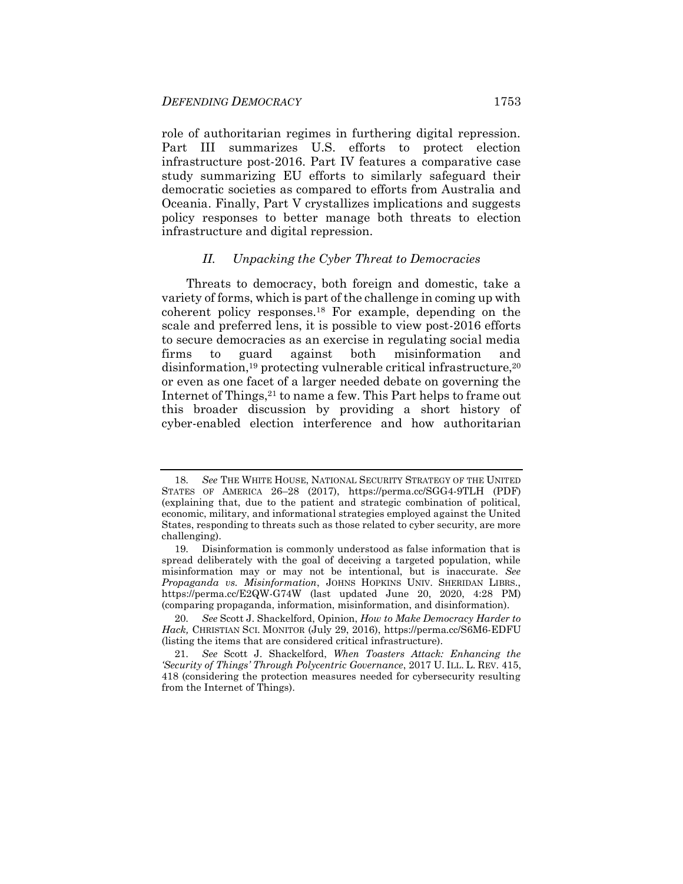role of authoritarian regimes in furthering digital repression. Part III summarizes U.S. efforts to protect election infrastructure post-2016. Part IV features a comparative case study summarizing EU efforts to similarly safeguard their democratic societies as compared to efforts from Australia and Oceania. Finally, Part V crystallizes implications and suggests policy responses to better manage both threats to election infrastructure and digital repression.

## *II. Unpacking the Cyber Threat to Democracies*

Threats to democracy, both foreign and domestic, take a variety of forms, which is part of the challenge in coming up with coherent policy responses.[18] For example, depending on the scale and preferred lens, it is possible to view post-2016 efforts to secure democracies as an exercise in regulating social media firms to guard against both misinformation and disinformation,[19] protecting vulnerable critical infrastructure,[20] or even as one facet of a larger needed debate on governing the Internet of Things,[21] to name a few. This Part helps to frame out this broader discussion by providing a short history of cyber-enabled election interference and how authoritarian

---

18. *See* THE WHITE HOUSE, NATIONAL SECURITY STRATEGY OF THE UNITED STATES OF AMERICA 26–28 (2017), https://perma.cc/SGG4-9TLH (PDF) (explaining that, due to the patient and strategic combination of political, economic, military, and informational strategies employed against the United States, responding to threats such as those related to cyber security, are more challenging).

19. Disinformation is commonly understood as false information that is spread deliberately with the goal of deceiving a targeted population, while misinformation may or may not be intentional, but is inaccurate. *See* *Propaganda vs. Misinformation*, JOHNS HOPKINS UNIV. SHERIDAN LIBRS., https://perma.cc/E2QW-G74W (last updated June 20, 2020, 4:28 PM) (comparing propaganda, information, misinformation, and disinformation).

20. *See* Scott J. Shackelford, Opinion, *How to Make Democracy Harder to Hack,* CHRISTIAN SCI. MONITOR (July 29, 2016), https://perma.cc/S6M6-EDFU (listing the items that are considered critical infrastructure).

21. *See* Scott J. Shackelford, *When Toasters Attack: Enhancing the 'Security of Things' Through Polycentric Governance*, 2017 U. ILL. L. REV. 415, 418 (considering the protection measures needed for cybersecurity resulting from the Internet of Things).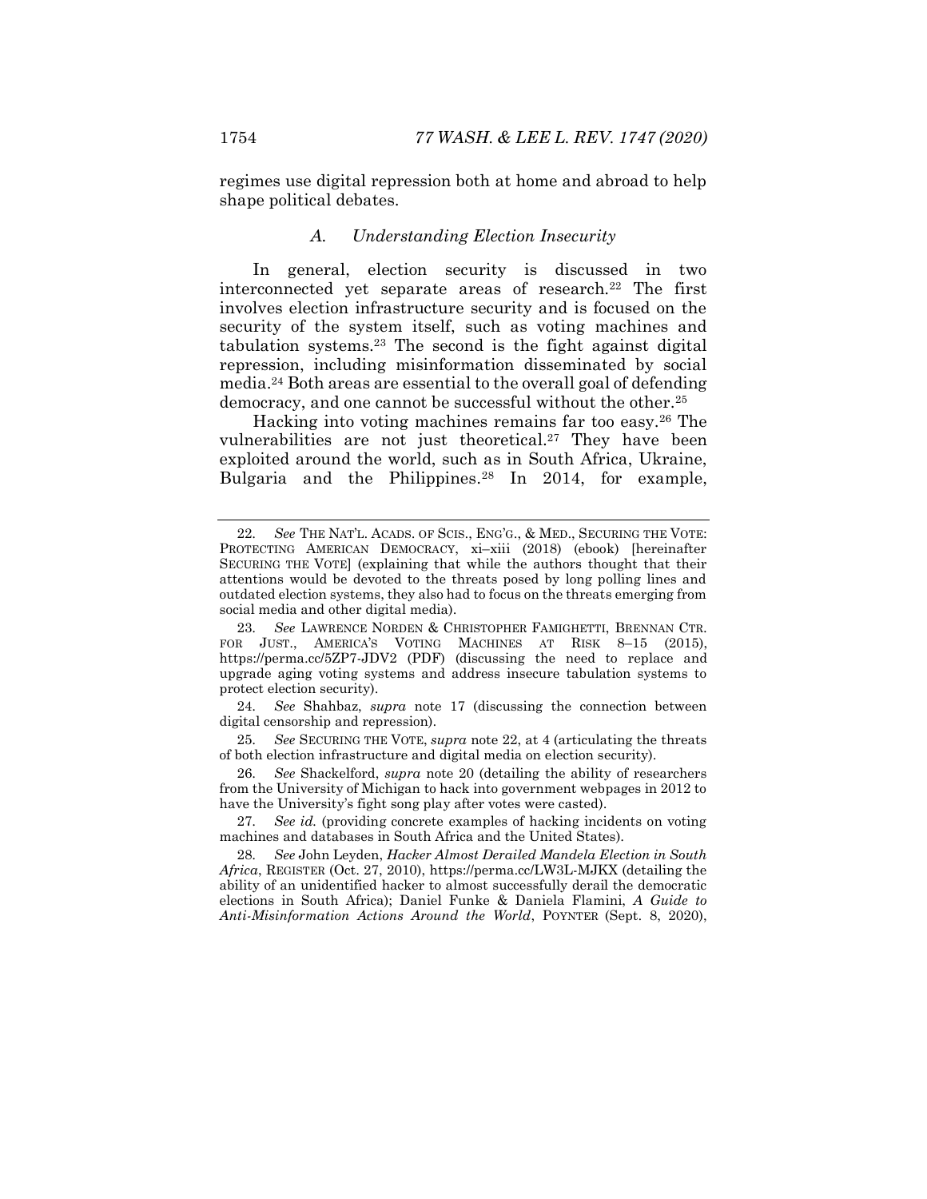regimes use digital repression both at home and abroad to help shape political debates.

### *A. Understanding Election Insecurity*

In general, election security is discussed in two interconnected yet separate areas of research.[22] The first involves election infrastructure security and is focused on the security of the system itself, such as voting machines and tabulation systems.[23] The second is the fight against digital repression, including misinformation disseminated by social media.[24] Both areas are essential to the overall goal of defending democracy, and one cannot be successful without the other.[25]

Hacking into voting machines remains far too easy.[26] The vulnerabilities are not just theoretical.[27] They have been exploited around the world, such as in South Africa, Ukraine, Bulgaria and the Philippines.[28] In 2014, for example,

---

22. *See* THE NAT'L. ACADS. OF SCIS., ENG'G., & MED., SECURING THE VOTE: PROTECTING AMERICAN DEMOCRACY, xi–xiii (2018) (ebook) [hereinafter SECURING THE VOTE] (explaining that while the authors thought that their attentions would be devoted to the threats posed by long polling lines and outdated election systems, they also had to focus on the threats emerging from social media and other digital media).

23. *See* LAWRENCE NORDEN & CHRISTOPHER FAMIGHETTI, BRENNAN CTR. FOR JUST., AMERICA'S VOTING MACHINES AT RISK 8–15 (2015), https://perma.cc/5ZP7-JDV2 (PDF) (discussing the need to replace and upgrade aging voting systems and address insecure tabulation systems to protect election security).

24. *See* Shahbaz, *supra* note 17 (discussing the connection between digital censorship and repression).

25. *See* SECURING THE VOTE, *supra* note 22, at 4 (articulating the threats of both election infrastructure and digital media on election security).

26. *See* Shackelford, *supra* note 20 (detailing the ability of researchers from the University of Michigan to hack into government webpages in 2012 to have the University's fight song play after votes were casted).

27. *See id.* (providing concrete examples of hacking incidents on voting machines and databases in South Africa and the United States).

28. *See* John Leyden, *Hacker Almost Derailed Mandela Election in South Africa*, REGISTER (Oct. 27, 2010), https://perma.cc/LW3L-MJKX (detailing the ability of an unidentified hacker to almost successfully derail the democratic elections in South Africa); Daniel Funke & Daniela Flamini, *A Guide to Anti-Misinformation Actions Around the World*, POYNTER (Sept. 8, 2020),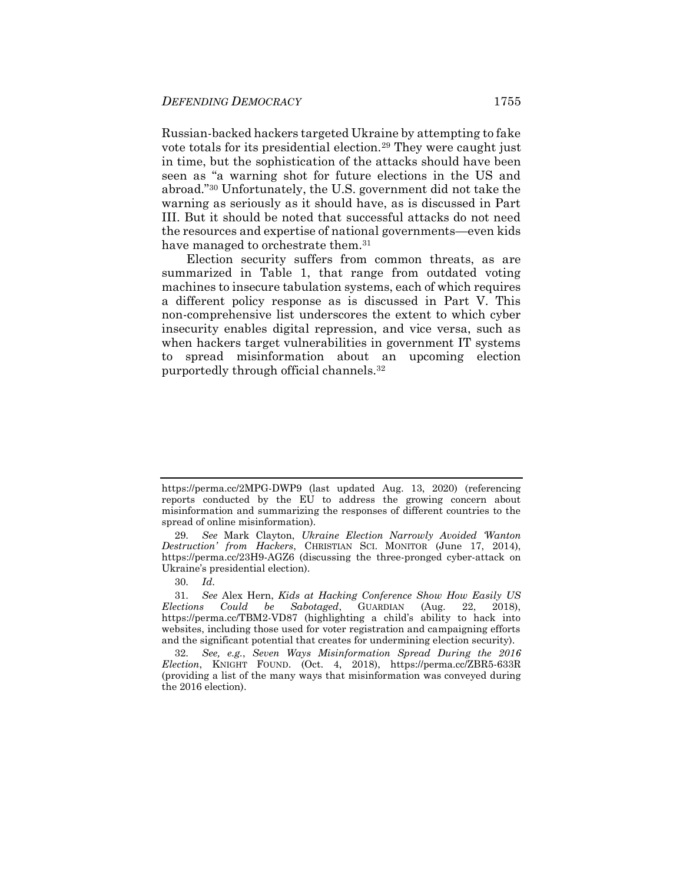Russian-backed hackers targeted Ukraine by attempting to fake vote totals for its presidential election.[29] They were caught just in time, but the sophistication of the attacks should have been seen as "a warning shot for future elections in the US and abroad."[30] Unfortunately, the U.S. government did not take the warning as seriously as it should have, as is discussed in Part III. But it should be noted that successful attacks do not need the resources and expertise of national governments—even kids have managed to orchestrate them.[31]

Election security suffers from common threats, as are summarized in Table 1, that range from outdated voting machines to insecure tabulation systems, each of which requires a different policy response as is discussed in Part V. This non-comprehensive list underscores the extent to which cyber insecurity enables digital repression, and vice versa, such as when hackers target vulnerabilities in government IT systems to spread misinformation about an upcoming election purportedly through official channels.[32]

---

https://perma.cc/2MPG-DWP9 (last updated Aug. 13, 2020) (referencing reports conducted by the EU to address the growing concern about misinformation and summarizing the responses of different countries to the spread of online misinformation).

29. *See* Mark Clayton, *Ukraine Election Narrowly Avoided 'Wanton Destruction' from Hackers*, CHRISTIAN SCI. MONITOR (June 17, 2014), https://perma.cc/23H9-AGZ6 (discussing the three-pronged cyber-attack on Ukraine's presidential election).

30. *Id.*

31. *See* Alex Hern, *Kids at Hacking Conference Show How Easily US Elections Could be Sabotaged*, GUARDIAN (Aug. 22, 2018), https://perma.cc/TBM2-VD87 (highlighting a child's ability to hack into websites, including those used for voter registration and campaigning efforts and the significant potential that creates for undermining election security).

32. *See, e.g.*, *Seven Ways Misinformation Spread During the 2016 Election*, KNIGHT FOUND. (Oct. 4, 2018), https://perma.cc/ZBR5-633R (providing a list of the many ways that misinformation was conveyed during the 2016 election).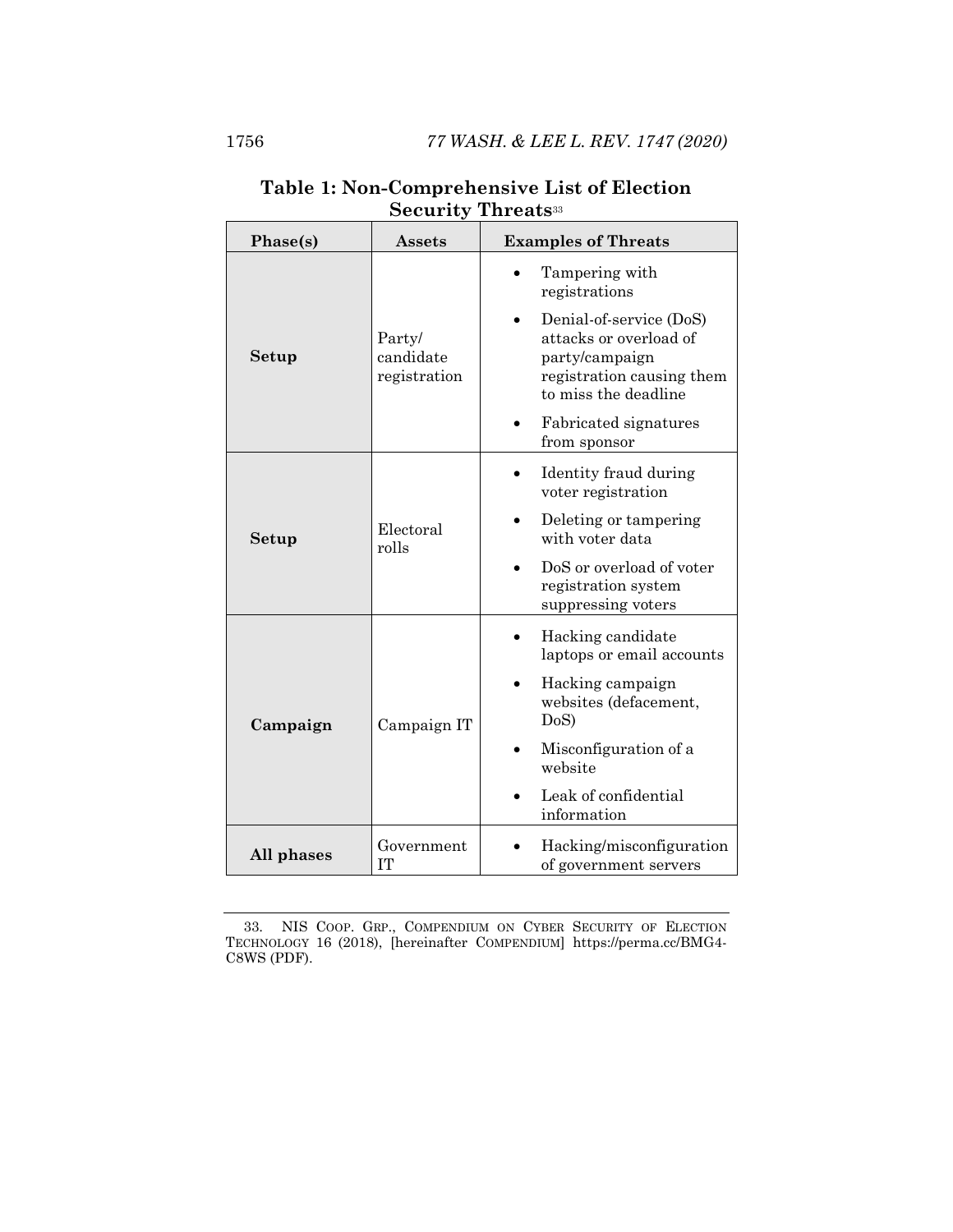**Table 1: Non-Comprehensive List of Election Security Threats**[33]

| Phase(s) | Assets | Examples of Threats |
|---|---|---|
| **Setup** | Party/ candidate registration | • Tampering with registrations<br>• Denial-of-service (DoS) attacks or overload of party/campaign registration causing them to miss the deadline<br>• Fabricated signatures from sponsor |
| **Setup** | Electoral rolls | • Identity fraud during voter registration<br>• Deleting or tampering with voter data<br>• DoS or overload of voter registration system suppressing voters |
| **Campaign** | Campaign IT | • Hacking candidate laptops or email accounts<br>• Hacking campaign websites (defacement, DoS)<br>• Misconfiguration of a website<br>• Leak of confidential information |
| **All phases** | Government IT | • Hacking/misconfiguration of government servers |

33. NIS COOP. GRP., COMPENDIUM ON CYBER SECURITY OF ELECTION TECHNOLOGY 16 (2018), [hereinafter COMPENDIUM] https://perma.cc/BMG4-C8WS (PDF).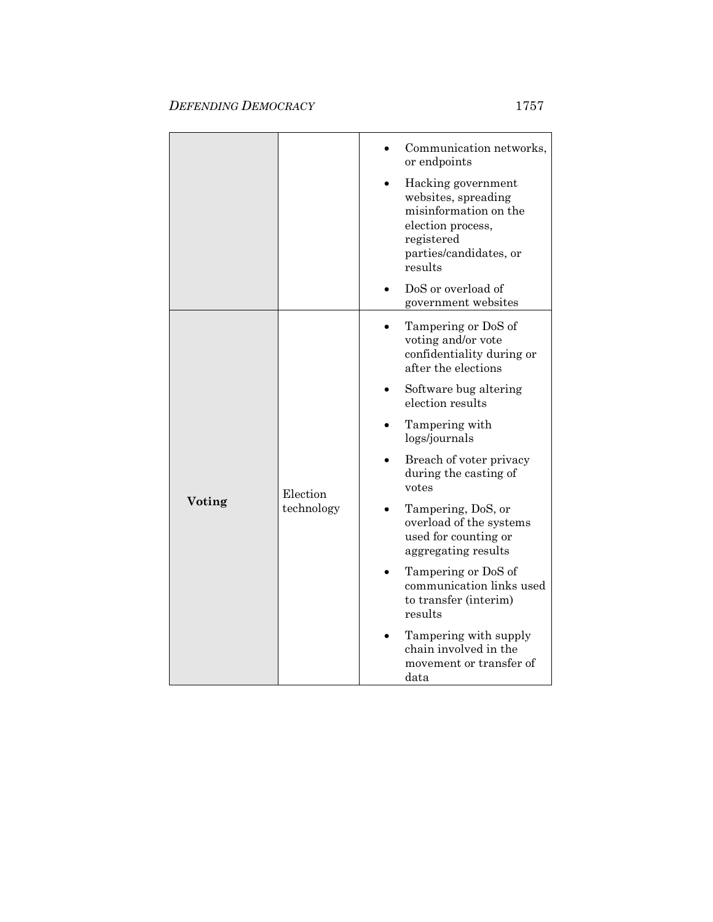| | | |
|---|---|---|
| | | • Communication networks, or endpoints<br>• Hacking government websites, spreading misinformation on the election process, registered parties/candidates, or results<br>• DoS or overload of government websites |
| **Voting** | Election technology | • Tampering or DoS of voting and/or vote confidentiality during or after the elections<br>• Software bug altering election results<br>• Tampering with logs/journals<br>• Breach of voter privacy during the casting of votes<br>• Tampering, DoS, or overload of the systems used for counting or aggregating results<br>• Tampering or DoS of communication links used to transfer (interim) results<br>• Tampering with supply chain involved in the movement or transfer of data |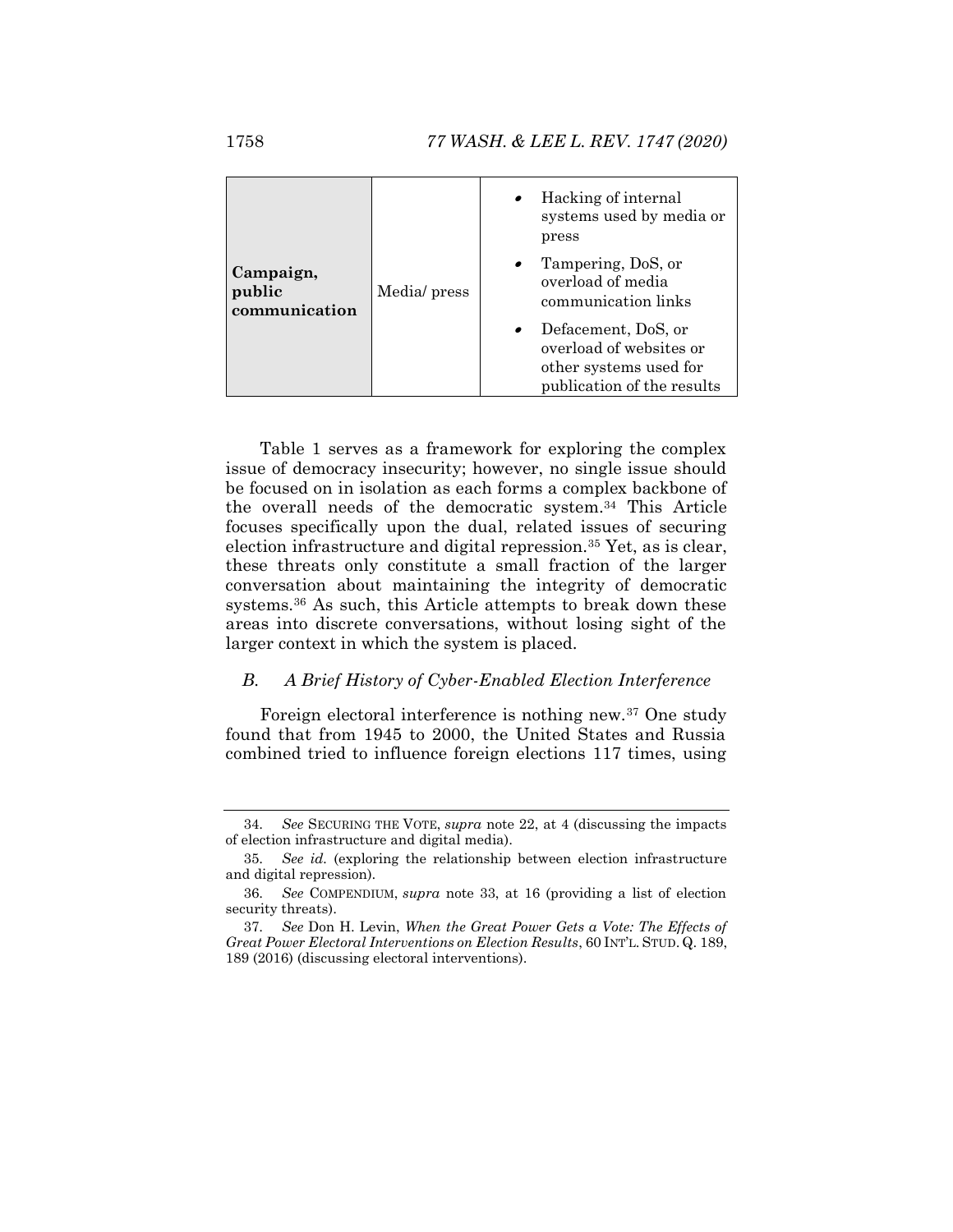| | | |
|---|---|---|
| **Campaign, public communication** | Media/ press | • Hacking of internal systems used by media or press<br>• Tampering, DoS, or overload of media communication links<br>• Defacement, DoS, or overload of websites or other systems used for publication of the results |

Table 1 serves as a framework for exploring the complex issue of democracy insecurity; however, no single issue should be focused on in isolation as each forms a complex backbone of the overall needs of the democratic system.[34] This Article focuses specifically upon the dual, related issues of securing election infrastructure and digital repression.[35] Yet, as is clear, these threats only constitute a small fraction of the larger conversation about maintaining the integrity of democratic systems.[36] As such, this Article attempts to break down these areas into discrete conversations, without losing sight of the larger context in which the system is placed.

### *B. A Brief History of Cyber-Enabled Election Interference*

Foreign electoral interference is nothing new.[37] One study found that from 1945 to 2000, the United States and Russia combined tried to influence foreign elections 117 times, using

---

34. *See* SECURING THE VOTE, *supra* note 22, at 4 (discussing the impacts of election infrastructure and digital media).

35. *See id.* (exploring the relationship between election infrastructure and digital repression).

36. *See* COMPENDIUM, *supra* note 33, at 16 (providing a list of election security threats).

37. *See* Don H. Levin, *When the Great Power Gets a Vote: The Effects of Great Power Electoral Interventions on Election Results*, 60 INT'L. STUD. Q. 189, 189 (2016) (discussing electoral interventions).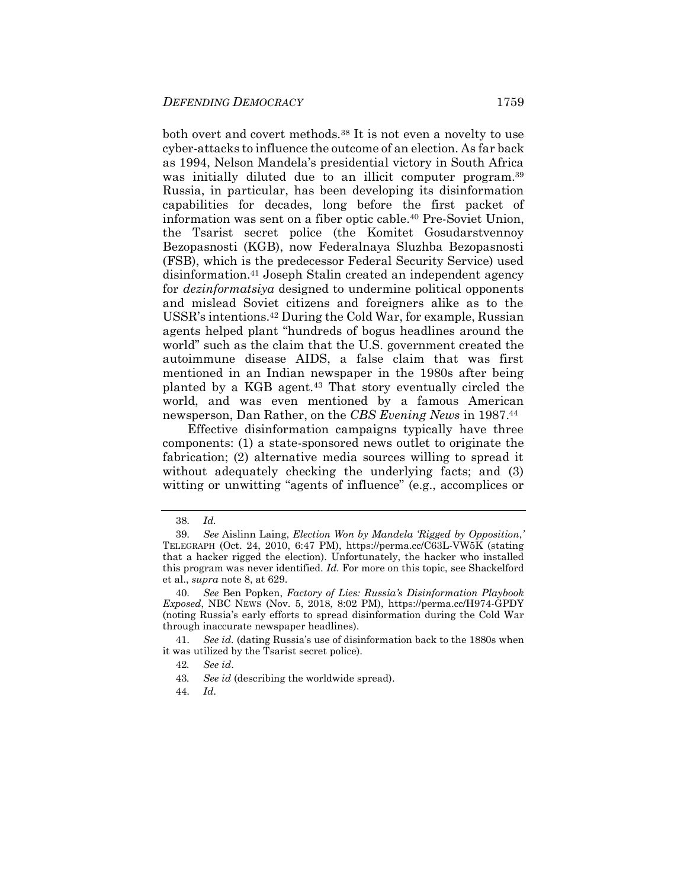both overt and covert methods.[38] It is not even a novelty to use cyber-attacks to influence the outcome of an election. As far back as 1994, Nelson Mandela's presidential victory in South Africa was initially diluted due to an illicit computer program.[39] Russia, in particular, has been developing its disinformation capabilities for decades, long before the first packet of information was sent on a fiber optic cable.[40] Pre-Soviet Union, the Tsarist secret police (the Komitet Gosudarstvennoy Bezopasnosti (KGB), now Federalnaya Sluzhba Bezopasnosti (FSB), which is the predecessor Federal Security Service) used disinformation.[41] Joseph Stalin created an independent agency for *dezinformatsiya* designed to undermine political opponents and mislead Soviet citizens and foreigners alike as to the USSR's intentions.[42] During the Cold War, for example, Russian agents helped plant "hundreds of bogus headlines around the world" such as the claim that the U.S. government created the autoimmune disease AIDS, a false claim that was first mentioned in an Indian newspaper in the 1980s after being planted by a KGB agent.[43] That story eventually circled the world, and was even mentioned by a famous American newsperson, Dan Rather, on the *CBS Evening News* in 1987.[44]

Effective disinformation campaigns typically have three components: (1) a state-sponsored news outlet to originate the fabrication; (2) alternative media sources willing to spread it without adequately checking the underlying facts; and (3) witting or unwitting "agents of influence" (e.g., accomplices or

---

38. *Id.*

39. *See* Aislinn Laing, *Election Won by Mandela 'Rigged by Opposition*,*'* TELEGRAPH (Oct. 24, 2010, 6:47 PM), https://perma.cc/C63L-VW5K (stating that a hacker rigged the election). Unfortunately, the hacker who installed this program was never identified. *Id.* For more on this topic, see Shackelford et al., *supra* note 8, at 629.

40. *See* Ben Popken, *Factory of Lies: Russia's Disinformation Playbook Exposed*, NBC NEWS (Nov. 5, 2018, 8:02 PM), https://perma.cc/H974-GPDY (noting Russia's early efforts to spread disinformation during the Cold War through inaccurate newspaper headlines).

41. *See id.* (dating Russia's use of disinformation back to the 1880s when it was utilized by the Tsarist secret police).

42. *See id*.

43. *See id* (describing the worldwide spread).

44. *Id*.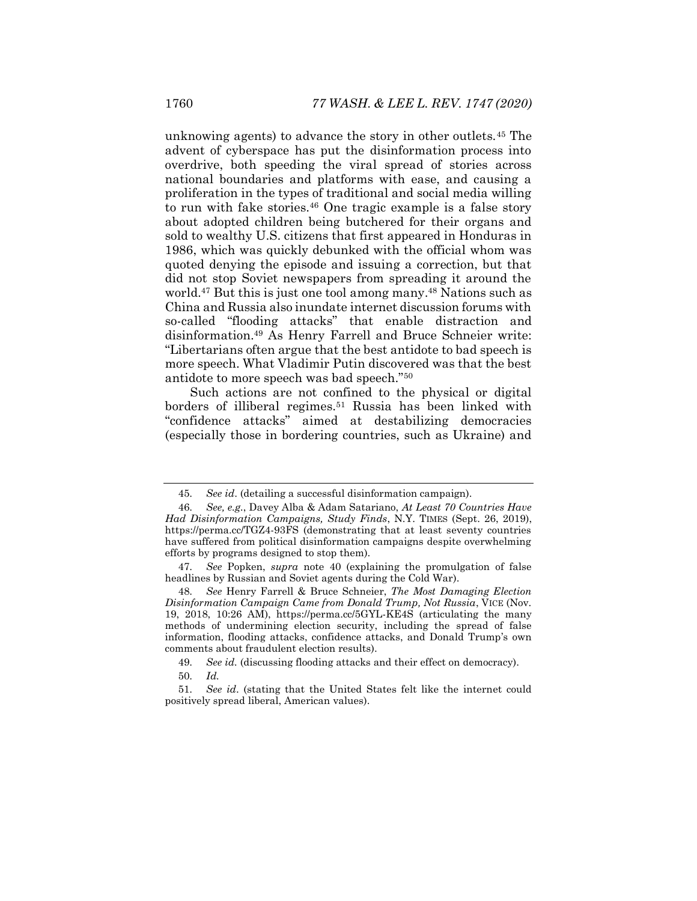unknowing agents) to advance the story in other outlets.[45] The advent of cyberspace has put the disinformation process into overdrive, both speeding the viral spread of stories across national boundaries and platforms with ease, and causing a proliferation in the types of traditional and social media willing to run with fake stories.[46] One tragic example is a false story about adopted children being butchered for their organs and sold to wealthy U.S. citizens that first appeared in Honduras in 1986, which was quickly debunked with the official whom was quoted denying the episode and issuing a correction, but that did not stop Soviet newspapers from spreading it around the world.[47] But this is just one tool among many.[48] Nations such as China and Russia also inundate internet discussion forums with so-called "flooding attacks" that enable distraction and disinformation.[49] As Henry Farrell and Bruce Schneier write: "Libertarians often argue that the best antidote to bad speech is more speech. What Vladimir Putin discovered was that the best antidote to more speech was bad speech."[50]

Such actions are not confined to the physical or digital borders of illiberal regimes.[51] Russia has been linked with "confidence attacks" aimed at destabilizing democracies (especially those in bordering countries, such as Ukraine) and

---

45. *See id*. (detailing a successful disinformation campaign).

46. *See, e.g.*, Davey Alba & Adam Satariano, *At Least 70 Countries Have Had Disinformation Campaigns, Study Finds*, N.Y. TIMES (Sept. 26, 2019), https://perma.cc/TGZ4-93FS (demonstrating that at least seventy countries have suffered from political disinformation campaigns despite overwhelming efforts by programs designed to stop them).

47. *See* Popken, *supra* note 40 (explaining the promulgation of false headlines by Russian and Soviet agents during the Cold War).

48. *See* Henry Farrell & Bruce Schneier, *The Most Damaging Election Disinformation Campaign Came from Donald Trump, Not Russia*, VICE (Nov. 19, 2018, 10:26 AM), https://perma.cc/5GYL-KE4S (articulating the many methods of undermining election security, including the spread of false information, flooding attacks, confidence attacks, and Donald Trump's own comments about fraudulent election results).

49. *See id.* (discussing flooding attacks and their effect on democracy).

50. *Id.*

51. *See id*. (stating that the United States felt like the internet could positively spread liberal, American values).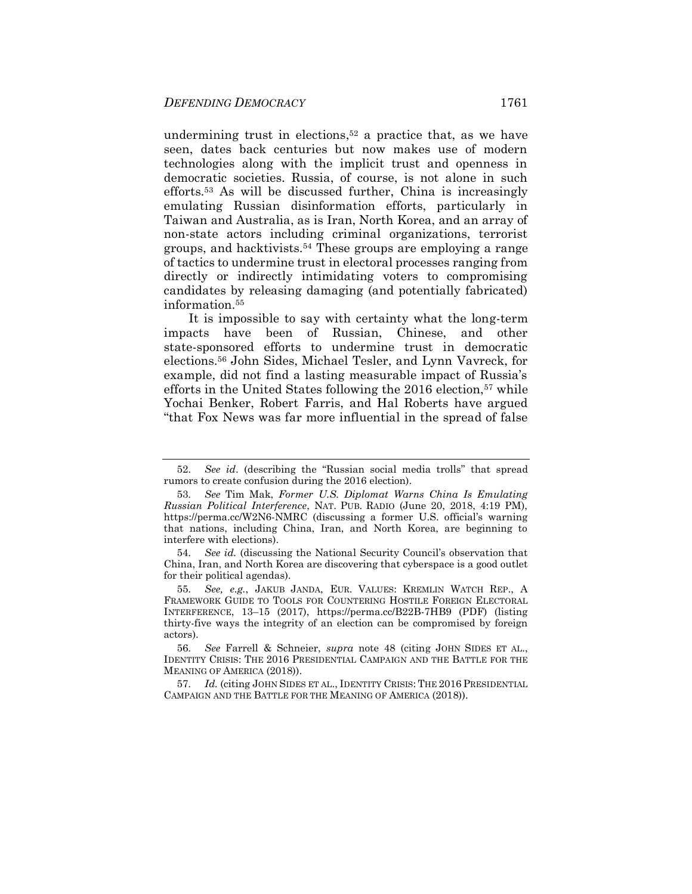undermining trust in elections,[52] a practice that, as we have seen, dates back centuries but now makes use of modern technologies along with the implicit trust and openness in democratic societies. Russia, of course, is not alone in such efforts.[53] As will be discussed further, China is increasingly emulating Russian disinformation efforts, particularly in Taiwan and Australia, as is Iran, North Korea, and an array of non-state actors including criminal organizations, terrorist groups, and hacktivists.[54] These groups are employing a range of tactics to undermine trust in electoral processes ranging from directly or indirectly intimidating voters to compromising candidates by releasing damaging (and potentially fabricated) information.[55]

It is impossible to say with certainty what the long-term impacts have been of Russian, Chinese, and other state-sponsored efforts to undermine trust in democratic elections.[56] John Sides, Michael Tesler, and Lynn Vavreck, for example, did not find a lasting measurable impact of Russia's efforts in the United States following the 2016 election,[57] while Yochai Benker, Robert Farris, and Hal Roberts have argued "that Fox News was far more influential in the spread of false

---

52. *See id*. (describing the "Russian social media trolls" that spread rumors to create confusion during the 2016 election).

53. *See* Tim Mak, *Former U.S. Diplomat Warns China Is Emulating Russian Political Interference*, NAT. PUB. RADIO (June 20, 2018, 4:19 PM), https://perma.cc/W2N6-NMRC (discussing a former U.S. official's warning that nations, including China, Iran, and North Korea, are beginning to interfere with elections).

54. *See id.* (discussing the National Security Council's observation that China, Iran, and North Korea are discovering that cyberspace is a good outlet for their political agendas).

55. *See, e.g.*, JAKUB JANDA, EUR. VALUES: KREMLIN WATCH REP., A FRAMEWORK GUIDE TO TOOLS FOR COUNTERING HOSTILE FOREIGN ELECTORAL INTERFERENCE, 13–15 (2017), https://perma.cc/B22B-7HB9 (PDF) (listing thirty-five ways the integrity of an election can be compromised by foreign actors).

56. *See* Farrell & Schneier, *supra* note 48 (citing JOHN SIDES ET AL., IDENTITY CRISIS: THE 2016 PRESIDENTIAL CAMPAIGN AND THE BATTLE FOR THE MEANING OF AMERICA (2018)).

57. *Id.* (citing JOHN SIDES ET AL., IDENTITY CRISIS: THE 2016 PRESIDENTIAL CAMPAIGN AND THE BATTLE FOR THE MEANING OF AMERICA (2018)).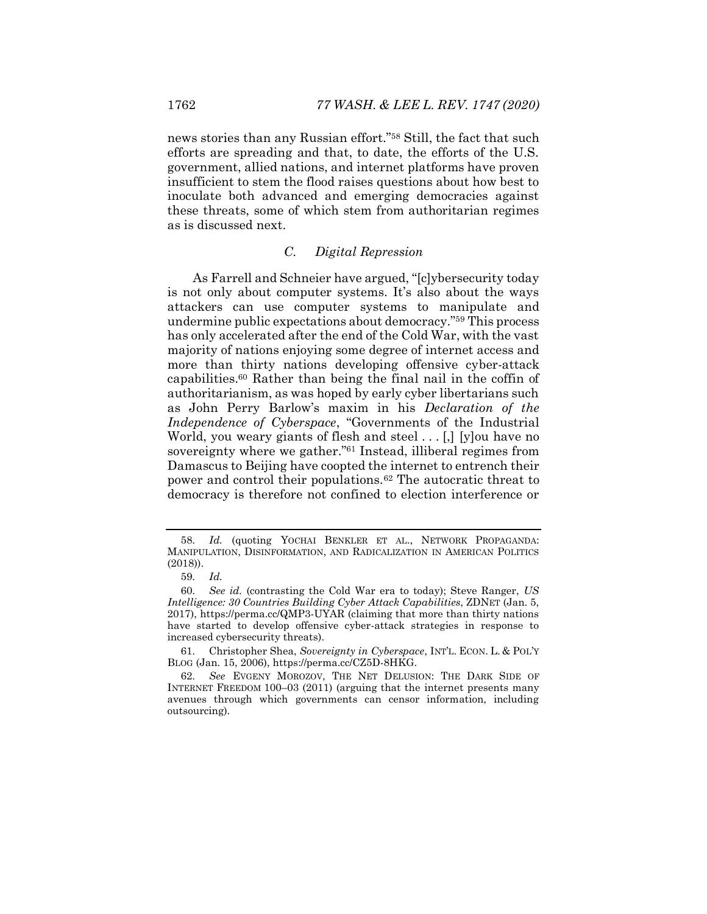news stories than any Russian effort."[58] Still, the fact that such efforts are spreading and that, to date, the efforts of the U.S. government, allied nations, and internet platforms have proven insufficient to stem the flood raises questions about how best to inoculate both advanced and emerging democracies against these threats, some of which stem from authoritarian regimes as is discussed next.

### *C. Digital Repression*

As Farrell and Schneier have argued, "[c]ybersecurity today is not only about computer systems. It's also about the ways attackers can use computer systems to manipulate and undermine public expectations about democracy."[59] This process has only accelerated after the end of the Cold War, with the vast majority of nations enjoying some degree of internet access and more than thirty nations developing offensive cyber-attack capabilities.[60] Rather than being the final nail in the coffin of authoritarianism, as was hoped by early cyber libertarians such as John Perry Barlow's maxim in his *Declaration of the Independence of Cyberspace*, "Governments of the Industrial World, you weary giants of flesh and steel . . . [,] [y]ou have no sovereignty where we gather."[61] Instead, illiberal regimes from Damascus to Beijing have coopted the internet to entrench their power and control their populations.[62] The autocratic threat to democracy is therefore not confined to election interference or

---

58. *Id.* (quoting YOCHAI BENKLER ET AL., NETWORK PROPAGANDA: MANIPULATION, DISINFORMATION, AND RADICALIZATION IN AMERICAN POLITICS (2018)).

59. *Id.*

60. *See id.* (contrasting the Cold War era to today); Steve Ranger, *US Intelligence: 30 Countries Building Cyber Attack Capabilities*, ZDNET (Jan. 5, 2017), https://perma.cc/QMP3-UYAR (claiming that more than thirty nations have started to develop offensive cyber-attack strategies in response to increased cybersecurity threats).

61. Christopher Shea, *Sovereignty in Cyberspace*, INT'L. ECON. L. & POL'Y BLOG (Jan. 15, 2006), https://perma.cc/CZ5D-8HKG.

62. *See* EVGENY MOROZOV, THE NET DELUSION: THE DARK SIDE OF INTERNET FREEDOM 100–03 (2011) (arguing that the internet presents many avenues through which governments can censor information, including outsourcing).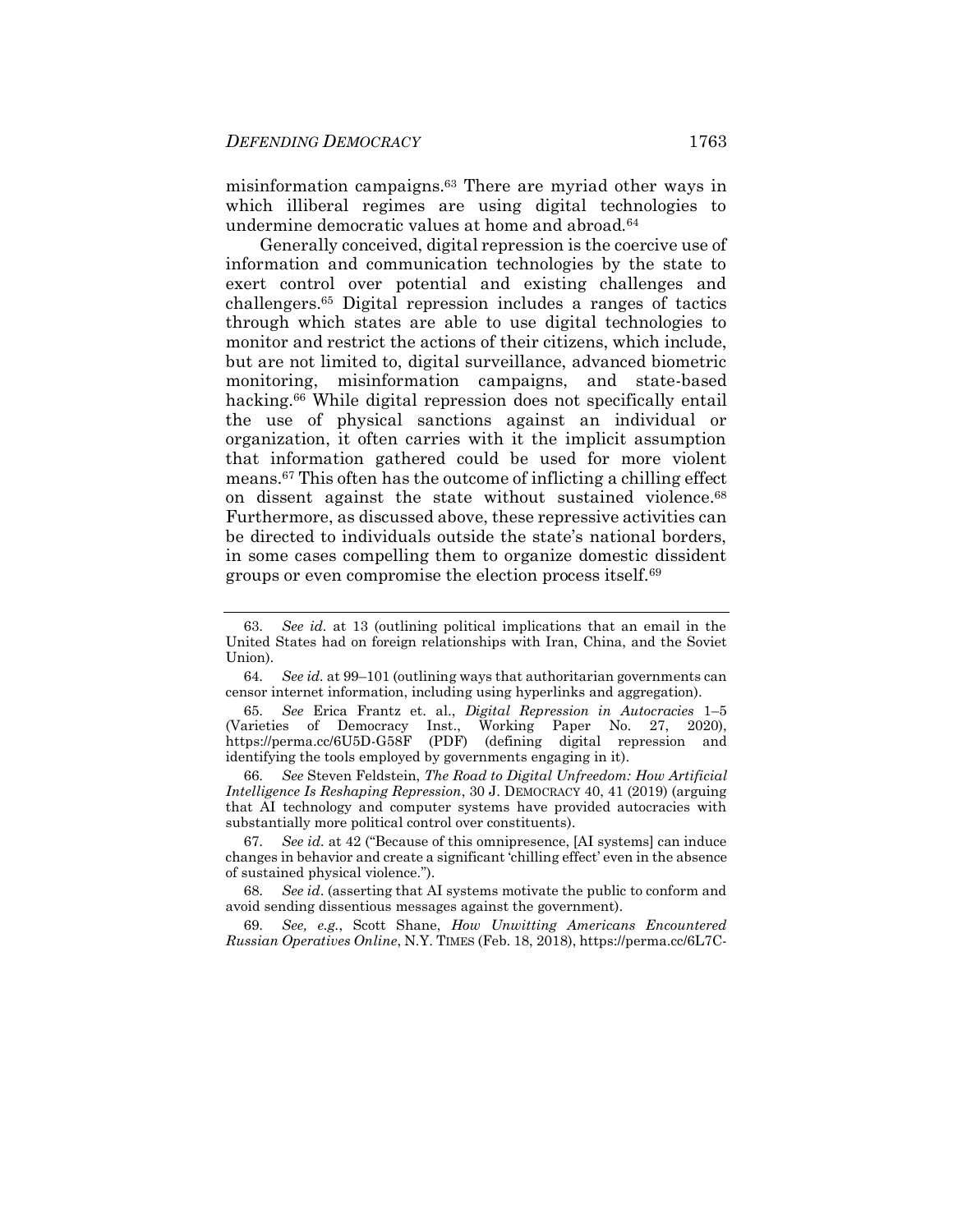misinformation campaigns.[63] There are myriad other ways in which illiberal regimes are using digital technologies to undermine democratic values at home and abroad.[64]

Generally conceived, digital repression is the coercive use of information and communication technologies by the state to exert control over potential and existing challenges and challengers.[65] Digital repression includes a ranges of tactics through which states are able to use digital technologies to monitor and restrict the actions of their citizens, which include, but are not limited to, digital surveillance, advanced biometric monitoring, misinformation campaigns, and state-based hacking.[66] While digital repression does not specifically entail the use of physical sanctions against an individual or organization, it often carries with it the implicit assumption that information gathered could be used for more violent means.[67] This often has the outcome of inflicting a chilling effect on dissent against the state without sustained violence.[68] Furthermore, as discussed above, these repressive activities can be directed to individuals outside the state's national borders, in some cases compelling them to organize domestic dissident groups or even compromise the election process itself.[69]

---

63. *See id.* at 13 (outlining political implications that an email in the United States had on foreign relationships with Iran, China, and the Soviet Union).

64. *See id.* at 99–101 (outlining ways that authoritarian governments can censor internet information, including using hyperlinks and aggregation).

65. *See* Erica Frantz et. al., *Digital Repression in Autocracies* 1–5 (Varieties of Democracy Inst., Working Paper No. 27, 2020), https://perma.cc/6U5D-G58F (PDF) (defining digital repression and identifying the tools employed by governments engaging in it).

66. *See* Steven Feldstein, *The Road to Digital Unfreedom: How Artificial Intelligence Is Reshaping Repression*, 30 J. DEMOCRACY 40, 41 (2019) (arguing that AI technology and computer systems have provided autocracies with substantially more political control over constituents).

67. *See id.* at 42 ("Because of this omnipresence, [AI systems] can induce changes in behavior and create a significant 'chilling effect' even in the absence of sustained physical violence.").

68. *See id*. (asserting that AI systems motivate the public to conform and avoid sending dissentious messages against the government).

69. *See, e.g.*, Scott Shane, *How Unwitting Americans Encountered Russian Operatives Online*, N.Y. TIMES (Feb. 18, 2018), https://perma.cc/6L7C-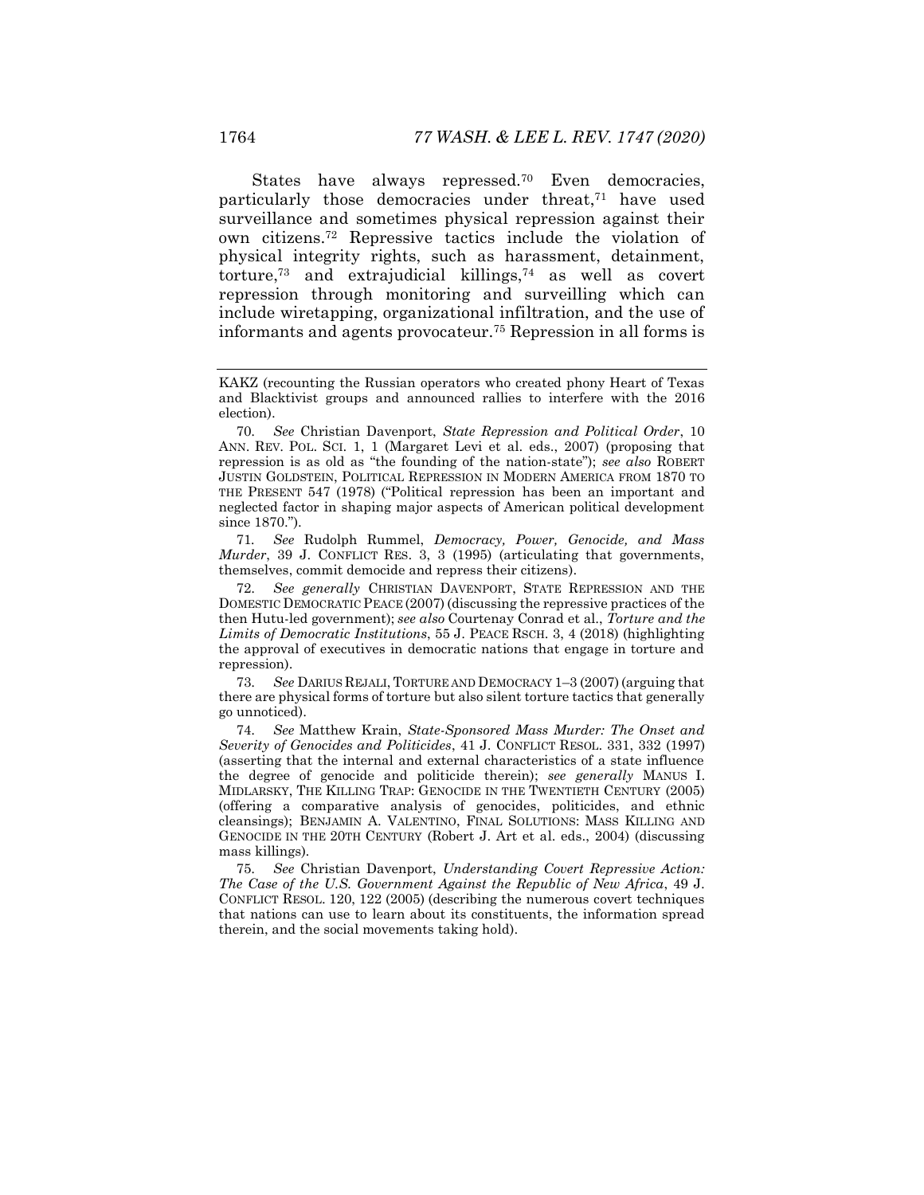States have always repressed.[70] Even democracies, particularly those democracies under threat,[71] have used surveillance and sometimes physical repression against their own citizens.[72] Repressive tactics include the violation of physical integrity rights, such as harassment, detainment, torture,[73] and extrajudicial killings,[74] as well as covert repression through monitoring and surveilling which can include wiretapping, organizational infiltration, and the use of informants and agents provocateur.[75] Repression in all forms is

---

KAKZ (recounting the Russian operators who created phony Heart of Texas and Blacktivist groups and announced rallies to interfere with the 2016 election).

70. *See* Christian Davenport, *State Repression and Political Order*, 10 ANN. REV. POL. SCI. 1, 1 (Margaret Levi et al. eds., 2007) (proposing that repression is as old as "the founding of the nation-state"); *see also* ROBERT JUSTIN GOLDSTEIN, POLITICAL REPRESSION IN MODERN AMERICA FROM 1870 TO THE PRESENT 547 (1978) ("Political repression has been an important and neglected factor in shaping major aspects of American political development since 1870.").

71. *See* Rudolph Rummel, *Democracy, Power, Genocide, and Mass Murder*, 39 J. CONFLICT RES. 3, 3 (1995) (articulating that governments, themselves, commit democide and repress their citizens).

72. *See generally* CHRISTIAN DAVENPORT, STATE REPRESSION AND THE DOMESTIC DEMOCRATIC PEACE (2007) (discussing the repressive practices of the then Hutu-led government); *see also* Courtenay Conrad et al., *Torture and the Limits of Democratic Institutions*, 55 J. PEACE RSCH. 3, 4 (2018) (highlighting the approval of executives in democratic nations that engage in torture and repression).

73. *See* DARIUS REJALI, TORTURE AND DEMOCRACY 1–3 (2007) (arguing that there are physical forms of torture but also silent torture tactics that generally go unnoticed).

74. *See* Matthew Krain, *State-Sponsored Mass Murder: The Onset and Severity of Genocides and Politicides*, 41 J. CONFLICT RESOL. 331, 332 (1997) (asserting that the internal and external characteristics of a state influence the degree of genocide and politicide therein); *see generally* MANUS I. MIDLARSKY, THE KILLING TRAP: GENOCIDE IN THE TWENTIETH CENTURY (2005) (offering a comparative analysis of genocides, politicides, and ethnic cleansings); BENJAMIN A. VALENTINO, FINAL SOLUTIONS: MASS KILLING AND GENOCIDE IN THE 20TH CENTURY (Robert J. Art et al. eds., 2004) (discussing mass killings).

75. *See* Christian Davenport, *Understanding Covert Repressive Action: The Case of the U.S. Government Against the Republic of New Africa*, 49 J. CONFLICT RESOL. 120, 122 (2005) (describing the numerous covert techniques that nations can use to learn about its constituents, the information spread therein, and the social movements taking hold).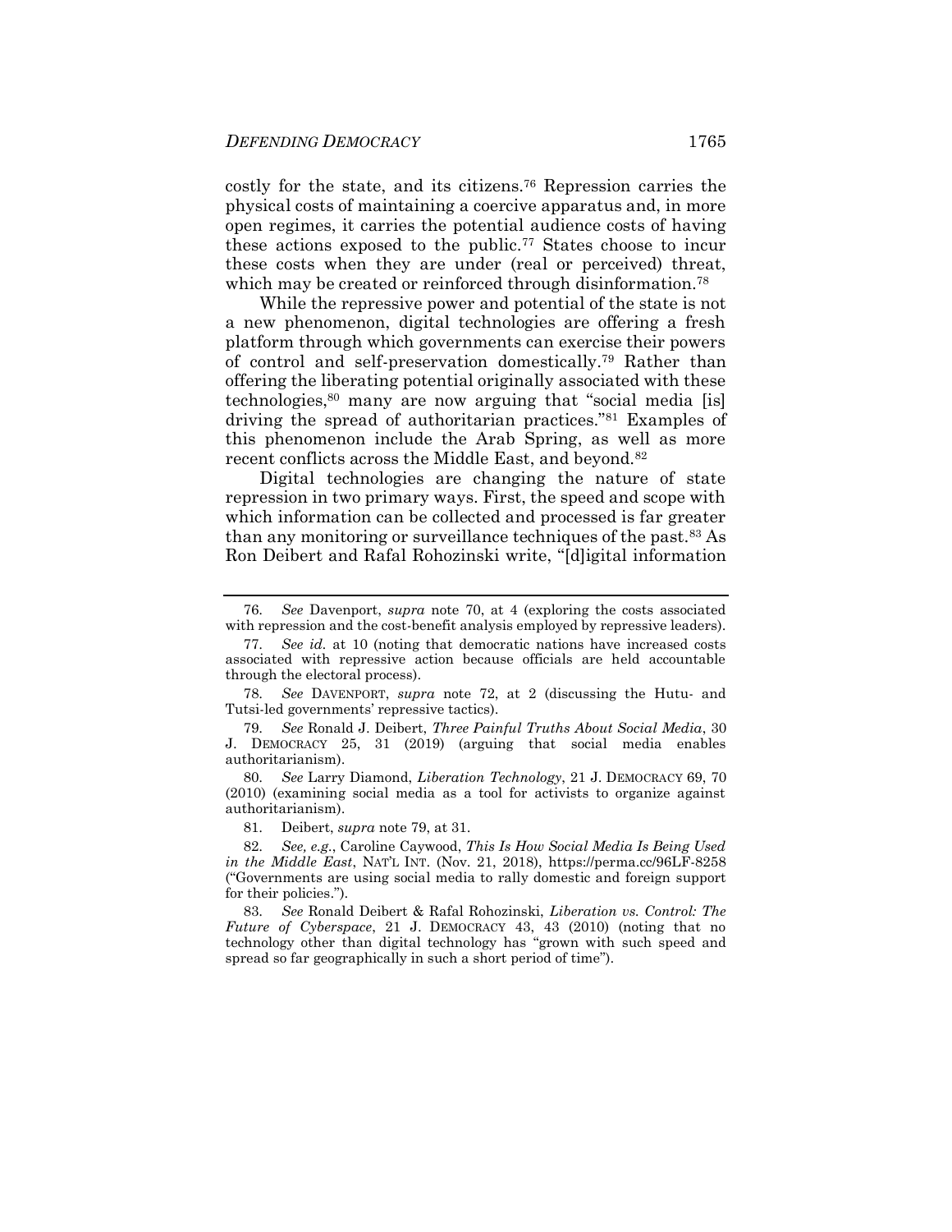costly for the state, and its citizens.[76] Repression carries the physical costs of maintaining a coercive apparatus and, in more open regimes, it carries the potential audience costs of having these actions exposed to the public.[77] States choose to incur these costs when they are under (real or perceived) threat, which may be created or reinforced through disinformation.[78]

While the repressive power and potential of the state is not a new phenomenon, digital technologies are offering a fresh platform through which governments can exercise their powers of control and self-preservation domestically.[79] Rather than offering the liberating potential originally associated with these technologies,[80] many are now arguing that "social media [is] driving the spread of authoritarian practices."[81] Examples of this phenomenon include the Arab Spring, as well as more recent conflicts across the Middle East, and beyond.[82]

Digital technologies are changing the nature of state repression in two primary ways. First, the speed and scope with which information can be collected and processed is far greater than any monitoring or surveillance techniques of the past.[83] As Ron Deibert and Rafal Rohozinski write, "[d]igital information

---

76. *See* Davenport, *supra* note 70, at 4 (exploring the costs associated with repression and the cost-benefit analysis employed by repressive leaders).

77. *See id.* at 10 (noting that democratic nations have increased costs associated with repressive action because officials are held accountable through the electoral process).

78. *See* DAVENPORT, *supra* note 72, at 2 (discussing the Hutu- and Tutsi-led governments' repressive tactics).

79. *See* Ronald J. Deibert, *Three Painful Truths About Social Media*, 30 J. DEMOCRACY 25, 31 (2019) (arguing that social media enables authoritarianism).

80. *See* Larry Diamond, *Liberation Technology*, 21 J. DEMOCRACY 69, 70 (2010) (examining social media as a tool for activists to organize against authoritarianism).

81. Deibert, *supra* note 79, at 31.

82. *See, e.g.*, Caroline Caywood, *This Is How Social Media Is Being Used in the Middle East*, NAT'L INT. (Nov. 21, 2018), https://perma.cc/96LF-8258 ("Governments are using social media to rally domestic and foreign support for their policies.").

83. *See* Ronald Deibert & Rafal Rohozinski, *Liberation vs. Control: The Future of Cyberspace*, 21 J. DEMOCRACY 43, 43 (2010) (noting that no technology other than digital technology has "grown with such speed and spread so far geographically in such a short period of time").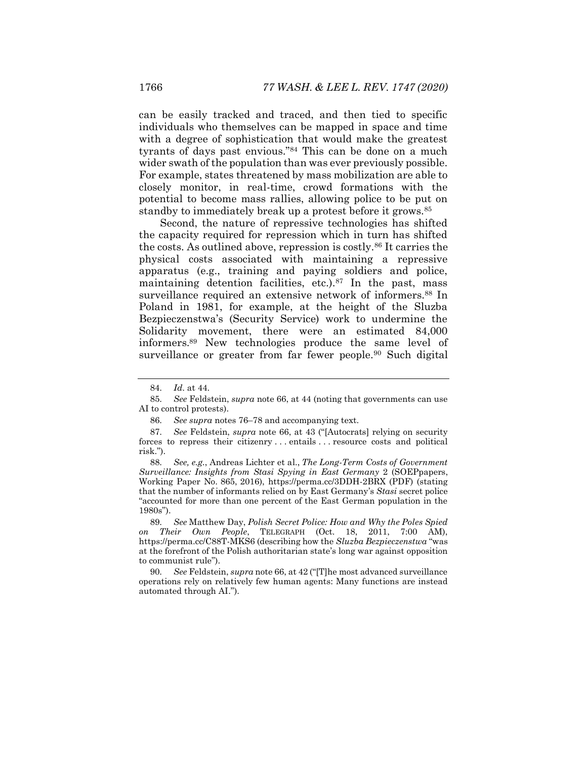can be easily tracked and traced, and then tied to specific individuals who themselves can be mapped in space and time with a degree of sophistication that would make the greatest tyrants of days past envious."[84] This can be done on a much wider swath of the population than was ever previously possible. For example, states threatened by mass mobilization are able to closely monitor, in real-time, crowd formations with the potential to become mass rallies, allowing police to be put on standby to immediately break up a protest before it grows.[85]

Second, the nature of repressive technologies has shifted the capacity required for repression which in turn has shifted the costs. As outlined above, repression is costly.[86] It carries the physical costs associated with maintaining a repressive apparatus (e.g., training and paying soldiers and police, maintaining detention facilities, etc.).[87] In the past, mass surveillance required an extensive network of informers.[88] In Poland in 1981, for example, at the height of the Sluzba Bezpieczenstwa's (Security Service) work to undermine the Solidarity movement, there were an estimated 84,000 informers.[89] New technologies produce the same level of surveillance or greater from far fewer people.[90] Such digital

---

84. *Id*. at 44.

85. *See* Feldstein, *supra* note 66, at 44 (noting that governments can use AI to control protests).

86. *See supra* notes 76–78 and accompanying text.

87. *See* Feldstein, *supra* note 66, at 43 ("[Autocrats] relying on security forces to repress their citizenry . . . entails . . . resource costs and political risk.").

88. *See, e.g.*, Andreas Lichter et al., *The Long-Term Costs of Government Surveillance: Insights from Stasi Spying in East Germany* 2 (SOEPpapers, Working Paper No. 865, 2016), https://perma.cc/3DDH-2BRX (PDF) (stating that the number of informants relied on by East Germany's *Stasi* secret police "accounted for more than one percent of the East German population in the 1980s").

89. *See* Matthew Day, *Polish Secret Police: How and Why the Poles Spied on Their Own People*, TELEGRAPH (Oct. 18, 2011, 7:00 AM), https://perma.cc/C88T-MKS6 (describing how the *Sluzba Bezpieczenstwa* "was at the forefront of the Polish authoritarian state's long war against opposition to communist rule").

90. *See* Feldstein, *supra* note 66, at 42 ("[T]he most advanced surveillance operations rely on relatively few human agents: Many functions are instead automated through AI.").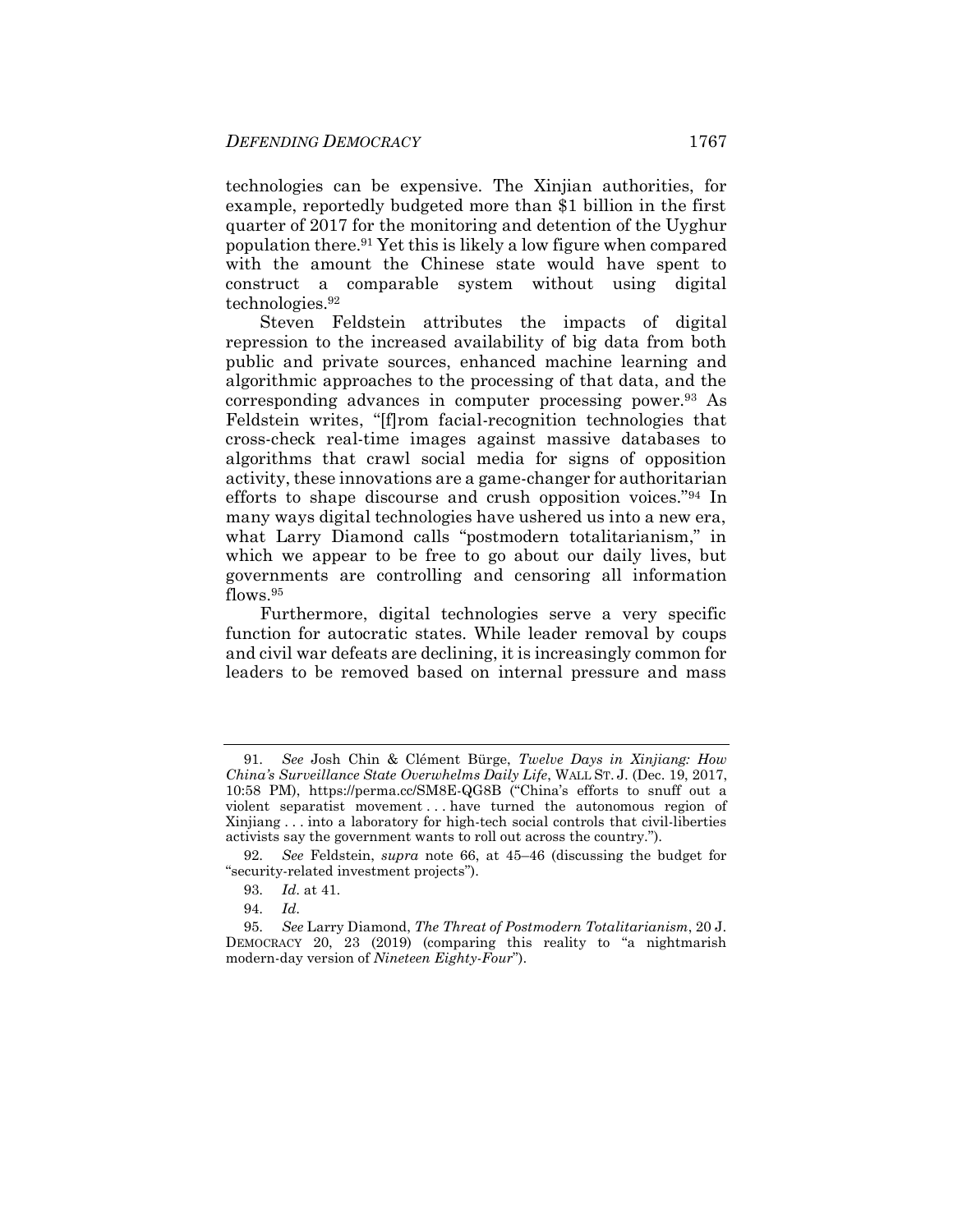technologies can be expensive. The Xinjian authorities, for example, reportedly budgeted more than $1 billion in the first quarter of 2017 for the monitoring and detention of the Uyghur population there.[91] Yet this is likely a low figure when compared with the amount the Chinese state would have spent to construct a comparable system without using digital technologies.[92]

Steven Feldstein attributes the impacts of digital repression to the increased availability of big data from both public and private sources, enhanced machine learning and algorithmic approaches to the processing of that data, and the corresponding advances in computer processing power.[93] As Feldstein writes, "[f]rom facial-recognition technologies that cross-check real-time images against massive databases to algorithms that crawl social media for signs of opposition activity, these innovations are a game-changer for authoritarian efforts to shape discourse and crush opposition voices."[94] In many ways digital technologies have ushered us into a new era, what Larry Diamond calls "postmodern totalitarianism," in which we appear to be free to go about our daily lives, but governments are controlling and censoring all information flows.[95]

Furthermore, digital technologies serve a very specific function for autocratic states. While leader removal by coups and civil war defeats are declining, it is increasingly common for leaders to be removed based on internal pressure and mass

---

91. *See* Josh Chin & Clément Bürge, *Twelve Days in Xinjiang: How China's Surveillance State Overwhelms Daily Life*, WALL ST. J. (Dec. 19, 2017, 10:58 PM), https://perma.cc/SM8E-QG8B ("China's efforts to snuff out a violent separatist movement . . . have turned the autonomous region of Xinjiang . . . into a laboratory for high-tech social controls that civil-liberties activists say the government wants to roll out across the country.").

92. *See* Feldstein, *supra* note 66, at 45–46 (discussing the budget for "security-related investment projects").

93. *Id*. at 41.

94. *Id*.

95. *See* Larry Diamond, *The Threat of Postmodern Totalitarianism*, 20 J. DEMOCRACY 20, 23 (2019) (comparing this reality to "a nightmarish modern-day version of *Nineteen Eighty-Four*").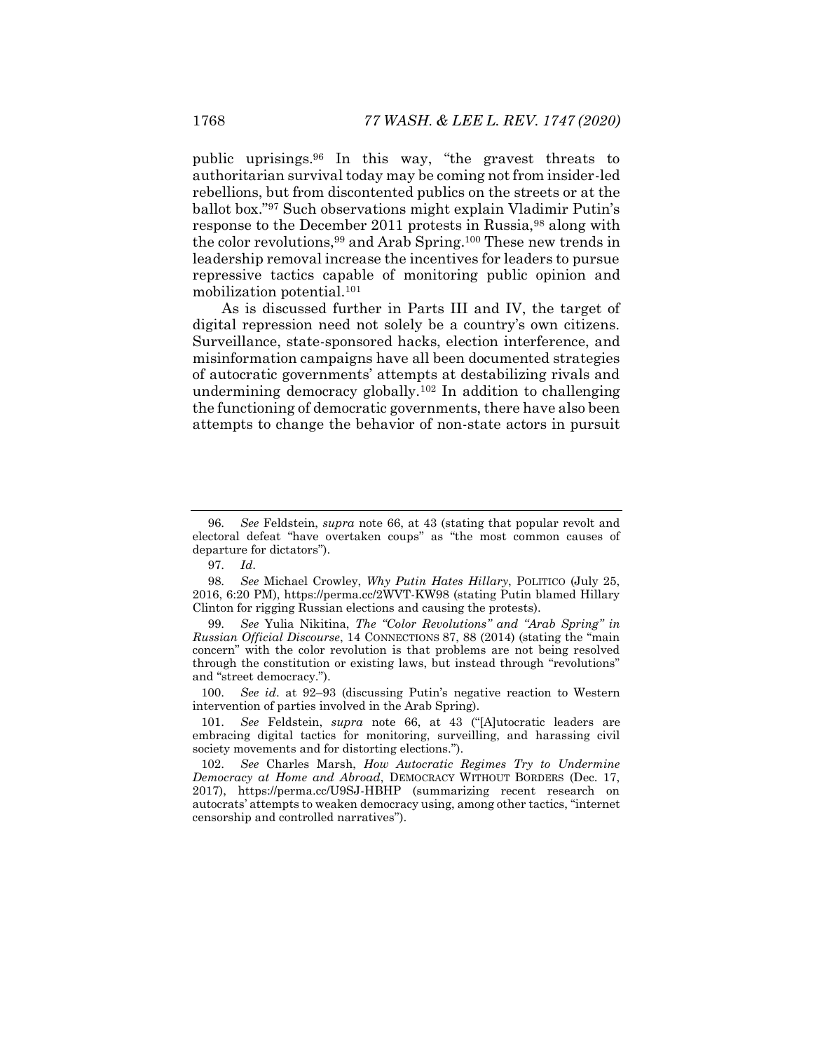public uprisings.[96] In this way, "the gravest threats to authoritarian survival today may be coming not from insider-led rebellions, but from discontented publics on the streets or at the ballot box."[97] Such observations might explain Vladimir Putin's response to the December 2011 protests in Russia,[98] along with the color revolutions,[99] and Arab Spring.[100] These new trends in leadership removal increase the incentives for leaders to pursue repressive tactics capable of monitoring public opinion and mobilization potential.[101]

As is discussed further in Parts III and IV, the target of digital repression need not solely be a country's own citizens. Surveillance, state-sponsored hacks, election interference, and misinformation campaigns have all been documented strategies of autocratic governments' attempts at destabilizing rivals and undermining democracy globally.[102] In addition to challenging the functioning of democratic governments, there have also been attempts to change the behavior of non-state actors in pursuit

---

96. *See* Feldstein, *supra* note 66, at 43 (stating that popular revolt and electoral defeat "have overtaken coups" as "the most common causes of departure for dictators").

97. *Id.*

98. *See* Michael Crowley, *Why Putin Hates Hillary*, POLITICO (July 25, 2016, 6:20 PM), https://perma.cc/2WVT-KW98 (stating Putin blamed Hillary Clinton for rigging Russian elections and causing the protests).

99. *See* Yulia Nikitina, *The "Color Revolutions" and "Arab Spring" in Russian Official Discourse*, 14 CONNECTIONS 87, 88 (2014) (stating the "main concern" with the color revolution is that problems are not being resolved through the constitution or existing laws, but instead through "revolutions" and "street democracy.").

100. *See id.* at 92–93 (discussing Putin's negative reaction to Western intervention of parties involved in the Arab Spring).

101. *See* Feldstein, *supra* note 66, at 43 ("[A]utocratic leaders are embracing digital tactics for monitoring, surveilling, and harassing civil society movements and for distorting elections.").

102. *See* Charles Marsh, *How Autocratic Regimes Try to Undermine Democracy at Home and Abroad*, DEMOCRACY WITHOUT BORDERS (Dec. 17, 2017), https://perma.cc/U9SJ-HBHP (summarizing recent research on autocrats' attempts to weaken democracy using, among other tactics, "internet censorship and controlled narratives").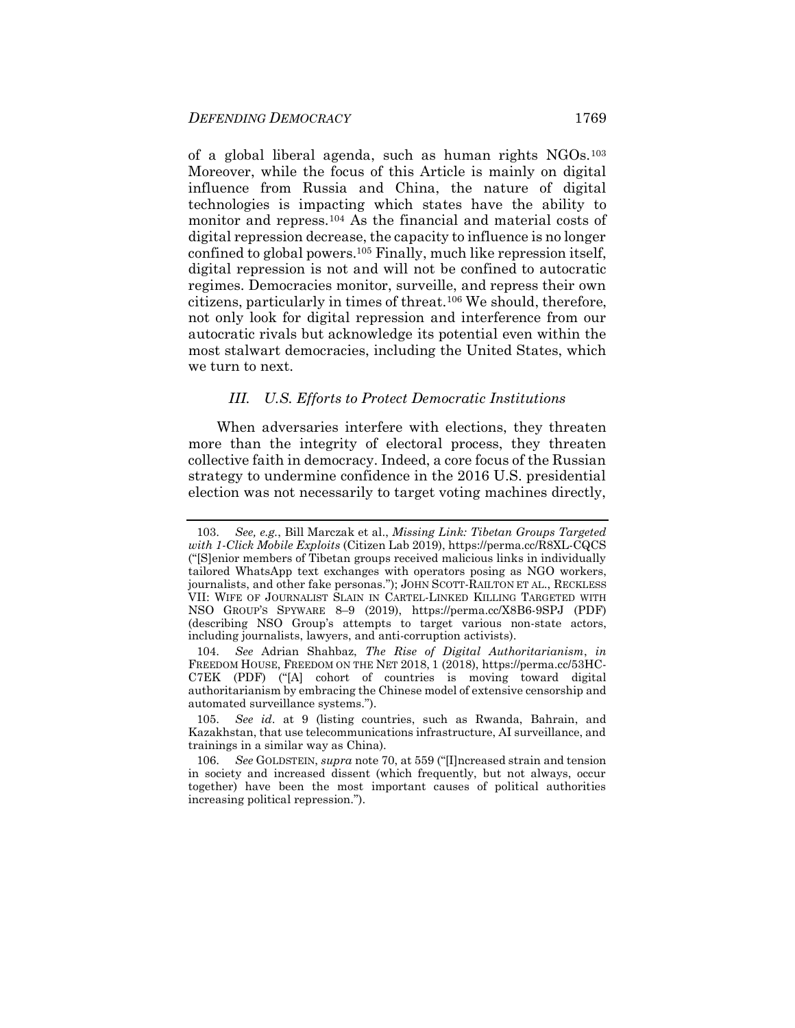of a global liberal agenda, such as human rights NGOs.[103] Moreover, while the focus of this Article is mainly on digital influence from Russia and China, the nature of digital technologies is impacting which states have the ability to monitor and repress.[104] As the financial and material costs of digital repression decrease, the capacity to influence is no longer confined to global powers.[105] Finally, much like repression itself, digital repression is not and will not be confined to autocratic regimes. Democracies monitor, surveille, and repress their own citizens, particularly in times of threat.[106] We should, therefore, not only look for digital repression and interference from our autocratic rivals but acknowledge its potential even within the most stalwart democracies, including the United States, which we turn to next.

### *III. U.S. Efforts to Protect Democratic Institutions*

When adversaries interfere with elections, they threaten more than the integrity of electoral process, they threaten collective faith in democracy. Indeed, a core focus of the Russian strategy to undermine confidence in the 2016 U.S. presidential election was not necessarily to target voting machines directly,

---

103. *See, e.g.*, Bill Marczak et al., *Missing Link: Tibetan Groups Targeted with 1-Click Mobile Exploits* (Citizen Lab 2019), https://perma.cc/R8XL-CQCS ("[S]enior members of Tibetan groups received malicious links in individually tailored WhatsApp text exchanges with operators posing as NGO workers, journalists, and other fake personas."); JOHN SCOTT-RAILTON ET AL., RECKLESS VII: WIFE OF JOURNALIST SLAIN IN CARTEL-LINKED KILLING TARGETED WITH NSO GROUP'S SPYWARE 8–9 (2019), https://perma.cc/X8B6-9SPJ (PDF) (describing NSO Group's attempts to target various non-state actors, including journalists, lawyers, and anti-corruption activists).

104. *See* Adrian Shahbaz, *The Rise of Digital Authoritarianism*, *in* FREEDOM HOUSE, FREEDOM ON THE NET 2018, 1 (2018), https://perma.cc/53HC-C7EK (PDF) ("[A] cohort of countries is moving toward digital authoritarianism by embracing the Chinese model of extensive censorship and automated surveillance systems.").

105. *See id.* at 9 (listing countries, such as Rwanda, Bahrain, and Kazakhstan, that use telecommunications infrastructure, AI surveillance, and trainings in a similar way as China).

106. *See* GOLDSTEIN, *supra* note 70, at 559 ("[I]ncreased strain and tension in society and increased dissent (which frequently, but not always, occur together) have been the most important causes of political authorities increasing political repression.").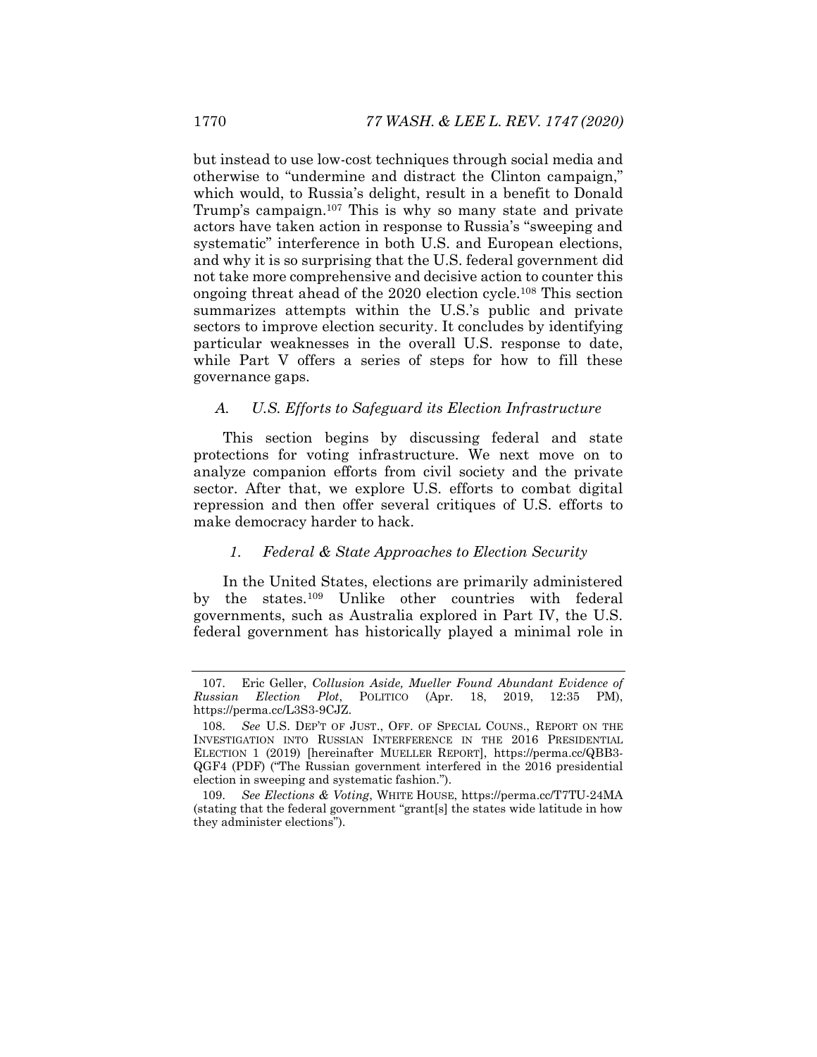but instead to use low-cost techniques through social media and otherwise to "undermine and distract the Clinton campaign," which would, to Russia's delight, result in a benefit to Donald Trump's campaign.[107] This is why so many state and private actors have taken action in response to Russia's "sweeping and systematic" interference in both U.S. and European elections, and why it is so surprising that the U.S. federal government did not take more comprehensive and decisive action to counter this ongoing threat ahead of the 2020 election cycle.[108] This section summarizes attempts within the U.S.'s public and private sectors to improve election security. It concludes by identifying particular weaknesses in the overall U.S. response to date, while Part V offers a series of steps for how to fill these governance gaps.

### *A. U.S. Efforts to Safeguard its Election Infrastructure*

This section begins by discussing federal and state protections for voting infrastructure. We next move on to analyze companion efforts from civil society and the private sector. After that, we explore U.S. efforts to combat digital repression and then offer several critiques of U.S. efforts to make democracy harder to hack.

#### *1. Federal & State Approaches to Election Security*

In the United States, elections are primarily administered by the states.[109] Unlike other countries with federal governments, such as Australia explored in Part IV, the U.S. federal government has historically played a minimal role in

---

107. Eric Geller, *Collusion Aside, Mueller Found Abundant Evidence of Russian Election Plot*, POLITICO (Apr. 18, 2019, 12:35 PM), https://perma.cc/L3S3-9CJZ.

108. *See* U.S. DEP'T OF JUST., OFF. OF SPECIAL COUNS., REPORT ON THE INVESTIGATION INTO RUSSIAN INTERFERENCE IN THE 2016 PRESIDENTIAL ELECTION 1 (2019) [hereinafter MUELLER REPORT], https://perma.cc/QBB3-QGF4 (PDF) ("The Russian government interfered in the 2016 presidential election in sweeping and systematic fashion.").

109. *See Elections & Voting*, WHITE HOUSE, https://perma.cc/T7TU-24MA (stating that the federal government "grant[s] the states wide latitude in how they administer elections").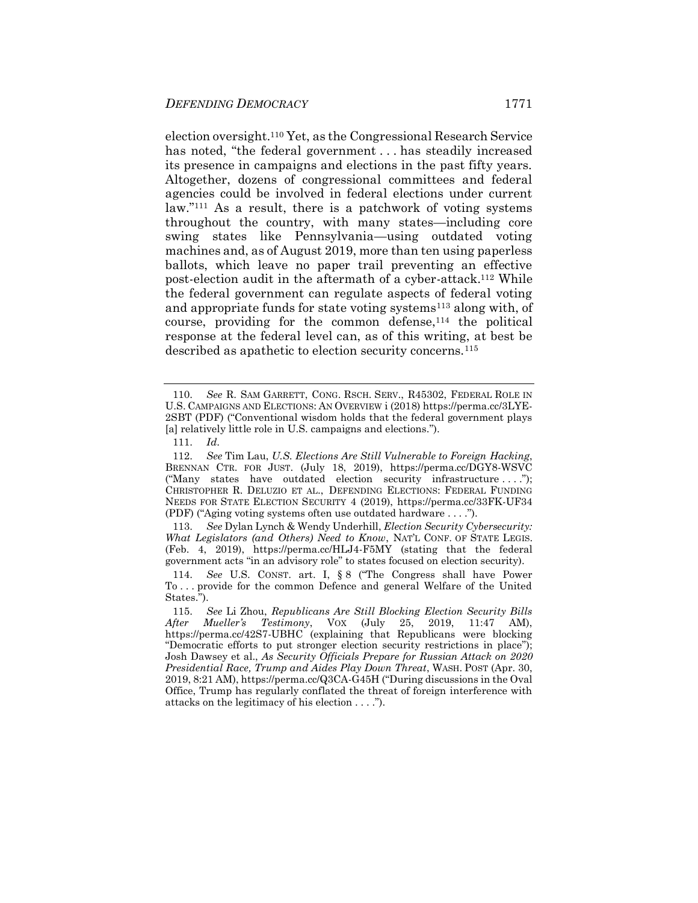election oversight.[110] Yet, as the Congressional Research Service has noted, "the federal government . . . has steadily increased its presence in campaigns and elections in the past fifty years. Altogether, dozens of congressional committees and federal agencies could be involved in federal elections under current law."[111] As a result, there is a patchwork of voting systems throughout the country, with many states—including core swing states like Pennsylvania—using outdated voting machines and, as of August 2019, more than ten using paperless ballots, which leave no paper trail preventing an effective post-election audit in the aftermath of a cyber-attack.[112] While the federal government can regulate aspects of federal voting and appropriate funds for state voting systems[113] along with, of course, providing for the common defense,[114] the political response at the federal level can, as of this writing, at best be described as apathetic to election security concerns.[115]

---

110. *See* R. SAM GARRETT, CONG. RSCH. SERV., R45302, FEDERAL ROLE IN U.S. CAMPAIGNS AND ELECTIONS: AN OVERVIEW i (2018) https://perma.cc/3LYE-2SBT (PDF) ("Conventional wisdom holds that the federal government plays [a] relatively little role in U.S. campaigns and elections.").

111. *Id.*

112. *See* Tim Lau, *U.S. Elections Are Still Vulnerable to Foreign Hacking*, BRENNAN CTR. FOR JUST. (July 18, 2019), https://perma.cc/DGY8-WSVC ("Many states have outdated election security infrastructure . . . ."); CHRISTOPHER R. DELUZIO ET AL., DEFENDING ELECTIONS: FEDERAL FUNDING NEEDS FOR STATE ELECTION SECURITY 4 (2019), https://perma.cc/33FK-UF34 (PDF) ("Aging voting systems often use outdated hardware . . . .").

113. *See* Dylan Lynch & Wendy Underhill, *Election Security Cybersecurity: What Legislators (and Others) Need to Know*, NAT'L CONF. OF STATE LEGIS. (Feb. 4, 2019), https://perma.cc/HLJ4-F5MY (stating that the federal government acts "in an advisory role" to states focused on election security).

114. *See* U.S. CONST. art. I, § 8 ("The Congress shall have Power To . . . provide for the common Defence and general Welfare of the United States.").

115. *See* Li Zhou, *Republicans Are Still Blocking Election Security Bills After Mueller's Testimony*, VOX (July 25, 2019, 11:47 AM), https://perma.cc/42S7-UBHC (explaining that Republicans were blocking "Democratic efforts to put stronger election security restrictions in place"); Josh Dawsey et al., *As Security Officials Prepare for Russian Attack on 2020 Presidential Race, Trump and Aides Play Down Threat*, WASH. POST (Apr. 30, 2019, 8:21 AM), https://perma.cc/Q3CA-G45H ("During discussions in the Oval Office, Trump has regularly conflated the threat of foreign interference with attacks on the legitimacy of his election . . . .").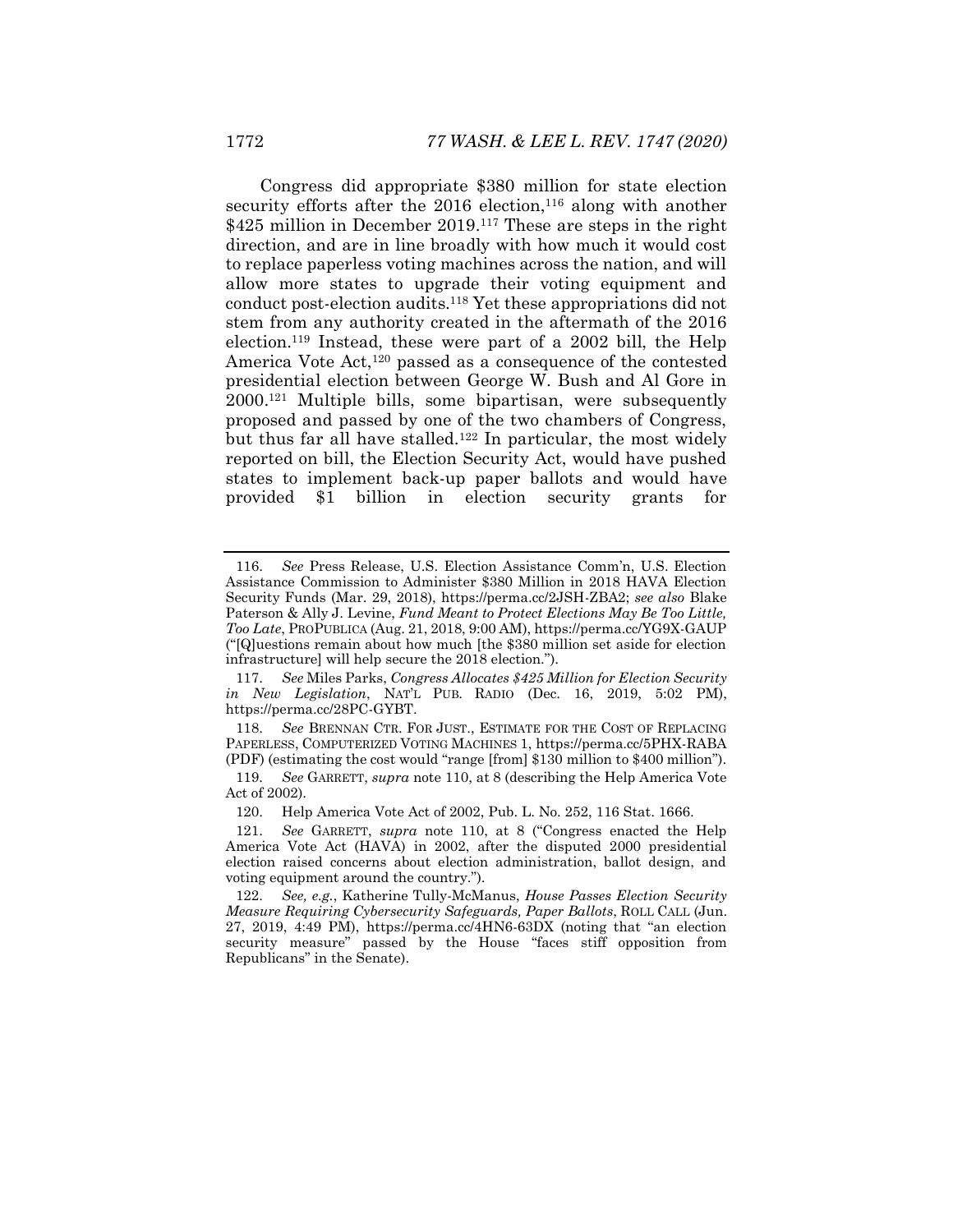Congress did appropriate $380 million for state election security efforts after the 2016 election,[116] along with another $425 million in December 2019.[117] These are steps in the right direction, and are in line broadly with how much it would cost to replace paperless voting machines across the nation, and will allow more states to upgrade their voting equipment and conduct post-election audits.[118] Yet these appropriations did not stem from any authority created in the aftermath of the 2016 election.[119] Instead, these were part of a 2002 bill, the Help America Vote Act,[120] passed as a consequence of the contested presidential election between George W. Bush and Al Gore in 2000.[121] Multiple bills, some bipartisan, were subsequently proposed and passed by one of the two chambers of Congress, but thus far all have stalled.[122] In particular, the most widely reported on bill, the Election Security Act, would have pushed states to implement back-up paper ballots and would have provided $1 billion in election security grants for

---

116. *See* Press Release, U.S. Election Assistance Comm'n, U.S. Election Assistance Commission to Administer $380 Million in 2018 HAVA Election Security Funds (Mar. 29, 2018), https://perma.cc/2JSH-ZBA2; *see also* Blake Paterson & Ally J. Levine, *Fund Meant to Protect Elections May Be Too Little, Too Late*, PROPUBLICA (Aug. 21, 2018, 9:00 AM), https://perma.cc/YG9X-GAUP ("[Q]uestions remain about how much [the $380 million set aside for election infrastructure] will help secure the 2018 election.").

117. *See* Miles Parks, *Congress Allocates $425 Million for Election Security in New Legislation*, NAT'L PUB. RADIO (Dec. 16, 2019, 5:02 PM), https://perma.cc/28PC-GYBT.

118. *See* BRENNAN CTR. FOR JUST., ESTIMATE FOR THE COST OF REPLACING PAPERLESS, COMPUTERIZED VOTING MACHINES 1, https://perma.cc/5PHX-RABA (PDF) (estimating the cost would "range [from] $130 million to $400 million").

119. *See* GARRETT, *supra* note 110, at 8 (describing the Help America Vote Act of 2002).

120. Help America Vote Act of 2002, Pub. L. No. 252, 116 Stat. 1666.

121. *See* GARRETT, *supra* note 110, at 8 ("Congress enacted the Help America Vote Act (HAVA) in 2002, after the disputed 2000 presidential election raised concerns about election administration, ballot design, and voting equipment around the country.").

122. *See, e.g.*, Katherine Tully-McManus, *House Passes Election Security Measure Requiring Cybersecurity Safeguards, Paper Ballots*, ROLL CALL (Jun. 27, 2019, 4:49 PM), https://perma.cc/4HN6-63DX (noting that "an election security measure" passed by the House "faces stiff opposition from Republicans" in the Senate).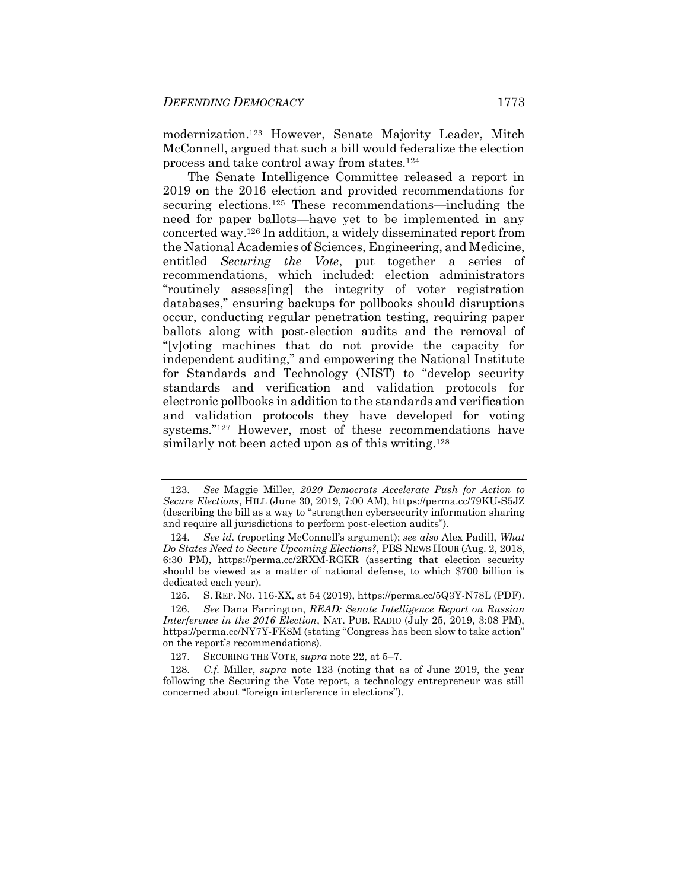modernization.[123] However, Senate Majority Leader, Mitch McConnell, argued that such a bill would federalize the election process and take control away from states.[124]

The Senate Intelligence Committee released a report in 2019 on the 2016 election and provided recommendations for securing elections.[125] These recommendations—including the need for paper ballots—have yet to be implemented in any concerted way.[126] In addition, a widely disseminated report from the National Academies of Sciences, Engineering, and Medicine, entitled *Securing the Vote*, put together a series of recommendations, which included: election administrators "routinely assess[ing] the integrity of voter registration databases," ensuring backups for pollbooks should disruptions occur, conducting regular penetration testing, requiring paper ballots along with post-election audits and the removal of "[v]oting machines that do not provide the capacity for independent auditing," and empowering the National Institute for Standards and Technology (NIST) to "develop security standards and verification and validation protocols for electronic pollbooks in addition to the standards and verification and validation protocols they have developed for voting systems."[127] However, most of these recommendations have similarly not been acted upon as of this writing.[128]

---

123. *See* Maggie Miller, *2020 Democrats Accelerate Push for Action to Secure Elections*, HILL (June 30, 2019, 7:00 AM), https://perma.cc/79KU-S5JZ (describing the bill as a way to "strengthen cybersecurity information sharing and require all jurisdictions to perform post-election audits").

124. *See id.* (reporting McConnell's argument); *see also* Alex Padill, *What Do States Need to Secure Upcoming Elections?*, PBS NEWS HOUR (Aug. 2, 2018, 6:30 PM), https://perma.cc/2RXM-RGKR (asserting that election security should be viewed as a matter of national defense, to which $700 billion is dedicated each year).

125. S. REP. NO. 116-XX, at 54 (2019), https://perma.cc/5Q3Y-N78L (PDF).

126. *See* Dana Farrington, *READ: Senate Intelligence Report on Russian Interference in the 2016 Election*, NAT. PUB. RADIO (July 25, 2019, 3:08 PM), https://perma.cc/NY7Y-FK8M (stating "Congress has been slow to take action" on the report's recommendations).

127. SECURING THE VOTE, *supra* note 22, at 5–7.

128. *C.f.* Miller, *supra* note 123 (noting that as of June 2019, the year following the Securing the Vote report, a technology entrepreneur was still concerned about "foreign interference in elections").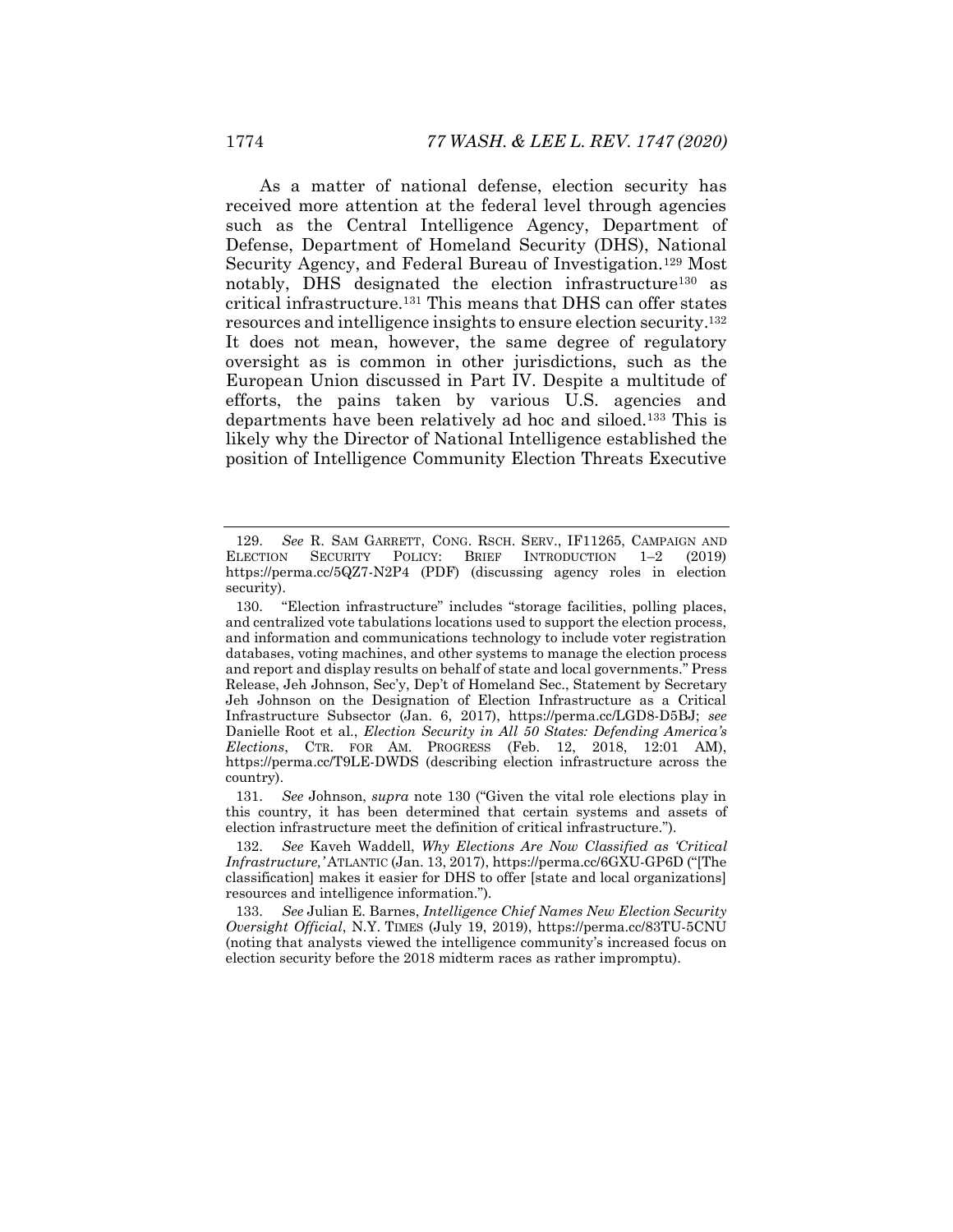As a matter of national defense, election security has received more attention at the federal level through agencies such as the Central Intelligence Agency, Department of Defense, Department of Homeland Security (DHS), National Security Agency, and Federal Bureau of Investigation.[129] Most notably, DHS designated the election infrastructure[130] as critical infrastructure.[131] This means that DHS can offer states resources and intelligence insights to ensure election security.[132] It does not mean, however, the same degree of regulatory oversight as is common in other jurisdictions, such as the European Union discussed in Part IV. Despite a multitude of efforts, the pains taken by various U.S. agencies and departments have been relatively ad hoc and siloed.[133] This is likely why the Director of National Intelligence established the position of Intelligence Community Election Threats Executive

---

129. *See* R. SAM GARRETT, CONG. RSCH. SERV., IF11265, CAMPAIGN AND ELECTION SECURITY POLICY: BRIEF INTRODUCTION 1–2 (2019) https://perma.cc/5QZ7-N2P4 (PDF) (discussing agency roles in election security).

130. "Election infrastructure" includes "storage facilities, polling places, and centralized vote tabulations locations used to support the election process, and information and communications technology to include voter registration databases, voting machines, and other systems to manage the election process and report and display results on behalf of state and local governments." Press Release, Jeh Johnson, Sec'y, Dep't of Homeland Sec., Statement by Secretary Jeh Johnson on the Designation of Election Infrastructure as a Critical Infrastructure Subsector (Jan. 6, 2017), https://perma.cc/LGD8-D5BJ; *see* Danielle Root et al., *Election Security in All 50 States: Defending America's Elections*, CTR. FOR AM. PROGRESS (Feb. 12, 2018, 12:01 AM), https://perma.cc/T9LE-DWDS (describing election infrastructure across the country).

131. *See* Johnson, *supra* note 130 ("Given the vital role elections play in this country, it has been determined that certain systems and assets of election infrastructure meet the definition of critical infrastructure.").

132. *See* Kaveh Waddell, *Why Elections Are Now Classified as 'Critical Infrastructure,'* ATLANTIC (Jan. 13, 2017), https://perma.cc/6GXU-GP6D ("[The classification] makes it easier for DHS to offer [state and local organizations] resources and intelligence information.").

133. *See* Julian E. Barnes, *Intelligence Chief Names New Election Security Oversight Official*, N.Y. TIMES (July 19, 2019), https://perma.cc/83TU-5CNU (noting that analysts viewed the intelligence community's increased focus on election security before the 2018 midterm races as rather impromptu).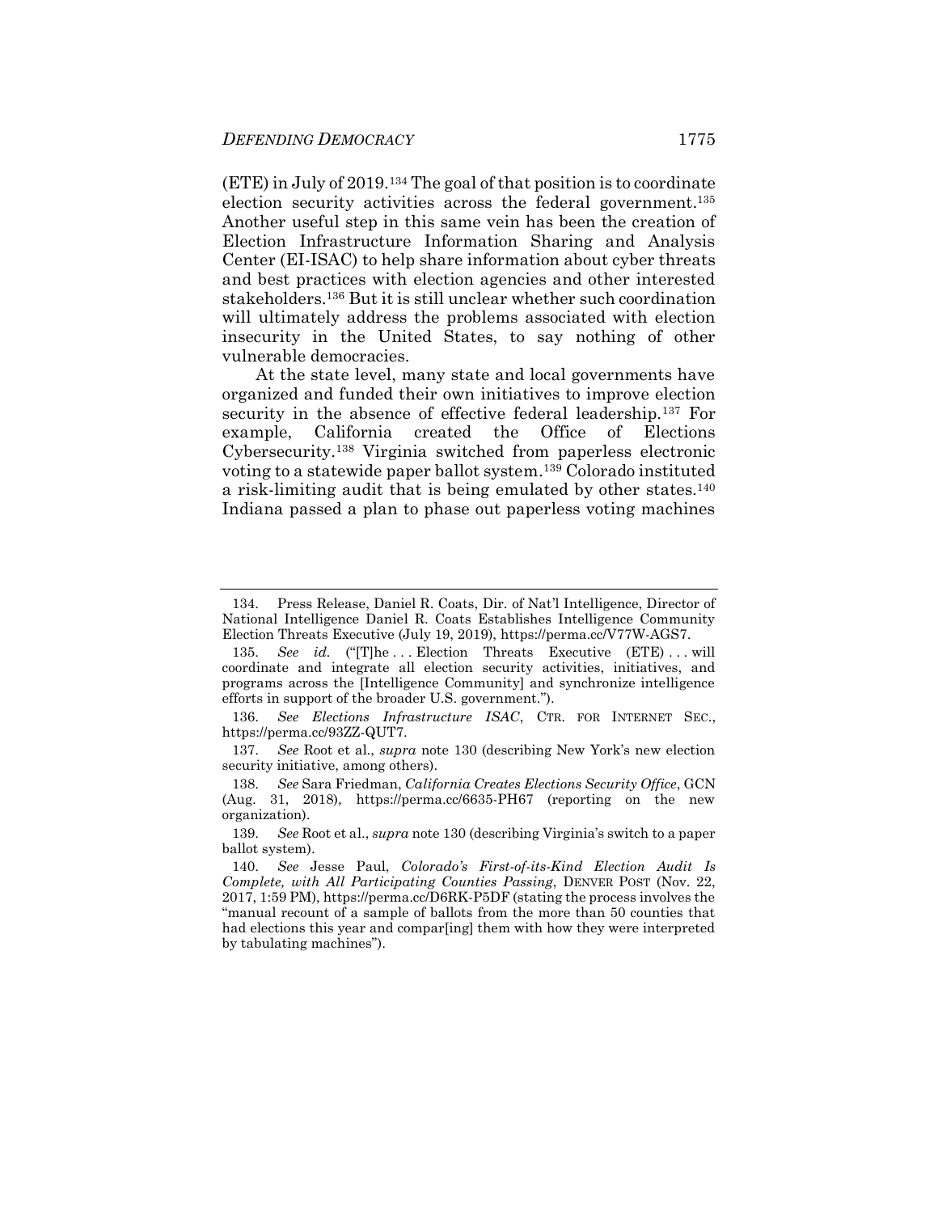(ETE) in July of 2019.[134] The goal of that position is to coordinate election security activities across the federal government.[135] Another useful step in this same vein has been the creation of Election Infrastructure Information Sharing and Analysis Center (EI-ISAC) to help share information about cyber threats and best practices with election agencies and other interested stakeholders.[136] But it is still unclear whether such coordination will ultimately address the problems associated with election insecurity in the United States, to say nothing of other vulnerable democracies.

At the state level, many state and local governments have organized and funded their own initiatives to improve election security in the absence of effective federal leadership.[137] For example, California created the Office of Elections Cybersecurity.[138] Virginia switched from paperless electronic voting to a statewide paper ballot system.[139] Colorado instituted a risk-limiting audit that is being emulated by other states.[140] Indiana passed a plan to phase out paperless voting machines

---

134. Press Release, Daniel R. Coats, Dir. of Nat'l Intelligence, Director of National Intelligence Daniel R. Coats Establishes Intelligence Community Election Threats Executive (July 19, 2019), https://perma.cc/V77W-AGS7.

135. *See id.* ("[T]he . . . Election Threats Executive (ETE) . . . will coordinate and integrate all election security activities, initiatives, and programs across the [Intelligence Community] and synchronize intelligence efforts in support of the broader U.S. government.").

136. *See Elections Infrastructure ISAC*, CTR. FOR INTERNET SEC., https://perma.cc/93ZZ-QUT7.

137. *See* Root et al., *supra* note 130 (describing New York's new election security initiative, among others).

138. *See* Sara Friedman, *California Creates Elections Security Office*, GCN (Aug. 31, 2018), https://perma.cc/6635-PH67 (reporting on the new organization).

139. *See* Root et al., *supra* note 130 (describing Virginia's switch to a paper ballot system).

140. *See* Jesse Paul, *Colorado's First-of-its-Kind Election Audit Is Complete, with All Participating Counties Passing*, DENVER POST (Nov. 22, 2017, 1:59 PM), https://perma.cc/D6RK-P5DF (stating the process involves the "manual recount of a sample of ballots from the more than 50 counties that had elections this year and compar[ing] them with how they were interpreted by tabulating machines").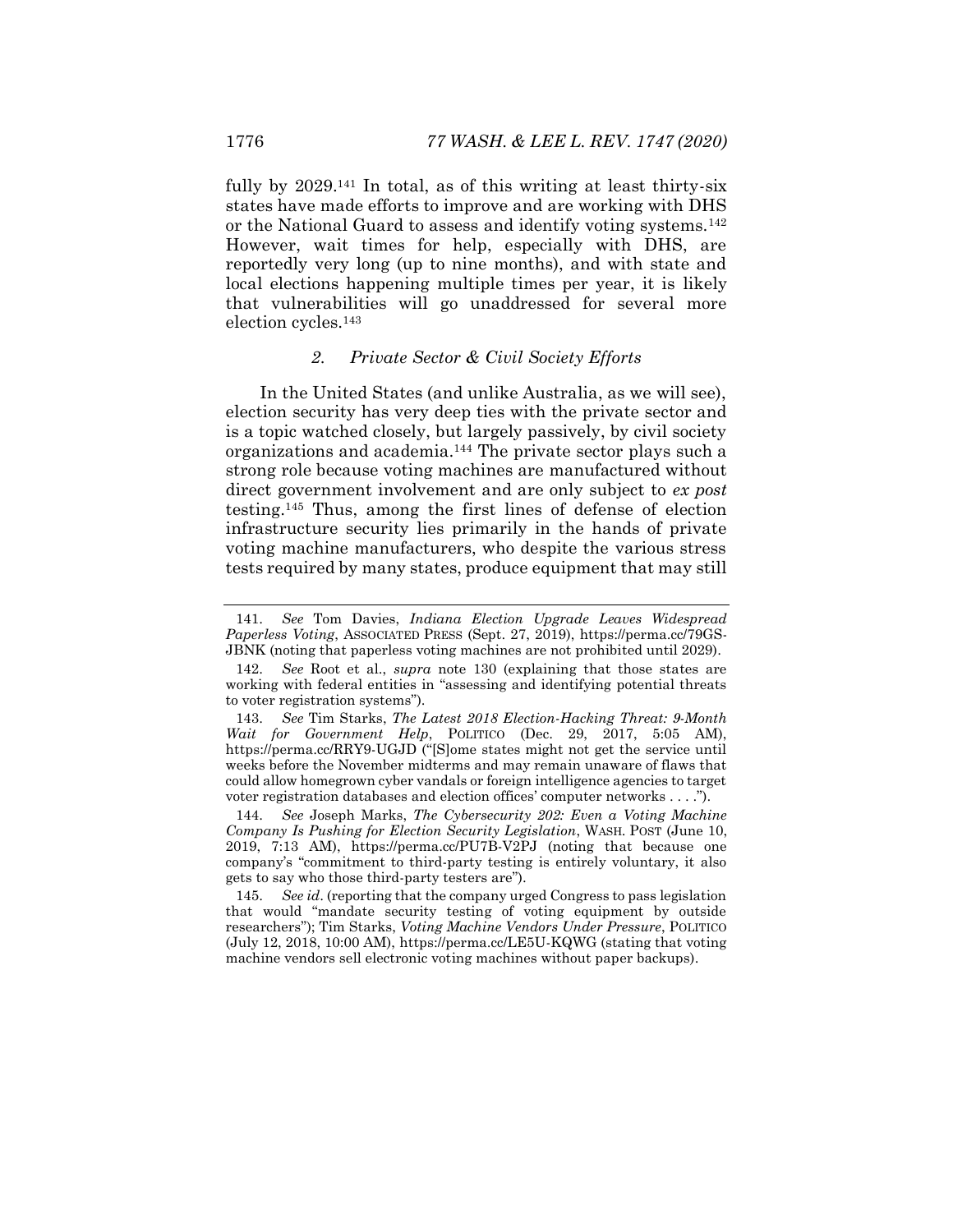fully by 2029.[141] In total, as of this writing at least thirty-six states have made efforts to improve and are working with DHS or the National Guard to assess and identify voting systems.[142] However, wait times for help, especially with DHS, are reportedly very long (up to nine months), and with state and local elections happening multiple times per year, it is likely that vulnerabilities will go unaddressed for several more election cycles.[143]

### *2. Private Sector & Civil Society Efforts*

In the United States (and unlike Australia, as we will see), election security has very deep ties with the private sector and is a topic watched closely, but largely passively, by civil society organizations and academia.[144] The private sector plays such a strong role because voting machines are manufactured without direct government involvement and are only subject to *ex post* testing.[145] Thus, among the first lines of defense of election infrastructure security lies primarily in the hands of private voting machine manufacturers, who despite the various stress tests required by many states, produce equipment that may still

---

141. *See* Tom Davies, *Indiana Election Upgrade Leaves Widespread Paperless Voting*, ASSOCIATED PRESS (Sept. 27, 2019), https://perma.cc/79GS-JBNK (noting that paperless voting machines are not prohibited until 2029).

142. *See* Root et al., *supra* note 130 (explaining that those states are working with federal entities in "assessing and identifying potential threats to voter registration systems").

143. *See* Tim Starks, *The Latest 2018 Election-Hacking Threat: 9-Month Wait for Government Help*, POLITICO (Dec. 29, 2017, 5:05 AM), https://perma.cc/RRY9-UGJD ("[S]ome states might not get the service until weeks before the November midterms and may remain unaware of flaws that could allow homegrown cyber vandals or foreign intelligence agencies to target voter registration databases and election offices' computer networks . . . .").

144. *See* Joseph Marks, *The Cybersecurity 202: Even a Voting Machine Company Is Pushing for Election Security Legislation*, WASH. POST (June 10, 2019, 7:13 AM), https://perma.cc/PU7B-V2PJ (noting that because one company's "commitment to third-party testing is entirely voluntary, it also gets to say who those third-party testers are").

145. *See id.* (reporting that the company urged Congress to pass legislation that would "mandate security testing of voting equipment by outside researchers"); Tim Starks, *Voting Machine Vendors Under Pressure*, POLITICO (July 12, 2018, 10:00 AM), https://perma.cc/LE5U-KQWG (stating that voting machine vendors sell electronic voting machines without paper backups).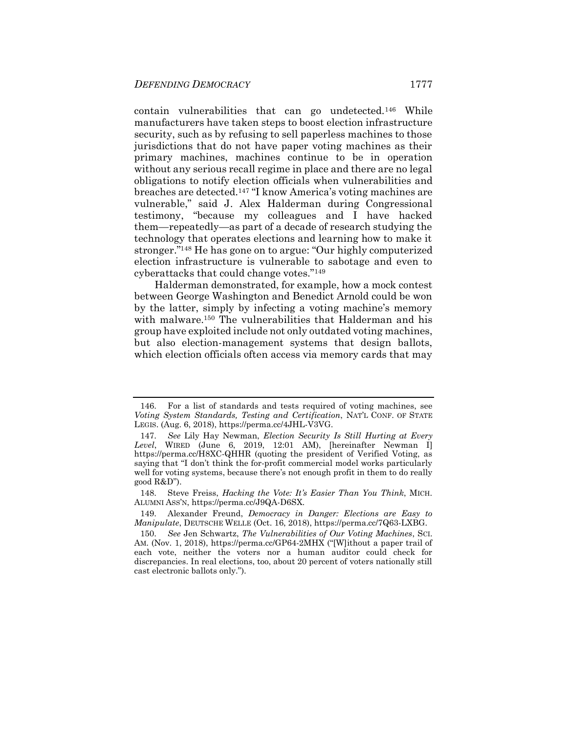contain vulnerabilities that can go undetected.[146] While manufacturers have taken steps to boost election infrastructure security, such as by refusing to sell paperless machines to those jurisdictions that do not have paper voting machines as their primary machines, machines continue to be in operation without any serious recall regime in place and there are no legal obligations to notify election officials when vulnerabilities and breaches are detected.[147] "I know America's voting machines are vulnerable," said J. Alex Halderman during Congressional testimony, "because my colleagues and I have hacked them—repeatedly—as part of a decade of research studying the technology that operates elections and learning how to make it stronger."[148] He has gone on to argue: "Our highly computerized election infrastructure is vulnerable to sabotage and even to cyberattacks that could change votes."[149]

Halderman demonstrated, for example, how a mock contest between George Washington and Benedict Arnold could be won by the latter, simply by infecting a voting machine's memory with malware.[150] The vulnerabilities that Halderman and his group have exploited include not only outdated voting machines, but also election-management systems that design ballots, which election officials often access via memory cards that may

---

146. For a list of standards and tests required of voting machines, see *Voting System Standards, Testing and Certification*, NAT'L CONF. OF STATE LEGIS. (Aug. 6, 2018), https://perma.cc/4JHL-V3VG.

147. *See* Lily Hay Newman, *Election Security Is Still Hurting at Every Level*, WIRED (June 6, 2019, 12:01 AM), [hereinafter Newman I] https://perma.cc/H8XC-QHHR (quoting the president of Verified Voting, as saying that "I don't think the for-profit commercial model works particularly well for voting systems, because there's not enough profit in them to do really good R&D").

148. Steve Freiss, *Hacking the Vote: It's Easier Than You Think*, MICH. ALUMNI ASS'N, https://perma.cc/J9QA-D6SX.

149. Alexander Freund, *Democracy in Danger: Elections are Easy to Manipulate*, DEUTSCHE WELLE (Oct. 16, 2018), https://perma.cc/7Q63-LXBG.

150. *See* Jen Schwartz, *The Vulnerabilities of Our Voting Machines*, SCI. AM. (Nov. 1, 2018), https://perma.cc/GP64-2MHX ("[W]ithout a paper trail of each vote, neither the voters nor a human auditor could check for discrepancies. In real elections, too, about 20 percent of voters nationally still cast electronic ballots only.").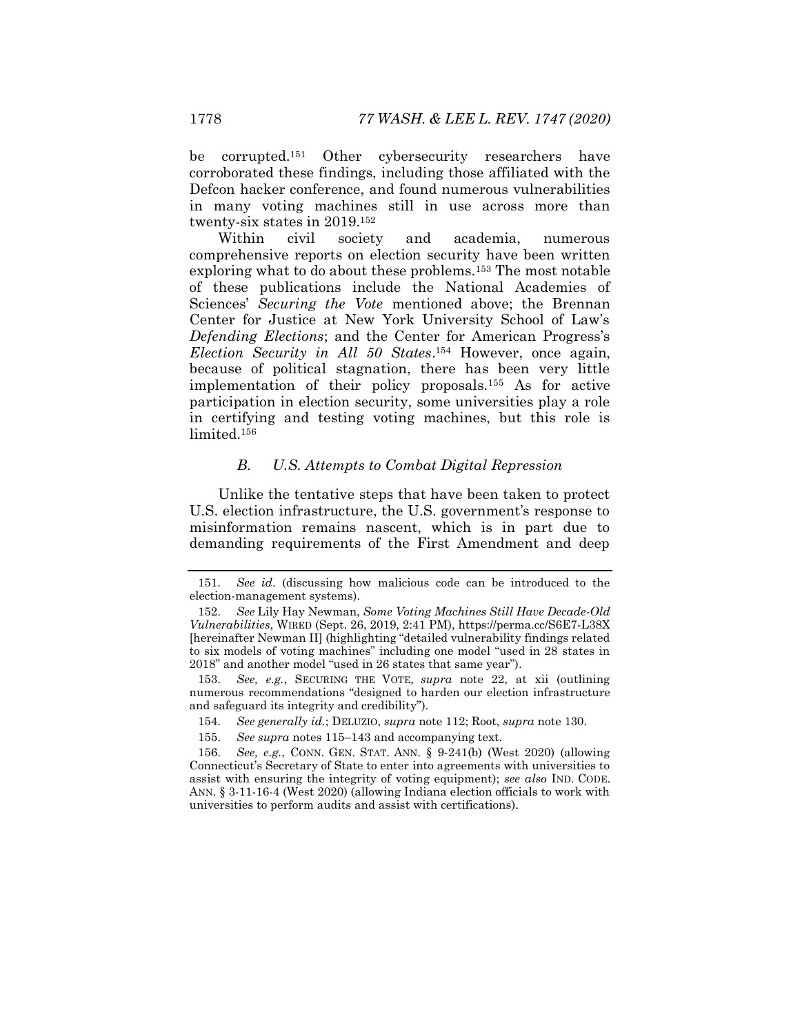be corrupted.[151] Other cybersecurity researchers have corroborated these findings, including those affiliated with the Defcon hacker conference, and found numerous vulnerabilities in many voting machines still in use across more than twenty-six states in 2019.[152]

Within civil society and academia, numerous comprehensive reports on election security have been written exploring what to do about these problems.[153] The most notable of these publications include the National Academies of Sciences' *Securing the Vote* mentioned above; the Brennan Center for Justice at New York University School of Law's *Defending Elections*; and the Center for American Progress's *Election Security in All 50 States*.[154] However, once again, because of political stagnation, there has been very little implementation of their policy proposals.[155] As for active participation in election security, some universities play a role in certifying and testing voting machines, but this role is limited.[156]

### *B. U.S. Attempts to Combat Digital Repression*

Unlike the tentative steps that have been taken to protect U.S. election infrastructure, the U.S. government's response to misinformation remains nascent, which is in part due to demanding requirements of the First Amendment and deep

---

151. *See id*. (discussing how malicious code can be introduced to the election-management systems).

152. *See* Lily Hay Newman, *Some Voting Machines Still Have Decade-Old Vulnerabilities*, WIRED (Sept. 26, 2019, 2:41 PM), https://perma.cc/S6E7-L38X [hereinafter Newman II] (highlighting "detailed vulnerability findings related to six models of voting machines" including one model "used in 28 states in 2018" and another model "used in 26 states that same year").

153. *See, e.g.*, SECURING THE VOTE, *supra* note 22, at xii (outlining numerous recommendations "designed to harden our election infrastructure and safeguard its integrity and credibility").

154. *See generally id.*; DELUZIO, *supra* note 112; Root, *supra* note 130.

155. *See supra* notes 115–143 and accompanying text.

156. *See, e.g.*, CONN. GEN. STAT. ANN. § 9-241(b) (West 2020) (allowing Connecticut's Secretary of State to enter into agreements with universities to assist with ensuring the integrity of voting equipment); *see also* IND. CODE. ANN. § 3-11-16-4 (West 2020) (allowing Indiana election officials to work with universities to perform audits and assist with certifications).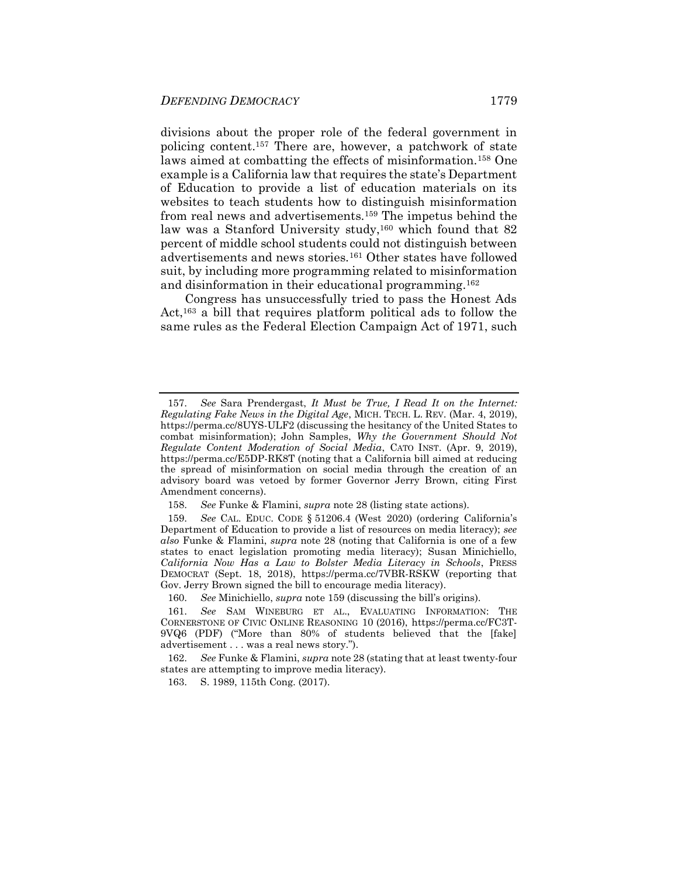divisions about the proper role of the federal government in policing content.[157] There are, however, a patchwork of state laws aimed at combatting the effects of misinformation.[158] One example is a California law that requires the state's Department of Education to provide a list of education materials on its websites to teach students how to distinguish misinformation from real news and advertisements.[159] The impetus behind the law was a Stanford University study,[160] which found that 82 percent of middle school students could not distinguish between advertisements and news stories.[161] Other states have followed suit, by including more programming related to misinformation and disinformation in their educational programming.[162]

Congress has unsuccessfully tried to pass the Honest Ads Act,[163] a bill that requires platform political ads to follow the same rules as the Federal Election Campaign Act of 1971, such

---

157. *See* Sara Prendergast, *It Must be True, I Read It on the Internet: Regulating Fake News in the Digital Age*, MICH. TECH. L. REV. (Mar. 4, 2019), https://perma.cc/8UYS-ULF2 (discussing the hesitancy of the United States to combat misinformation); John Samples, *Why the Government Should Not Regulate Content Moderation of Social Media*, CATO INST. (Apr. 9, 2019), https://perma.cc/E5DP-RK8T (noting that a California bill aimed at reducing the spread of misinformation on social media through the creation of an advisory board was vetoed by former Governor Jerry Brown, citing First Amendment concerns).

158. *See* Funke & Flamini, *supra* note 28 (listing state actions).

159. *See* CAL. EDUC. CODE § 51206.4 (West 2020) (ordering California's Department of Education to provide a list of resources on media literacy); *see also* Funke & Flamini, *supra* note 28 (noting that California is one of a few states to enact legislation promoting media literacy); Susan Minichiello, *California Now Has a Law to Bolster Media Literacy in Schools*, PRESS DEMOCRAT (Sept. 18, 2018), https://perma.cc/7VBR-RSKW (reporting that Gov. Jerry Brown signed the bill to encourage media literacy).

160. *See* Minichiello, *supra* note 159 (discussing the bill's origins).

161. *See* SAM WINEBURG ET AL., EVALUATING INFORMATION: THE CORNERSTONE OF CIVIC ONLINE REASONING 10 (2016), https://perma.cc/FC3T-9VQ6 (PDF) ("More than 80% of students believed that the [fake] advertisement . . . was a real news story.").

162. *See* Funke & Flamini, *supra* note 28 (stating that at least twenty-four states are attempting to improve media literacy).

163. S. 1989, 115th Cong. (2017).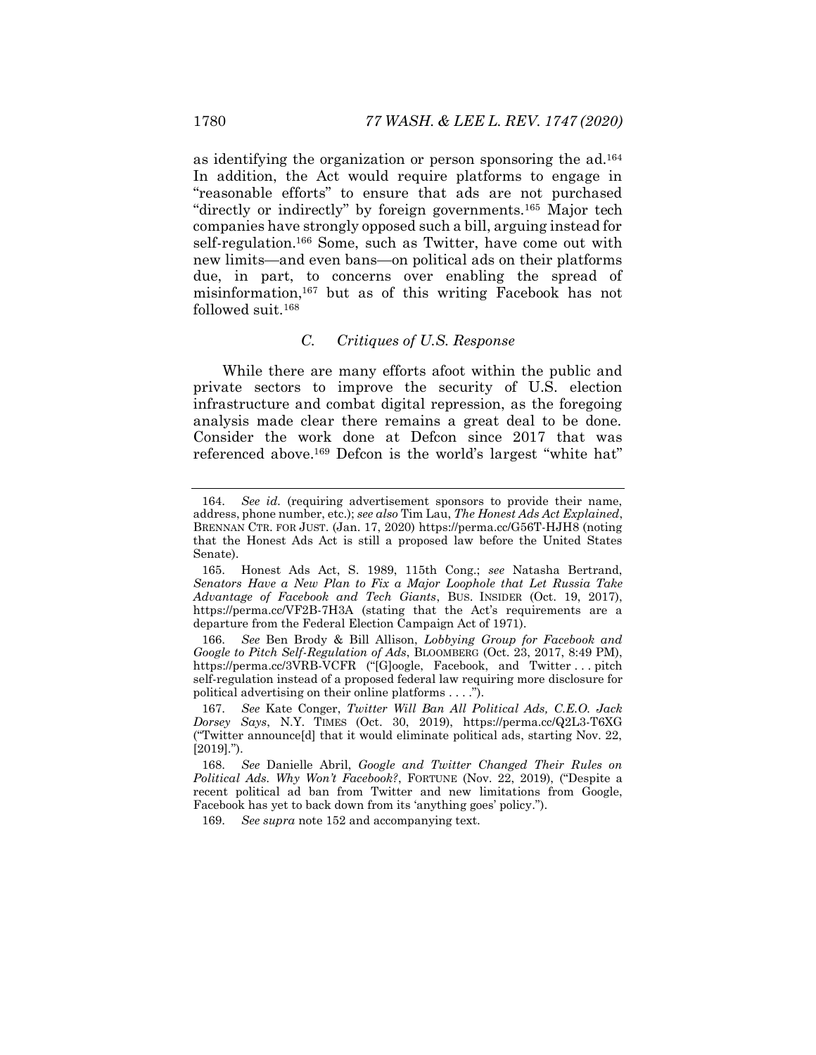as identifying the organization or person sponsoring the ad.[164] In addition, the Act would require platforms to engage in "reasonable efforts" to ensure that ads are not purchased "directly or indirectly" by foreign governments.[165] Major tech companies have strongly opposed such a bill, arguing instead for self-regulation.[166] Some, such as Twitter, have come out with new limits—and even bans—on political ads on their platforms due, in part, to concerns over enabling the spread of misinformation,[167] but as of this writing Facebook has not followed suit.[168]

### *C. Critiques of U.S. Response*

While there are many efforts afoot within the public and private sectors to improve the security of U.S. election infrastructure and combat digital repression, as the foregoing analysis made clear there remains a great deal to be done. Consider the work done at Defcon since 2017 that was referenced above.[169] Defcon is the world's largest "white hat"

---

164. *See id.* (requiring advertisement sponsors to provide their name, address, phone number, etc.); *see also* Tim Lau, *The Honest Ads Act Explained*, BRENNAN CTR. FOR JUST. (Jan. 17, 2020) https://perma.cc/G56T-HJH8 (noting that the Honest Ads Act is still a proposed law before the United States Senate).

165. Honest Ads Act, S. 1989, 115th Cong.; *see* Natasha Bertrand, *Senators Have a New Plan to Fix a Major Loophole that Let Russia Take Advantage of Facebook and Tech Giants*, BUS. INSIDER (Oct. 19, 2017), https://perma.cc/VF2B-7H3A (stating that the Act's requirements are a departure from the Federal Election Campaign Act of 1971).

166. *See* Ben Brody & Bill Allison, *Lobbying Group for Facebook and Google to Pitch Self-Regulation of Ads*, BLOOMBERG (Oct. 23, 2017, 8:49 PM), https://perma.cc/3VRB-VCFR ("[G]oogle, Facebook, and Twitter . . . pitch self-regulation instead of a proposed federal law requiring more disclosure for political advertising on their online platforms . . . .").

167. *See* Kate Conger, *Twitter Will Ban All Political Ads, C.E.O. Jack Dorsey Says*, N.Y. TIMES (Oct. 30, 2019), https://perma.cc/Q2L3-T6XG ("Twitter announce[d] that it would eliminate political ads, starting Nov. 22, [2019].").

168. *See* Danielle Abril, *Google and Twitter Changed Their Rules on Political Ads. Why Won't Facebook?*, FORTUNE (Nov. 22, 2019), ("Despite a recent political ad ban from Twitter and new limitations from Google, Facebook has yet to back down from its 'anything goes' policy.").

169. *See supra* note 152 and accompanying text.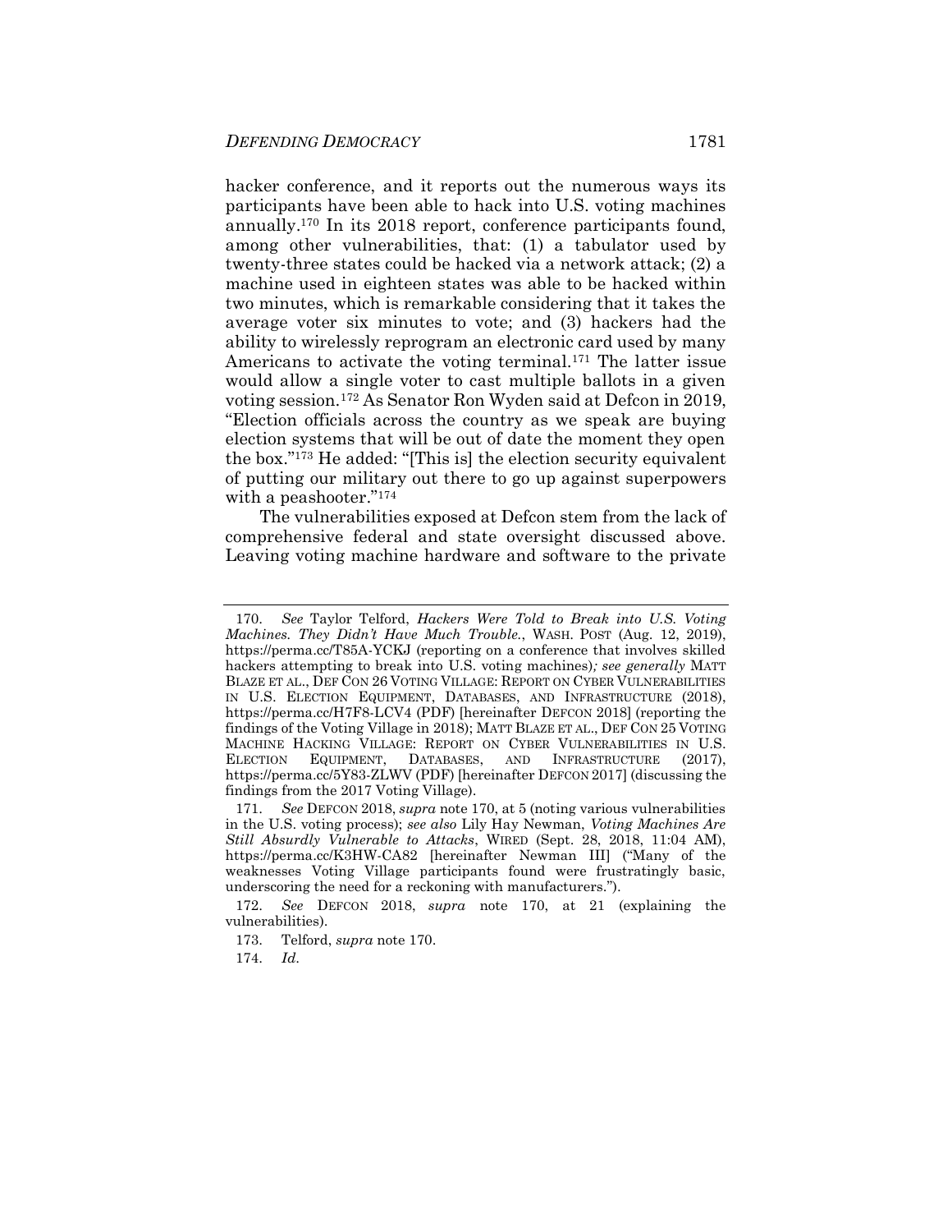hacker conference, and it reports out the numerous ways its participants have been able to hack into U.S. voting machines annually.[170] In its 2018 report, conference participants found, among other vulnerabilities, that: (1) a tabulator used by twenty-three states could be hacked via a network attack; (2) a machine used in eighteen states was able to be hacked within two minutes, which is remarkable considering that it takes the average voter six minutes to vote; and (3) hackers had the ability to wirelessly reprogram an electronic card used by many Americans to activate the voting terminal.[171] The latter issue would allow a single voter to cast multiple ballots in a given voting session.[172] As Senator Ron Wyden said at Defcon in 2019, "Election officials across the country as we speak are buying election systems that will be out of date the moment they open the box."[173] He added: "[This is] the election security equivalent of putting our military out there to go up against superpowers with a peashooter."[174]

The vulnerabilities exposed at Defcon stem from the lack of comprehensive federal and state oversight discussed above. Leaving voting machine hardware and software to the private

---

170. *See* Taylor Telford, *Hackers Were Told to Break into U.S. Voting Machines. They Didn't Have Much Trouble.*, WASH. POST (Aug. 12, 2019), https://perma.cc/T85A-YCKJ (reporting on a conference that involves skilled hackers attempting to break into U.S. voting machines)*; see generally* MATT BLAZE ET AL., DEF CON 26 VOTING VILLAGE: REPORT ON CYBER VULNERABILITIES IN U.S. ELECTION EQUIPMENT, DATABASES, AND INFRASTRUCTURE (2018), https://perma.cc/H7F8-LCV4 (PDF) [hereinafter DEFCON 2018] (reporting the findings of the Voting Village in 2018); MATT BLAZE ET AL., DEF CON 25 VOTING MACHINE HACKING VILLAGE: REPORT ON CYBER VULNERABILITIES IN U.S. ELECTION EQUIPMENT, DATABASES, AND INFRASTRUCTURE (2017), https://perma.cc/5Y83-ZLWV (PDF) [hereinafter DEFCON 2017] (discussing the findings from the 2017 Voting Village).

171. *See* DEFCON 2018, *supra* note 170, at 5 (noting various vulnerabilities in the U.S. voting process); *see also* Lily Hay Newman, *Voting Machines Are Still Absurdly Vulnerable to Attacks*, WIRED (Sept. 28, 2018, 11:04 AM), https://perma.cc/K3HW-CA82 [hereinafter Newman III] ("Many of the weaknesses Voting Village participants found were frustratingly basic, underscoring the need for a reckoning with manufacturers.").

172. *See* DEFCON 2018, *supra* note 170, at 21 (explaining the vulnerabilities).

173. Telford, *supra* note 170.

174. *Id.*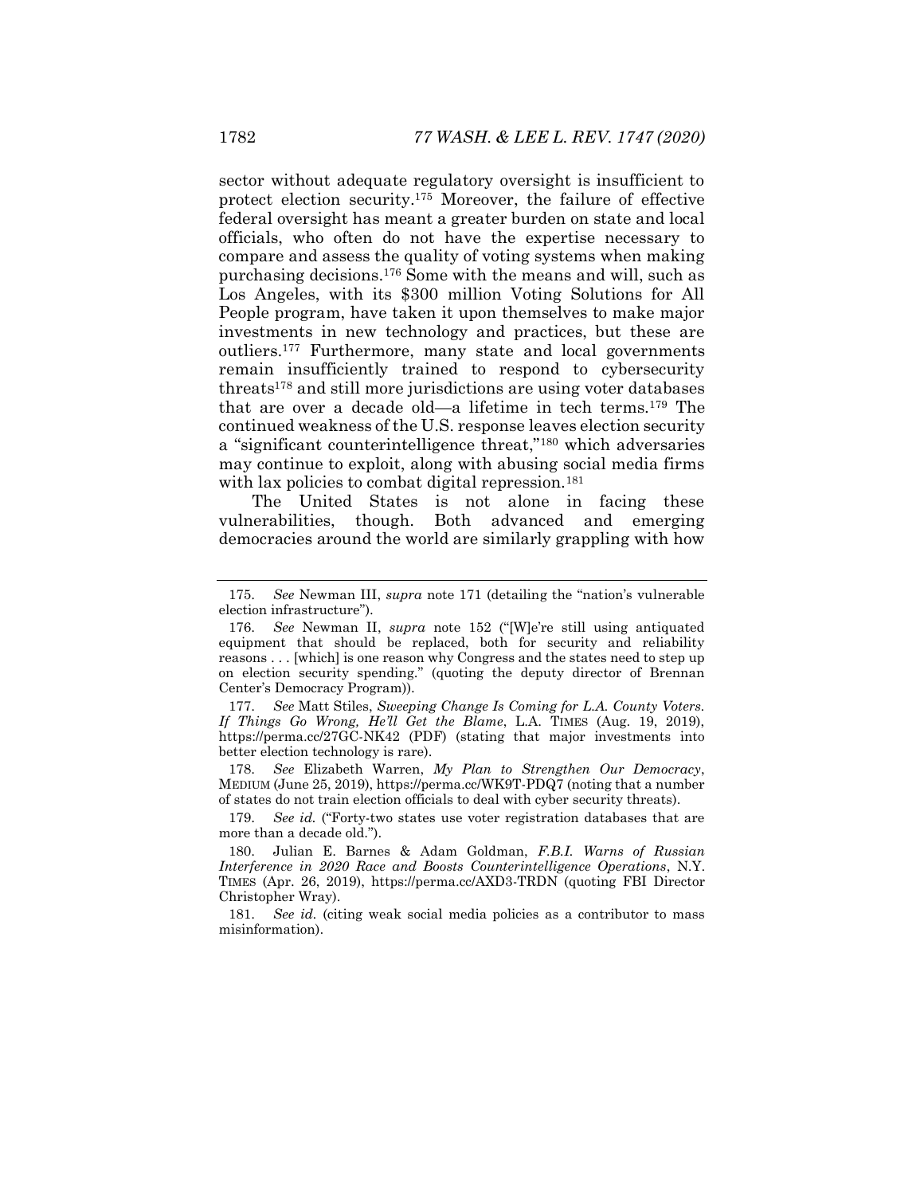sector without adequate regulatory oversight is insufficient to protect election security.[175] Moreover, the failure of effective federal oversight has meant a greater burden on state and local officials, who often do not have the expertise necessary to compare and assess the quality of voting systems when making purchasing decisions.[176] Some with the means and will, such as Los Angeles, with its $300 million Voting Solutions for All People program, have taken it upon themselves to make major investments in new technology and practices, but these are outliers.[177] Furthermore, many state and local governments remain insufficiently trained to respond to cybersecurity threats[178] and still more jurisdictions are using voter databases that are over a decade old—a lifetime in tech terms.[179] The continued weakness of the U.S. response leaves election security a "significant counterintelligence threat,"[180] which adversaries may continue to exploit, along with abusing social media firms with lax policies to combat digital repression.[181]

The United States is not alone in facing these vulnerabilities, though. Both advanced and emerging democracies around the world are similarly grappling with how

---

175. *See* Newman III, *supra* note 171 (detailing the "nation's vulnerable election infrastructure").

176. *See* Newman II, *supra* note 152 ("[W]e're still using antiquated equipment that should be replaced, both for security and reliability reasons . . . [which] is one reason why Congress and the states need to step up on election security spending." (quoting the deputy director of Brennan Center's Democracy Program)).

177. *See* Matt Stiles, *Sweeping Change Is Coming for L.A. County Voters. If Things Go Wrong, He'll Get the Blame*, L.A. TIMES (Aug. 19, 2019), https://perma.cc/27GC-NK42 (PDF) (stating that major investments into better election technology is rare).

178. *See* Elizabeth Warren, *My Plan to Strengthen Our Democracy*, MEDIUM (June 25, 2019), https://perma.cc/WK9T-PDQ7 (noting that a number of states do not train election officials to deal with cyber security threats).

179. *See id.* ("Forty-two states use voter registration databases that are more than a decade old.").

180. Julian E. Barnes & Adam Goldman, *F.B.I. Warns of Russian Interference in 2020 Race and Boosts Counterintelligence Operations*, N.Y. TIMES (Apr. 26, 2019), https://perma.cc/AXD3-TRDN (quoting FBI Director Christopher Wray).

181. *See id.* (citing weak social media policies as a contributor to mass misinformation).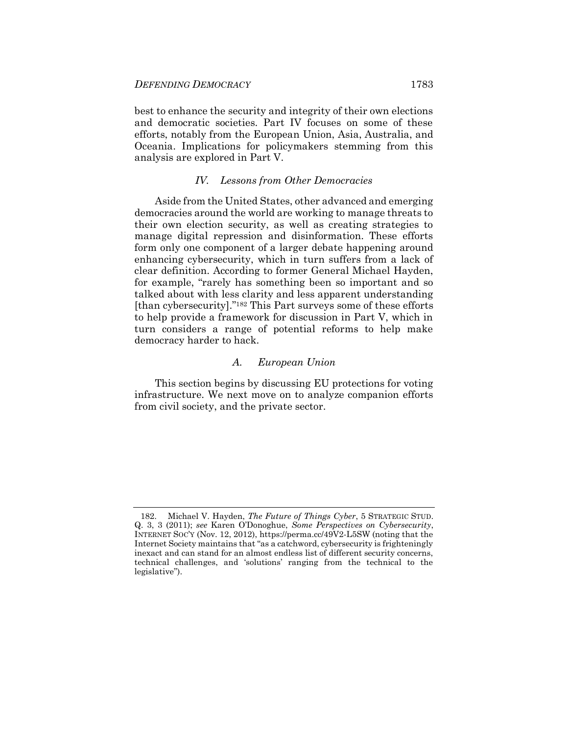best to enhance the security and integrity of their own elections and democratic societies. Part IV focuses on some of these efforts, notably from the European Union, Asia, Australia, and Oceania. Implications for policymakers stemming from this analysis are explored in Part V.

## *IV. Lessons from Other Democracies*

Aside from the United States, other advanced and emerging democracies around the world are working to manage threats to their own election security, as well as creating strategies to manage digital repression and disinformation. These efforts form only one component of a larger debate happening around enhancing cybersecurity, which in turn suffers from a lack of clear definition. According to former General Michael Hayden, for example, "rarely has something been so important and so talked about with less clarity and less apparent understanding [than cybersecurity]."[182] This Part surveys some of these efforts to help provide a framework for discussion in Part V, which in turn considers a range of potential reforms to help make democracy harder to hack.

### *A. European Union*

This section begins by discussing EU protections for voting infrastructure. We next move on to analyze companion efforts from civil society, and the private sector.

---

182. Michael V. Hayden, *The Future of Things Cyber*, 5 STRATEGIC STUD. Q. 3, 3 (2011); *see* Karen O'Donoghue, *Some Perspectives on Cybersecurity*, INTERNET SOC'Y (Nov. 12, 2012), https://perma.cc/49V2-L5SW (noting that the Internet Society maintains that "as a catchword, cybersecurity is frighteningly inexact and can stand for an almost endless list of different security concerns, technical challenges, and 'solutions' ranging from the technical to the legislative").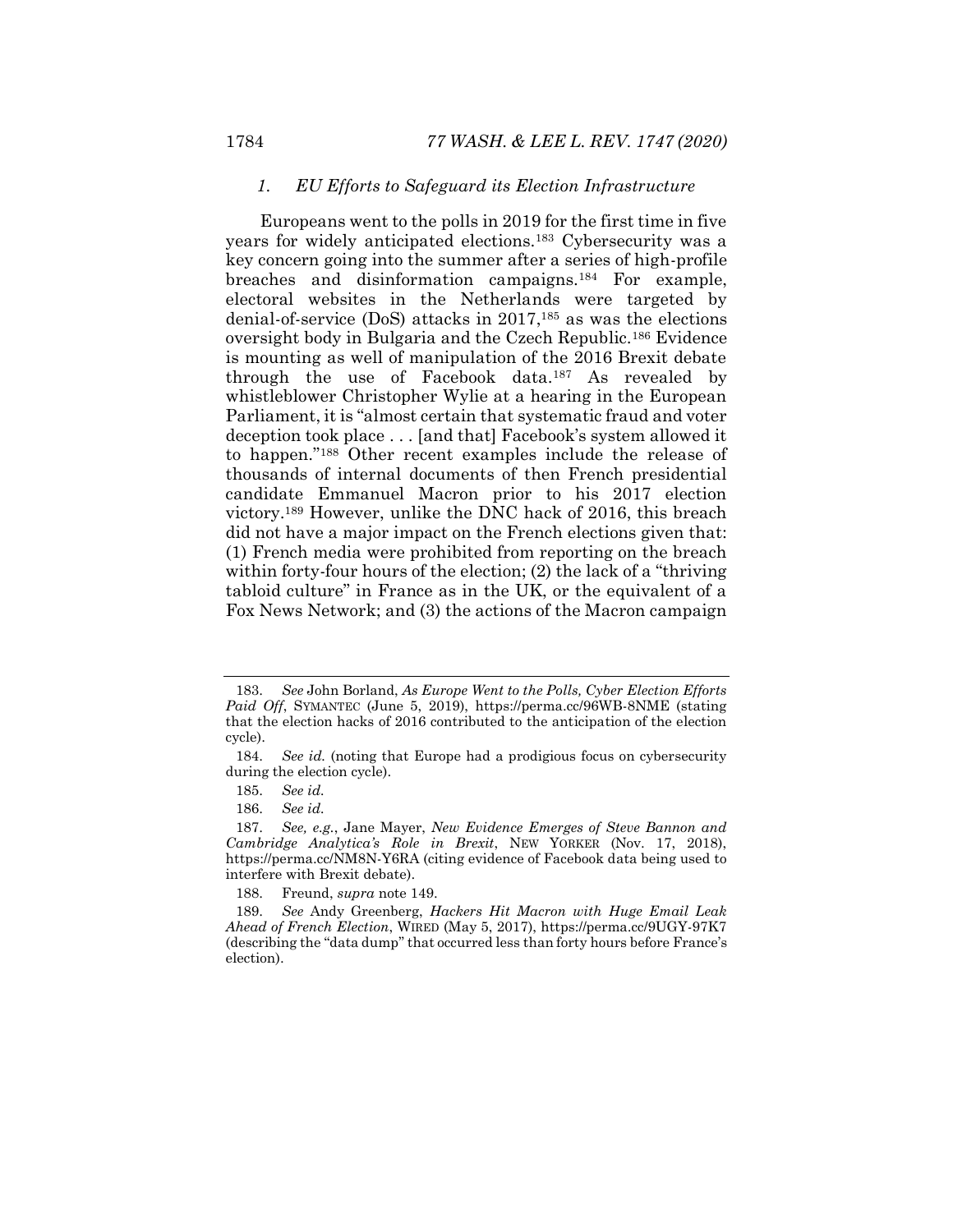### *1. EU Efforts to Safeguard its Election Infrastructure*

Europeans went to the polls in 2019 for the first time in five years for widely anticipated elections.[183] Cybersecurity was a key concern going into the summer after a series of high-profile breaches and disinformation campaigns.[184] For example, electoral websites in the Netherlands were targeted by denial-of-service (DoS) attacks in 2017,[185] as was the elections oversight body in Bulgaria and the Czech Republic.[186] Evidence is mounting as well of manipulation of the 2016 Brexit debate through the use of Facebook data.[187] As revealed by whistleblower Christopher Wylie at a hearing in the European Parliament, it is "almost certain that systematic fraud and voter deception took place . . . [and that] Facebook's system allowed it to happen."[188] Other recent examples include the release of thousands of internal documents of then French presidential candidate Emmanuel Macron prior to his 2017 election victory.[189] However, unlike the DNC hack of 2016, this breach did not have a major impact on the French elections given that: (1) French media were prohibited from reporting on the breach within forty-four hours of the election; (2) the lack of a "thriving tabloid culture" in France as in the UK, or the equivalent of a Fox News Network; and (3) the actions of the Macron campaign

---

183. *See* John Borland, *As Europe Went to the Polls, Cyber Election Efforts Paid Off*, SYMANTEC (June 5, 2019), https://perma.cc/96WB-8NME (stating that the election hacks of 2016 contributed to the anticipation of the election cycle).

184. *See id.* (noting that Europe had a prodigious focus on cybersecurity during the election cycle).

185. *See id.*

186. *See id.*

187. *See, e.g.*, Jane Mayer, *New Evidence Emerges of Steve Bannon and Cambridge Analytica's Role in Brexit*, NEW YORKER (Nov. 17, 2018), https://perma.cc/NM8N-Y6RA (citing evidence of Facebook data being used to interfere with Brexit debate).

188. Freund, *supra* note 149.

189. *See* Andy Greenberg, *Hackers Hit Macron with Huge Email Leak Ahead of French Election*, WIRED (May 5, 2017), https://perma.cc/9UGY-97K7 (describing the "data dump" that occurred less than forty hours before France's election).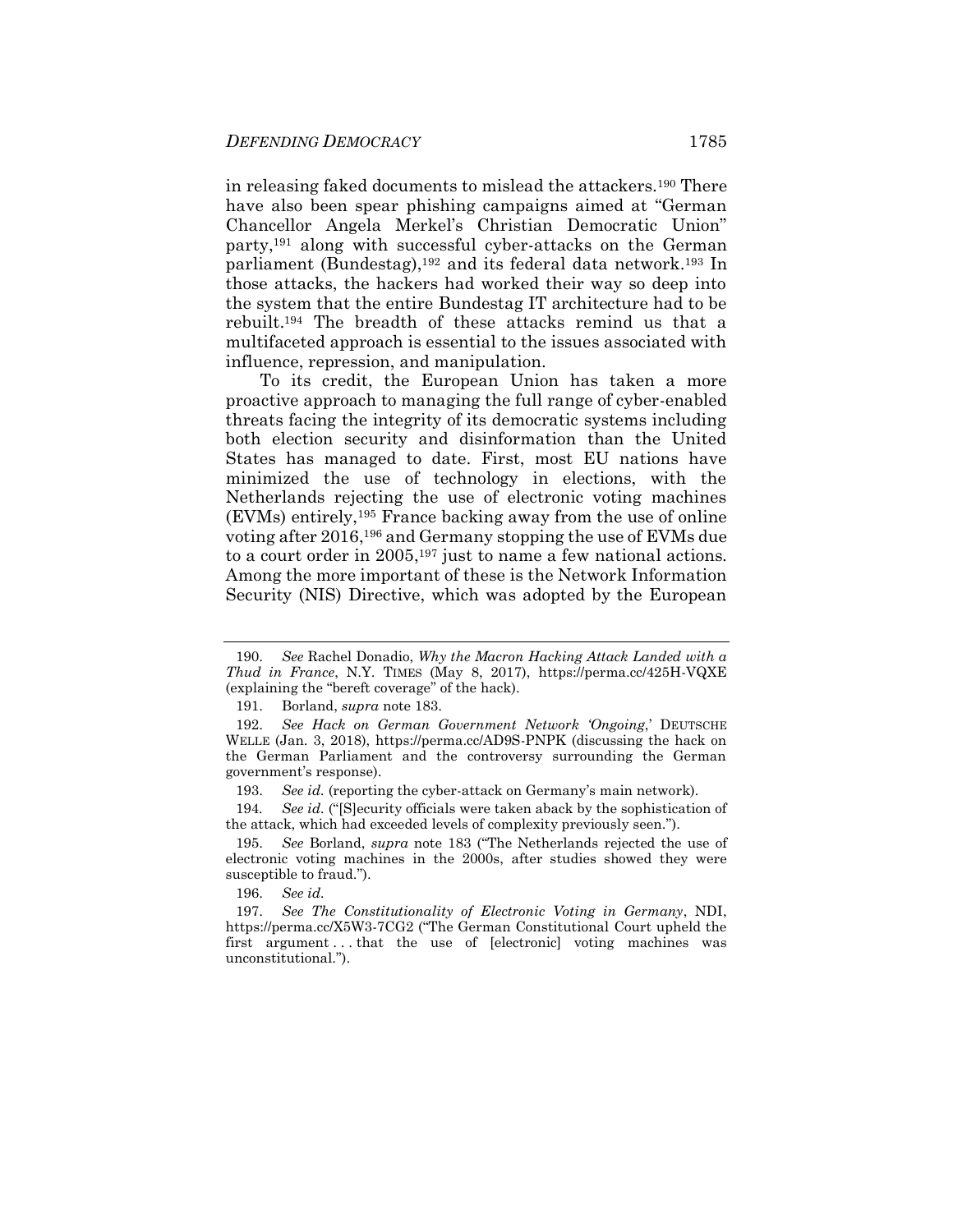in releasing faked documents to mislead the attackers.[190] There have also been spear phishing campaigns aimed at "German Chancellor Angela Merkel's Christian Democratic Union" party,[191] along with successful cyber-attacks on the German parliament (Bundestag),[192] and its federal data network.[193] In those attacks, the hackers had worked their way so deep into the system that the entire Bundestag IT architecture had to be rebuilt.[194] The breadth of these attacks remind us that a multifaceted approach is essential to the issues associated with influence, repression, and manipulation.

To its credit, the European Union has taken a more proactive approach to managing the full range of cyber-enabled threats facing the integrity of its democratic systems including both election security and disinformation than the United States has managed to date. First, most EU nations have minimized the use of technology in elections, with the Netherlands rejecting the use of electronic voting machines (EVMs) entirely,[195] France backing away from the use of online voting after 2016,[196] and Germany stopping the use of EVMs due to a court order in 2005,[197] just to name a few national actions. Among the more important of these is the Network Information Security (NIS) Directive, which was adopted by the European

---

190. *See* Rachel Donadio, *Why the Macron Hacking Attack Landed with a Thud in France*, N.Y. TIMES (May 8, 2017), https://perma.cc/425H-VQXE (explaining the "bereft coverage" of the hack).

191. Borland, *supra* note 183.

192. *See Hack on German Government Network 'Ongoing*,' DEUTSCHE WELLE (Jan. 3, 2018), https://perma.cc/AD9S-PNPK (discussing the hack on the German Parliament and the controversy surrounding the German government's response).

193. *See id.* (reporting the cyber-attack on Germany's main network).

194. *See id.* ("[S]ecurity officials were taken aback by the sophistication of the attack, which had exceeded levels of complexity previously seen.").

195. *See* Borland, *supra* note 183 ("The Netherlands rejected the use of electronic voting machines in the 2000s, after studies showed they were susceptible to fraud.").

196. *See id.*

197. *See The Constitutionality of Electronic Voting in Germany*, NDI, https://perma.cc/X5W3-7CG2 ("The German Constitutional Court upheld the first argument . . . that the use of [electronic] voting machines was unconstitutional.").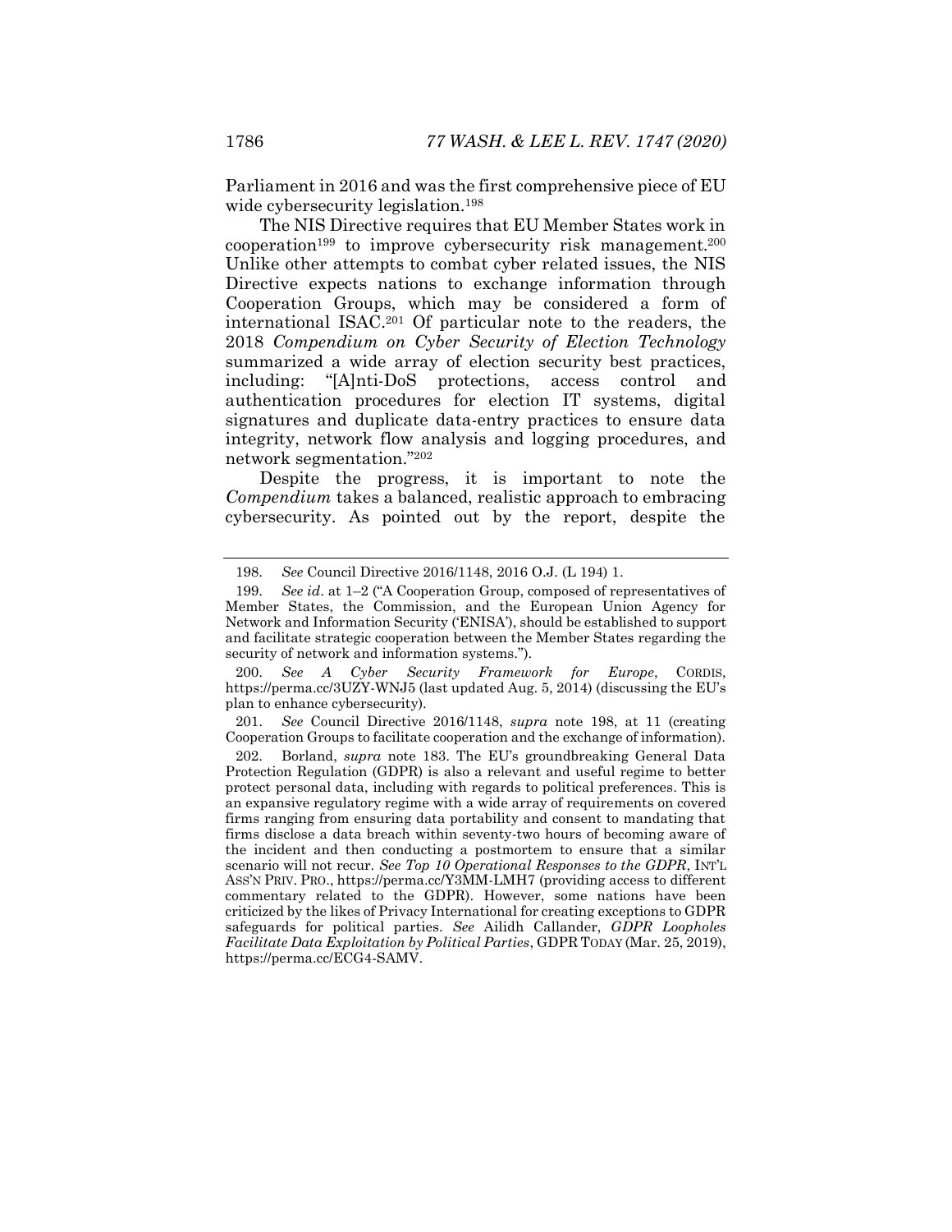Parliament in 2016 and was the first comprehensive piece of EU wide cybersecurity legislation.[198]

The NIS Directive requires that EU Member States work in cooperation[199] to improve cybersecurity risk management.[200] Unlike other attempts to combat cyber related issues, the NIS Directive expects nations to exchange information through Cooperation Groups, which may be considered a form of international ISAC.[201] Of particular note to the readers, the 2018 *Compendium on Cyber Security of Election Technology* summarized a wide array of election security best practices, including: "[A]nti-DoS protections, access control and authentication procedures for election IT systems, digital signatures and duplicate data-entry practices to ensure data integrity, network flow analysis and logging procedures, and network segmentation."[202]

Despite the progress, it is important to note the *Compendium* takes a balanced, realistic approach to embracing cybersecurity. As pointed out by the report, despite the

---

198. *See* Council Directive 2016/1148, 2016 O.J. (L 194) 1.

199. *See id*. at 1–2 ("A Cooperation Group, composed of representatives of Member States, the Commission, and the European Union Agency for Network and Information Security ('ENISA'), should be established to support and facilitate strategic cooperation between the Member States regarding the security of network and information systems.").

200. *See A Cyber Security Framework for Europe*, CORDIS, https://perma.cc/3UZY-WNJ5 (last updated Aug. 5, 2014) (discussing the EU's plan to enhance cybersecurity).

201. *See* Council Directive 2016/1148, *supra* note 198, at 11 (creating Cooperation Groups to facilitate cooperation and the exchange of information).

202. Borland, *supra* note 183. The EU's groundbreaking General Data Protection Regulation (GDPR) is also a relevant and useful regime to better protect personal data, including with regards to political preferences. This is an expansive regulatory regime with a wide array of requirements on covered firms ranging from ensuring data portability and consent to mandating that firms disclose a data breach within seventy-two hours of becoming aware of the incident and then conducting a postmortem to ensure that a similar scenario will not recur. *See Top 10 Operational Responses to the GDPR*, INT'L ASS'N PRIV. PRO., https://perma.cc/Y3MM-LMH7 (providing access to different commentary related to the GDPR). However, some nations have been criticized by the likes of Privacy International for creating exceptions to GDPR safeguards for political parties. *See* Ailidh Callander, *GDPR Loopholes Facilitate Data Exploitation by Political Parties*, GDPR TODAY (Mar. 25, 2019), https://perma.cc/ECG4-SAMV.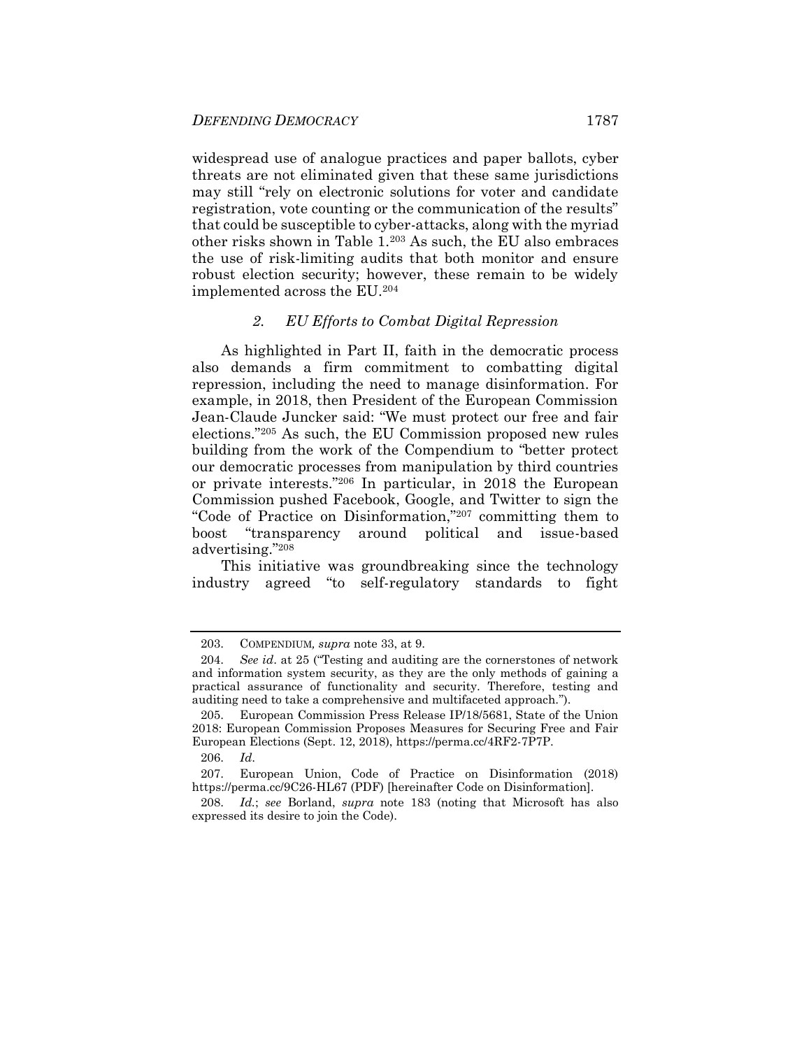widespread use of analogue practices and paper ballots, cyber threats are not eliminated given that these same jurisdictions may still "rely on electronic solutions for voter and candidate registration, vote counting or the communication of the results" that could be susceptible to cyber-attacks, along with the myriad other risks shown in Table 1.[203] As such, the EU also embraces the use of risk-limiting audits that both monitor and ensure robust election security; however, these remain to be widely implemented across the EU.[204]

### *2. EU Efforts to Combat Digital Repression*

As highlighted in Part II, faith in the democratic process also demands a firm commitment to combatting digital repression, including the need to manage disinformation. For example, in 2018, then President of the European Commission Jean-Claude Juncker said: "We must protect our free and fair elections."[205] As such, the EU Commission proposed new rules building from the work of the Compendium to "better protect our democratic processes from manipulation by third countries or private interests."[206] In particular, in 2018 the European Commission pushed Facebook, Google, and Twitter to sign the "Code of Practice on Disinformation,"[207] committing them to boost "transparency around political and issue-based advertising."[208]

This initiative was groundbreaking since the technology industry agreed "to self-regulatory standards to fight

---

203. COMPENDIUM, *supra* note 33, at 9.

204. *See id*. at 25 ("Testing and auditing are the cornerstones of network and information system security, as they are the only methods of gaining a practical assurance of functionality and security. Therefore, testing and auditing need to take a comprehensive and multifaceted approach.").

205. European Commission Press Release IP/18/5681, State of the Union 2018: European Commission Proposes Measures for Securing Free and Fair European Elections (Sept. 12, 2018), https://perma.cc/4RF2-7P7P.

206. *Id*.

207. European Union, Code of Practice on Disinformation (2018) https://perma.cc/9C26-HL67 (PDF) [hereinafter Code on Disinformation].

208. *Id.*; *see* Borland, *supra* note 183 (noting that Microsoft has also expressed its desire to join the Code).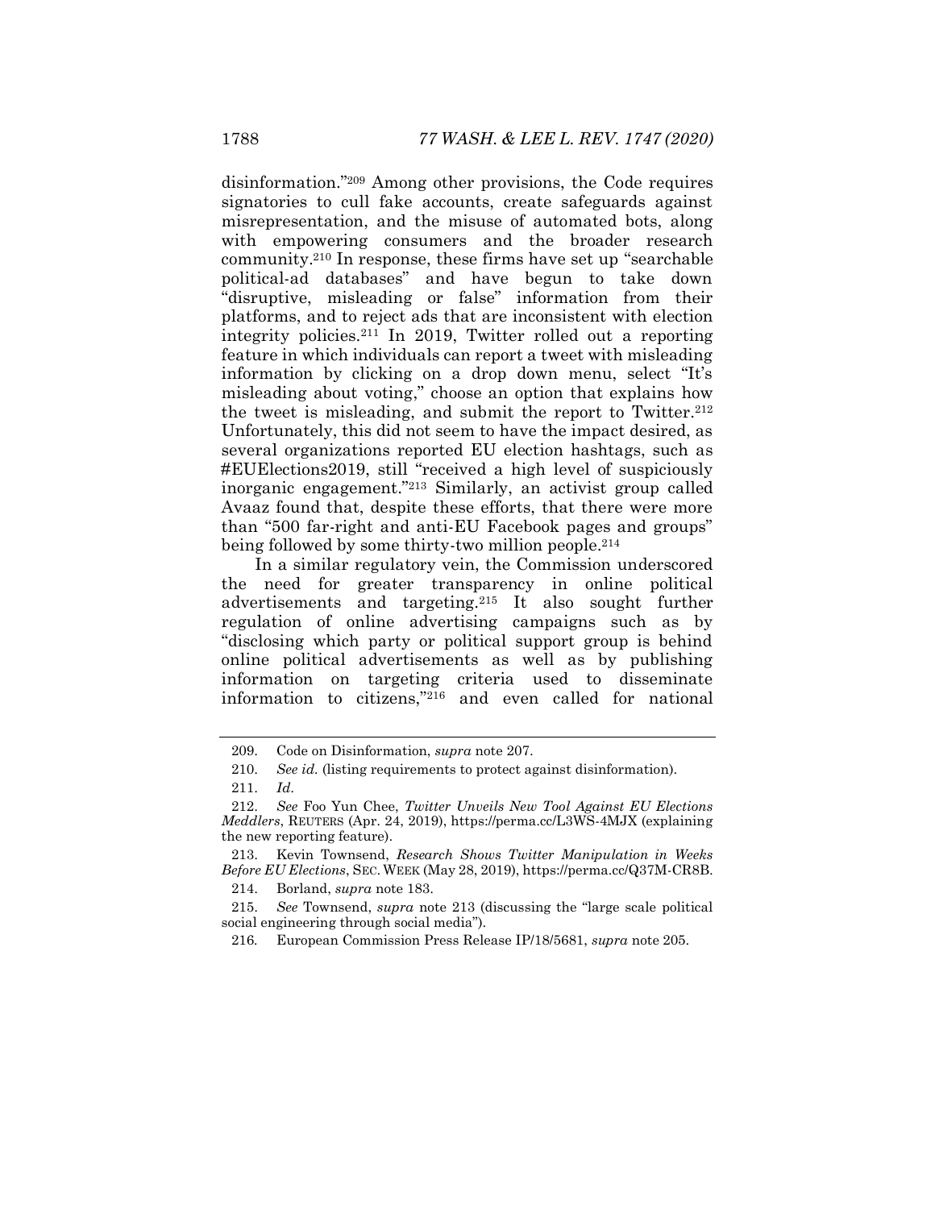disinformation."[209] Among other provisions, the Code requires signatories to cull fake accounts, create safeguards against misrepresentation, and the misuse of automated bots, along with empowering consumers and the broader research community.[210] In response, these firms have set up "searchable political-ad databases" and have begun to take down "disruptive, misleading or false" information from their platforms, and to reject ads that are inconsistent with election integrity policies.[211] In 2019, Twitter rolled out a reporting feature in which individuals can report a tweet with misleading information by clicking on a drop down menu, select "It's misleading about voting," choose an option that explains how the tweet is misleading, and submit the report to Twitter.[212] Unfortunately, this did not seem to have the impact desired, as several organizations reported EU election hashtags, such as #EUElections2019, still "received a high level of suspiciously inorganic engagement."[213] Similarly, an activist group called Avaaz found that, despite these efforts, that there were more than "500 far-right and anti-EU Facebook pages and groups" being followed by some thirty-two million people.[214]

In a similar regulatory vein, the Commission underscored the need for greater transparency in online political advertisements and targeting.[215] It also sought further regulation of online advertising campaigns such as by "disclosing which party or political support group is behind online political advertisements as well as by publishing information on targeting criteria used to disseminate information to citizens,"[216] and even called for national

---

209. Code on Disinformation, *supra* note 207.

210. *See id.* (listing requirements to protect against disinformation).

211. *Id.*

212. *See* Foo Yun Chee, *Twitter Unveils New Tool Against EU Elections Meddlers*, REUTERS (Apr. 24, 2019), https://perma.cc/L3WS-4MJX (explaining the new reporting feature).

213. Kevin Townsend, *Research Shows Twitter Manipulation in Weeks Before EU Elections*, SEC. WEEK (May 28, 2019), https://perma.cc/Q37M-CR8B.

214. Borland, *supra* note 183.

215. *See* Townsend, *supra* note 213 (discussing the "large scale political social engineering through social media").

216. European Commission Press Release IP/18/5681, *supra* note 205.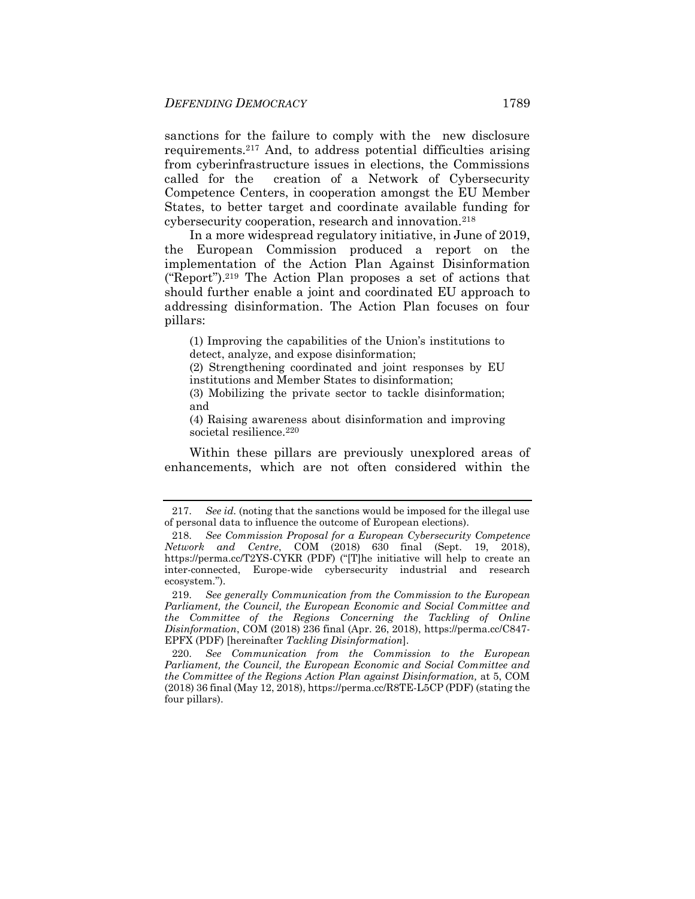sanctions for the failure to comply with the new disclosure requirements.[217] And, to address potential difficulties arising from cyberinfrastructure issues in elections, the Commissions called for the creation of a Network of Cybersecurity Competence Centers, in cooperation amongst the EU Member States, to better target and coordinate available funding for cybersecurity cooperation, research and innovation.[218]

In a more widespread regulatory initiative, in June of 2019, the European Commission produced a report on the implementation of the Action Plan Against Disinformation ("Report").[219] The Action Plan proposes a set of actions that should further enable a joint and coordinated EU approach to addressing disinformation. The Action Plan focuses on four pillars:

> (1) Improving the capabilities of the Union's institutions to detect, analyze, and expose disinformation;
> (2) Strengthening coordinated and joint responses by EU institutions and Member States to disinformation;
> (3) Mobilizing the private sector to tackle disinformation; and
> (4) Raising awareness about disinformation and improving societal resilience.[220]

Within these pillars are previously unexplored areas of enhancements, which are not often considered within the

---

217. *See id.* (noting that the sanctions would be imposed for the illegal use of personal data to influence the outcome of European elections).

218. *See Commission Proposal for a European Cybersecurity Competence Network and Centre*, COM (2018) 630 final (Sept. 19, 2018), https://perma.cc/T2YS-CYKR (PDF) ("[T]he initiative will help to create an inter-connected, Europe-wide cybersecurity industrial and research ecosystem.").

219. *See generally Communication from the Commission to the European Parliament, the Council, the European Economic and Social Committee and the Committee of the Regions Concerning the Tackling of Online Disinformation*, COM (2018) 236 final (Apr. 26, 2018), https://perma.cc/C847-EPFX (PDF) [hereinafter *Tackling Disinformation*].

220. *See Communication from the Commission to the European Parliament, the Council, the European Economic and Social Committee and the Committee of the Regions Action Plan against Disinformation,* at 5, COM (2018) 36 final (May 12, 2018), https://perma.cc/R8TE-L5CP (PDF) (stating the four pillars).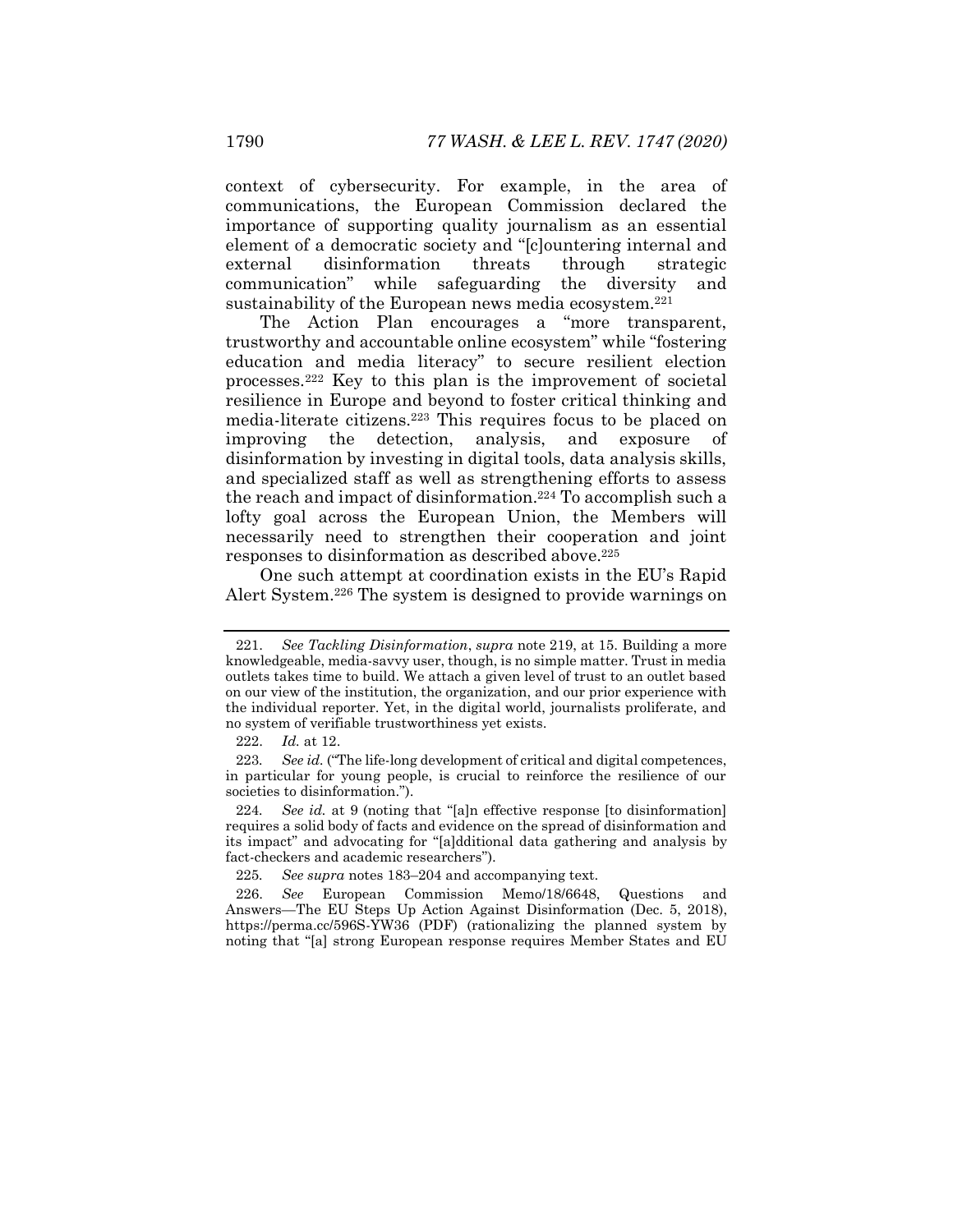context of cybersecurity. For example, in the area of communications, the European Commission declared the importance of supporting quality journalism as an essential element of a democratic society and "[c]ountering internal and external disinformation threats through strategic communication" while safeguarding the diversity and sustainability of the European news media ecosystem.[221]

The Action Plan encourages a "more transparent, trustworthy and accountable online ecosystem" while "fostering education and media literacy" to secure resilient election processes.[222] Key to this plan is the improvement of societal resilience in Europe and beyond to foster critical thinking and media-literate citizens.[223] This requires focus to be placed on improving the detection, analysis, and exposure of disinformation by investing in digital tools, data analysis skills, and specialized staff as well as strengthening efforts to assess the reach and impact of disinformation.[224] To accomplish such a lofty goal across the European Union, the Members will necessarily need to strengthen their cooperation and joint responses to disinformation as described above.[225]

One such attempt at coordination exists in the EU's Rapid Alert System.[226] The system is designed to provide warnings on

---

221. *See Tackling Disinformation*, *supra* note 219, at 15. Building a more knowledgeable, media-savvy user, though, is no simple matter. Trust in media outlets takes time to build. We attach a given level of trust to an outlet based on our view of the institution, the organization, and our prior experience with the individual reporter. Yet, in the digital world, journalists proliferate, and no system of verifiable trustworthiness yet exists.

222. *Id.* at 12.

223. *See id.* ("The life-long development of critical and digital competences, in particular for young people, is crucial to reinforce the resilience of our societies to disinformation.").

224. *See id.* at 9 (noting that "[a]n effective response [to disinformation] requires a solid body of facts and evidence on the spread of disinformation and its impact" and advocating for "[a]dditional data gathering and analysis by fact-checkers and academic researchers").

225. *See supra* notes 183–204 and accompanying text.

226. *See* European Commission Memo/18/6648, Questions and Answers—The EU Steps Up Action Against Disinformation (Dec. 5, 2018), https://perma.cc/596S-YW36 (PDF) (rationalizing the planned system by noting that "[a] strong European response requires Member States and EU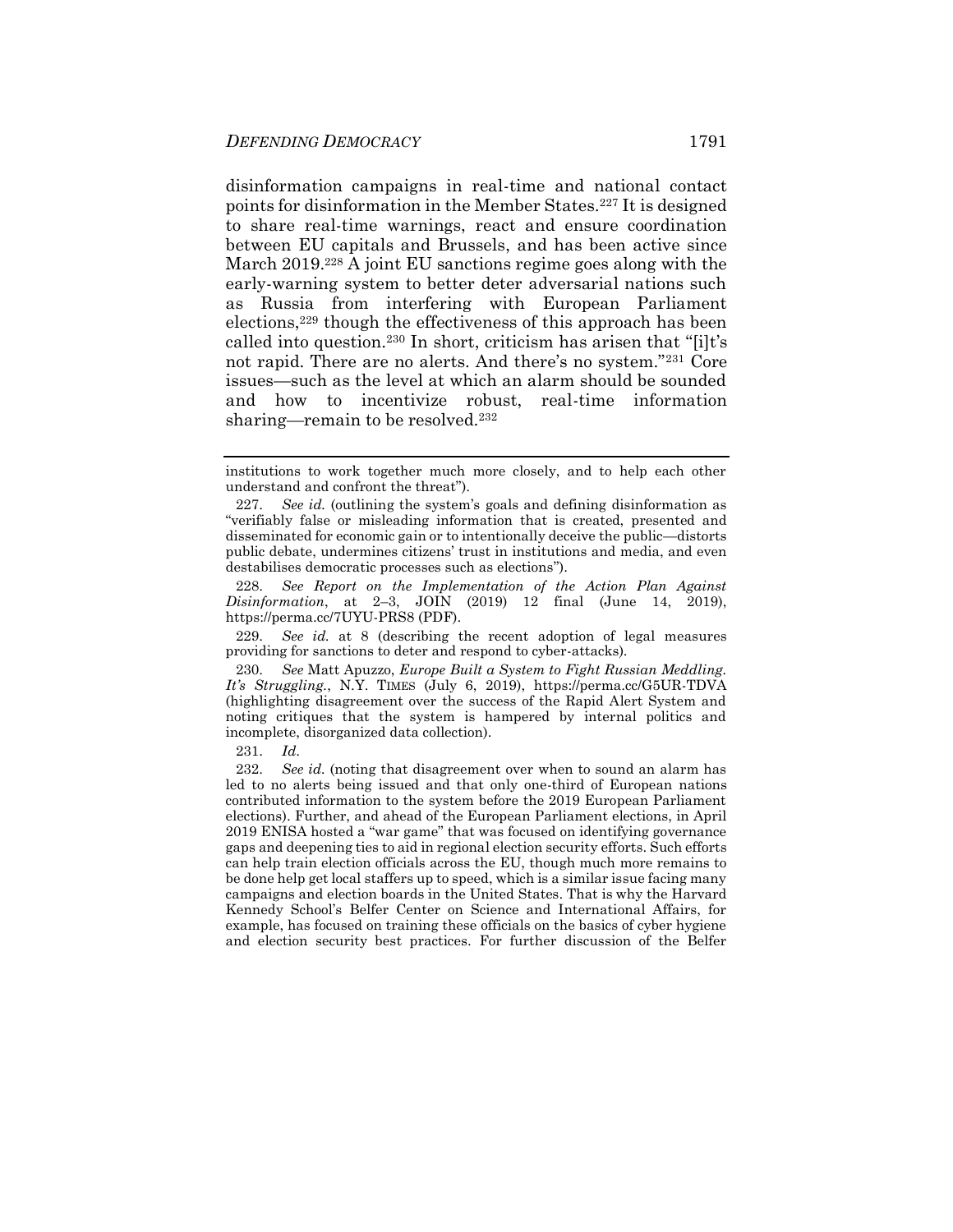disinformation campaigns in real-time and national contact points for disinformation in the Member States.[227] It is designed to share real-time warnings, react and ensure coordination between EU capitals and Brussels, and has been active since March 2019.[228] A joint EU sanctions regime goes along with the early-warning system to better deter adversarial nations such as Russia from interfering with European Parliament elections,[229] though the effectiveness of this approach has been called into question.[230] In short, criticism has arisen that "[i]t's not rapid. There are no alerts. And there's no system."[231] Core issues—such as the level at which an alarm should be sounded and how to incentivize robust, real-time information sharing—remain to be resolved.[232]

---

institutions to work together much more closely, and to help each other understand and confront the threat").

227. *See id.* (outlining the system's goals and defining disinformation as "verifiably false or misleading information that is created, presented and disseminated for economic gain or to intentionally deceive the public—distorts public debate, undermines citizens' trust in institutions and media, and even destabilises democratic processes such as elections").

228. *See Report on the Implementation of the Action Plan Against Disinformation*, at 2–3, JOIN (2019) 12 final (June 14, 2019), https://perma.cc/7UYU-PRS8 (PDF).

229. *See id.* at 8 (describing the recent adoption of legal measures providing for sanctions to deter and respond to cyber-attacks).

230. *See* Matt Apuzzo, *Europe Built a System to Fight Russian Meddling. It's Struggling.*, N.Y. TIMES (July 6, 2019), https://perma.cc/G5UR-TDVA (highlighting disagreement over the success of the Rapid Alert System and noting critiques that the system is hampered by internal politics and incomplete, disorganized data collection).

231. *Id*.

232. *See id.* (noting that disagreement over when to sound an alarm has led to no alerts being issued and that only one-third of European nations contributed information to the system before the 2019 European Parliament elections). Further, and ahead of the European Parliament elections, in April 2019 ENISA hosted a "war game" that was focused on identifying governance gaps and deepening ties to aid in regional election security efforts. Such efforts can help train election officials across the EU, though much more remains to be done help get local staffers up to speed, which is a similar issue facing many campaigns and election boards in the United States. That is why the Harvard Kennedy School's Belfer Center on Science and International Affairs, for example, has focused on training these officials on the basics of cyber hygiene and election security best practices. For further discussion of the Belfer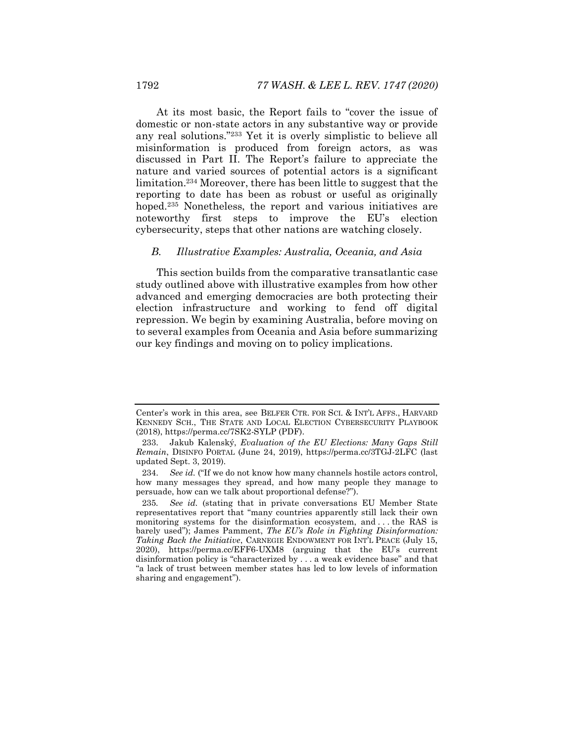At its most basic, the Report fails to "cover the issue of domestic or non-state actors in any substantive way or provide any real solutions."[233] Yet it is overly simplistic to believe all misinformation is produced from foreign actors, as was discussed in Part II. The Report's failure to appreciate the nature and varied sources of potential actors is a significant limitation.[234] Moreover, there has been little to suggest that the reporting to date has been as robust or useful as originally hoped.[235] Nonetheless, the report and various initiatives are noteworthy first steps to improve the EU's election cybersecurity, steps that other nations are watching closely.

### *B. Illustrative Examples: Australia, Oceania, and Asia*

This section builds from the comparative transatlantic case study outlined above with illustrative examples from how other advanced and emerging democracies are both protecting their election infrastructure and working to fend off digital repression. We begin by examining Australia, before moving on to several examples from Oceania and Asia before summarizing our key findings and moving on to policy implications.

---

Center's work in this area, see BELFER CTR. FOR SCI. & INT'L AFFS., HARVARD KENNEDY SCH., THE STATE AND LOCAL ELECTION CYBERSECURITY PLAYBOOK (2018), https://perma.cc/7SK2-SYLP (PDF).

233. Jakub Kalenský, *Evaluation of the EU Elections: Many Gaps Still Remain*, DISINFO PORTAL (June 24, 2019), https://perma.cc/3TGJ-2LFC (last updated Sept. 3, 2019).

234. *See id.* ("If we do not know how many channels hostile actors control, how many messages they spread, and how many people they manage to persuade, how can we talk about proportional defense?").

235. *See id.* (stating that in private conversations EU Member State representatives report that "many countries apparently still lack their own monitoring systems for the disinformation ecosystem, and . . . the RAS is barely used"); James Pamment, *The EU's Role in Fighting Disinformation: Taking Back the Initiative*, CARNEGIE ENDOWMENT FOR INT'L PEACE (July 15, 2020), https://perma.cc/EFF6-UXM8 (arguing that the EU's current disinformation policy is "characterized by . . . a weak evidence base" and that "a lack of trust between member states has led to low levels of information sharing and engagement").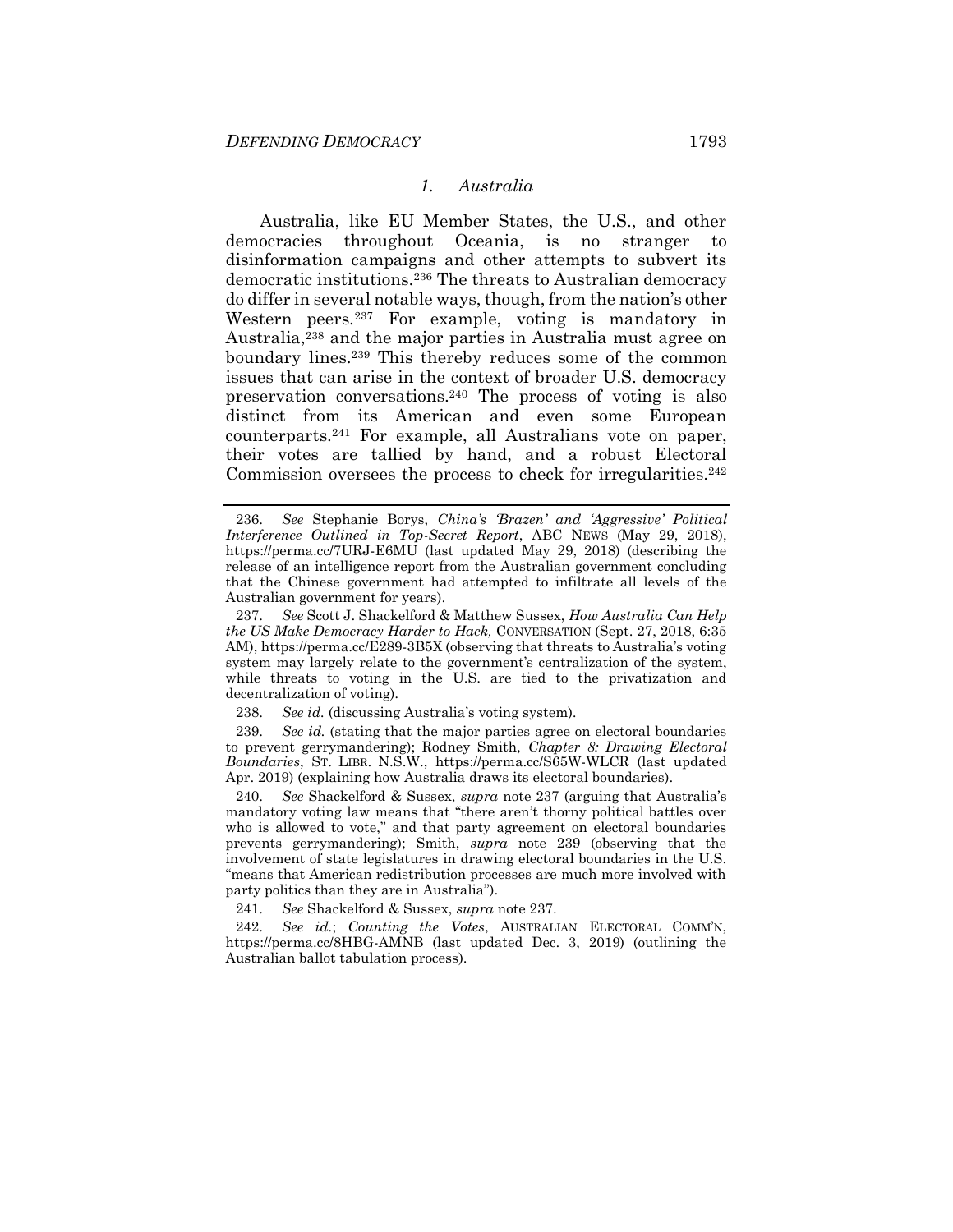### *1. Australia*

Australia, like EU Member States, the U.S., and other democracies throughout Oceania, is no stranger to disinformation campaigns and other attempts to subvert its democratic institutions.[236] The threats to Australian democracy do differ in several notable ways, though, from the nation's other Western peers.[237] For example, voting is mandatory in Australia,[238] and the major parties in Australia must agree on boundary lines.[239] This thereby reduces some of the common issues that can arise in the context of broader U.S. democracy preservation conversations.[240] The process of voting is also distinct from its American and even some European counterparts.[241] For example, all Australians vote on paper, their votes are tallied by hand, and a robust Electoral Commission oversees the process to check for irregularities.[242]

---

236. *See* Stephanie Borys, *China's 'Brazen' and 'Aggressive' Political Interference Outlined in Top-Secret Report*, ABC NEWS (May 29, 2018), https://perma.cc/7URJ-E6MU (last updated May 29, 2018) (describing the release of an intelligence report from the Australian government concluding that the Chinese government had attempted to infiltrate all levels of the Australian government for years).

237. *See* Scott J. Shackelford & Matthew Sussex, *How Australia Can Help the US Make Democracy Harder to Hack,* CONVERSATION (Sept. 27, 2018, 6:35 AM), https://perma.cc/E289-3B5X (observing that threats to Australia's voting system may largely relate to the government's centralization of the system, while threats to voting in the U.S. are tied to the privatization and decentralization of voting).

238. *See id.* (discussing Australia's voting system).

239. *See id.* (stating that the major parties agree on electoral boundaries to prevent gerrymandering); Rodney Smith, *Chapter 8: Drawing Electoral Boundaries*, ST. LIBR. N.S.W., https://perma.cc/S65W-WLCR (last updated Apr. 2019) (explaining how Australia draws its electoral boundaries).

240. *See* Shackelford & Sussex, *supra* note 237 (arguing that Australia's mandatory voting law means that "there aren't thorny political battles over who is allowed to vote," and that party agreement on electoral boundaries prevents gerrymandering); Smith, *supra* note 239 (observing that the involvement of state legislatures in drawing electoral boundaries in the U.S. "means that American redistribution processes are much more involved with party politics than they are in Australia").

241. *See* Shackelford & Sussex, *supra* note 237.

242. *See id.*; *Counting the Votes*, AUSTRALIAN ELECTORAL COMM'N, https://perma.cc/8HBG-AMNB (last updated Dec. 3, 2019) (outlining the Australian ballot tabulation process).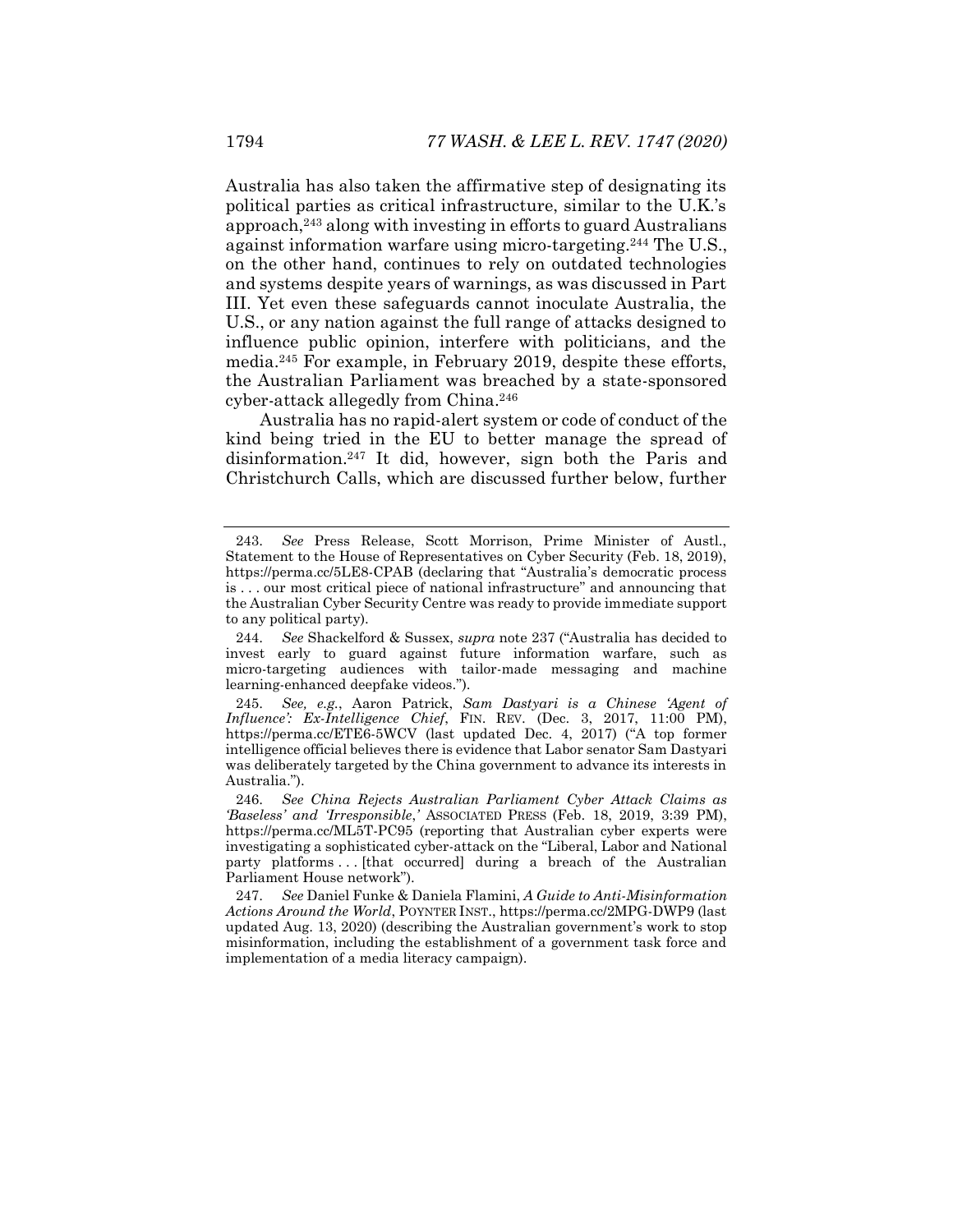Australia has also taken the affirmative step of designating its political parties as critical infrastructure, similar to the U.K.'s approach,[243] along with investing in efforts to guard Australians against information warfare using micro-targeting.[244] The U.S., on the other hand, continues to rely on outdated technologies and systems despite years of warnings, as was discussed in Part III. Yet even these safeguards cannot inoculate Australia, the U.S., or any nation against the full range of attacks designed to influence public opinion, interfere with politicians, and the media.[245] For example, in February 2019, despite these efforts, the Australian Parliament was breached by a state-sponsored cyber-attack allegedly from China.[246]

Australia has no rapid-alert system or code of conduct of the kind being tried in the EU to better manage the spread of disinformation.[247] It did, however, sign both the Paris and Christchurch Calls, which are discussed further below, further

---

243. *See* Press Release, Scott Morrison, Prime Minister of Austl., Statement to the House of Representatives on Cyber Security (Feb. 18, 2019), https://perma.cc/5LE8-CPAB (declaring that "Australia's democratic process is . . . our most critical piece of national infrastructure" and announcing that the Australian Cyber Security Centre was ready to provide immediate support to any political party).

244. *See* Shackelford & Sussex, *supra* note 237 ("Australia has decided to invest early to guard against future information warfare, such as micro-targeting audiences with tailor-made messaging and machine learning-enhanced deepfake videos.").

245. *See, e.g.*, Aaron Patrick, *Sam Dastyari is a Chinese 'Agent of Influence': Ex-Intelligence Chief*, FIN. REV. (Dec. 3, 2017, 11:00 PM), https://perma.cc/ETE6-5WCV (last updated Dec. 4, 2017) ("A top former intelligence official believes there is evidence that Labor senator Sam Dastyari was deliberately targeted by the China government to advance its interests in Australia.").

246. *See China Rejects Australian Parliament Cyber Attack Claims as 'Baseless' and 'Irresponsible*,*'* ASSOCIATED PRESS (Feb. 18, 2019, 3:39 PM), https://perma.cc/ML5T-PC95 (reporting that Australian cyber experts were investigating a sophisticated cyber-attack on the "Liberal, Labor and National party platforms . . . [that occurred] during a breach of the Australian Parliament House network").

247. *See* Daniel Funke & Daniela Flamini, *A Guide to Anti-Misinformation Actions Around the World*, POYNTER INST., https://perma.cc/2MPG-DWP9 (last updated Aug. 13, 2020) (describing the Australian government's work to stop misinformation, including the establishment of a government task force and implementation of a media literacy campaign).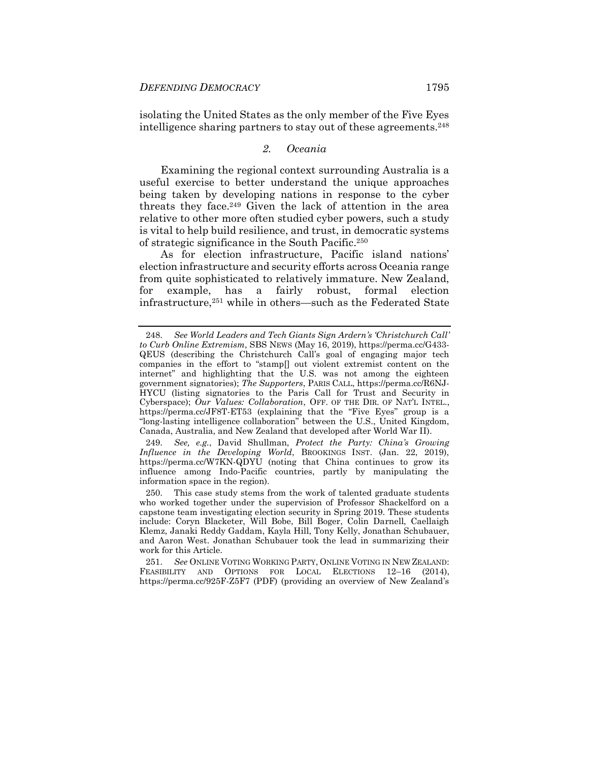isolating the United States as the only member of the Five Eyes intelligence sharing partners to stay out of these agreements.[248]

### *2. Oceania*

Examining the regional context surrounding Australia is a useful exercise to better understand the unique approaches being taken by developing nations in response to the cyber threats they face.[249] Given the lack of attention in the area relative to other more often studied cyber powers, such a study is vital to help build resilience, and trust, in democratic systems of strategic significance in the South Pacific.[250]

As for election infrastructure, Pacific island nations' election infrastructure and security efforts across Oceania range from quite sophisticated to relatively immature. New Zealand, for example, has a fairly robust, formal election infrastructure,[251] while in others—such as the Federated State

---

248. *See World Leaders and Tech Giants Sign Ardern's 'Christchurch Call' to Curb Online Extremism*, SBS NEWS (May 16, 2019), https://perma.cc/G433-QEUS (describing the Christchurch Call's goal of engaging major tech companies in the effort to "stamp[] out violent extremist content on the internet" and highlighting that the U.S. was not among the eighteen government signatories); *The Supporters*, PARIS CALL, https://perma.cc/R6NJ-HYCU (listing signatories to the Paris Call for Trust and Security in Cyberspace); *Our Values: Collaboration*, OFF. OF THE DIR. OF NAT'L INTEL., https://perma.cc/JF8T-ET53 (explaining that the "Five Eyes" group is a "long-lasting intelligence collaboration" between the U.S., United Kingdom, Canada, Australia, and New Zealand that developed after World War II).

249. *See, e.g.*, David Shullman, *Protect the Party: China's Growing Influence in the Developing World*, BROOKINGS INST. (Jan. 22, 2019), https://perma.cc/W7KN-QDYU (noting that China continues to grow its influence among Indo-Pacific countries, partly by manipulating the information space in the region).

250. This case study stems from the work of talented graduate students who worked together under the supervision of Professor Shackelford on a capstone team investigating election security in Spring 2019. These students include: Coryn Blacketer, Will Bobe, Bill Boger, Colin Darnell, Caellaigh Klemz, Janaki Reddy Gaddam, Kayla Hill, Tony Kelly, Jonathan Schubauer, and Aaron West. Jonathan Schubauer took the lead in summarizing their work for this Article.

251. *See* ONLINE VOTING WORKING PARTY, ONLINE VOTING IN NEW ZEALAND: FEASIBILITY AND OPTIONS FOR LOCAL ELECTIONS 12–16 (2014), https://perma.cc/925F-Z5F7 (PDF) (providing an overview of New Zealand's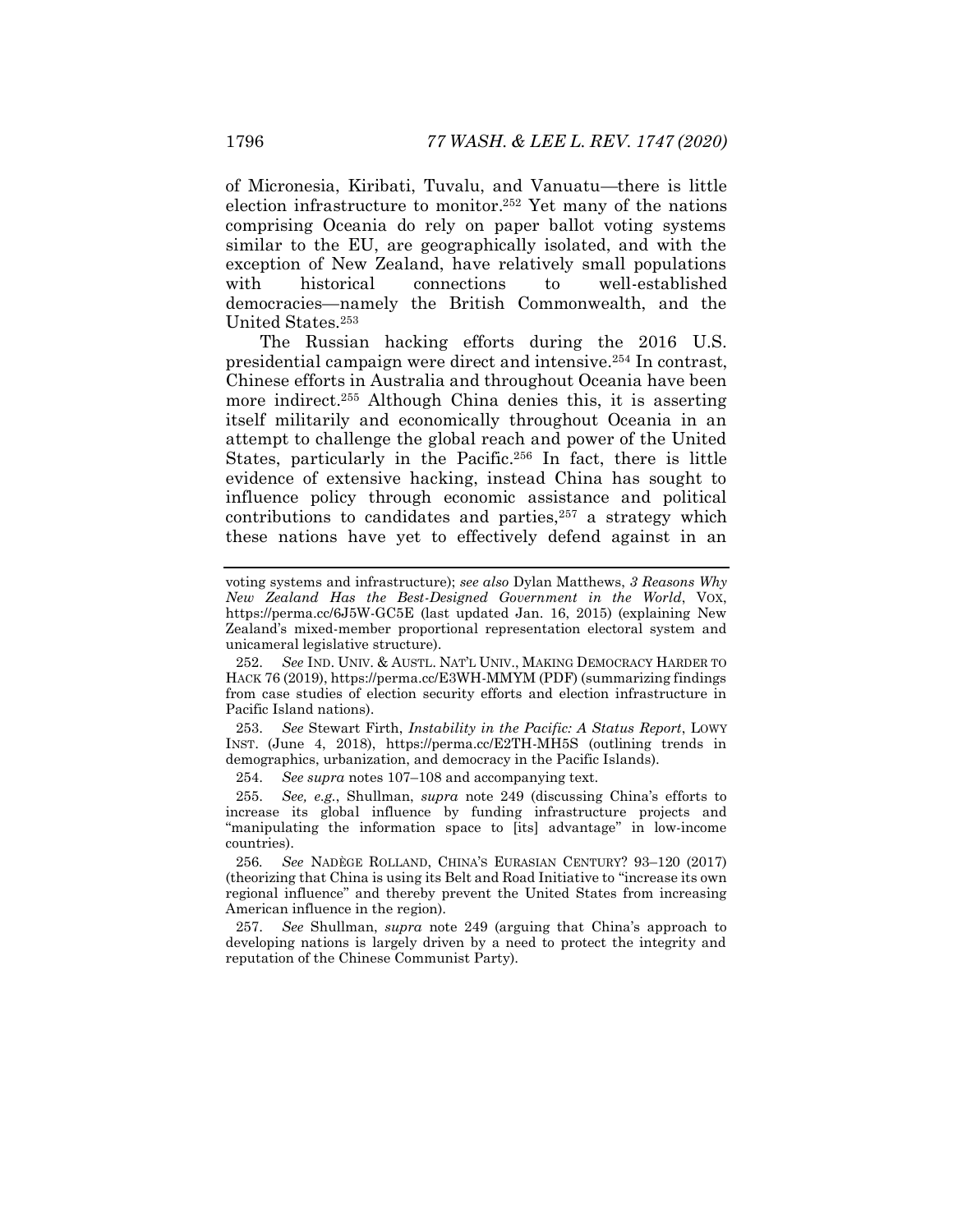of Micronesia, Kiribati, Tuvalu, and Vanuatu—there is little election infrastructure to monitor.[252] Yet many of the nations comprising Oceania do rely on paper ballot voting systems similar to the EU, are geographically isolated, and with the exception of New Zealand, have relatively small populations with historical connections to well-established democracies—namely the British Commonwealth, and the United States.[253]

The Russian hacking efforts during the 2016 U.S. presidential campaign were direct and intensive.[254] In contrast, Chinese efforts in Australia and throughout Oceania have been more indirect.[255] Although China denies this, it is asserting itself militarily and economically throughout Oceania in an attempt to challenge the global reach and power of the United States, particularly in the Pacific.[256] In fact, there is little evidence of extensive hacking, instead China has sought to influence policy through economic assistance and political contributions to candidates and parties,[257] a strategy which these nations have yet to effectively defend against in an

---

voting systems and infrastructure); *see also* Dylan Matthews, *3 Reasons Why New Zealand Has the Best-Designed Government in the World*, VOX, https://perma.cc/6J5W-GC5E (last updated Jan. 16, 2015) (explaining New Zealand's mixed-member proportional representation electoral system and unicameral legislative structure).

252. *See* IND. UNIV. & AUSTL. NAT'L UNIV., MAKING DEMOCRACY HARDER TO HACK 76 (2019), https://perma.cc/E3WH-MMYM (PDF) (summarizing findings from case studies of election security efforts and election infrastructure in Pacific Island nations).

253. *See* Stewart Firth, *Instability in the Pacific: A Status Report*, LOWY INST. (June 4, 2018), https://perma.cc/E2TH-MH5S (outlining trends in demographics, urbanization, and democracy in the Pacific Islands).

254. *See supra* notes 107–108 and accompanying text.

255. *See, e.g.*, Shullman, *supra* note 249 (discussing China's efforts to increase its global influence by funding infrastructure projects and "manipulating the information space to [its] advantage" in low-income countries).

256. *See* NADÈGE ROLLAND, CHINA'S EURASIAN CENTURY? 93–120 (2017) (theorizing that China is using its Belt and Road Initiative to "increase its own regional influence" and thereby prevent the United States from increasing American influence in the region).

257. *See* Shullman, *supra* note 249 (arguing that China's approach to developing nations is largely driven by a need to protect the integrity and reputation of the Chinese Communist Party).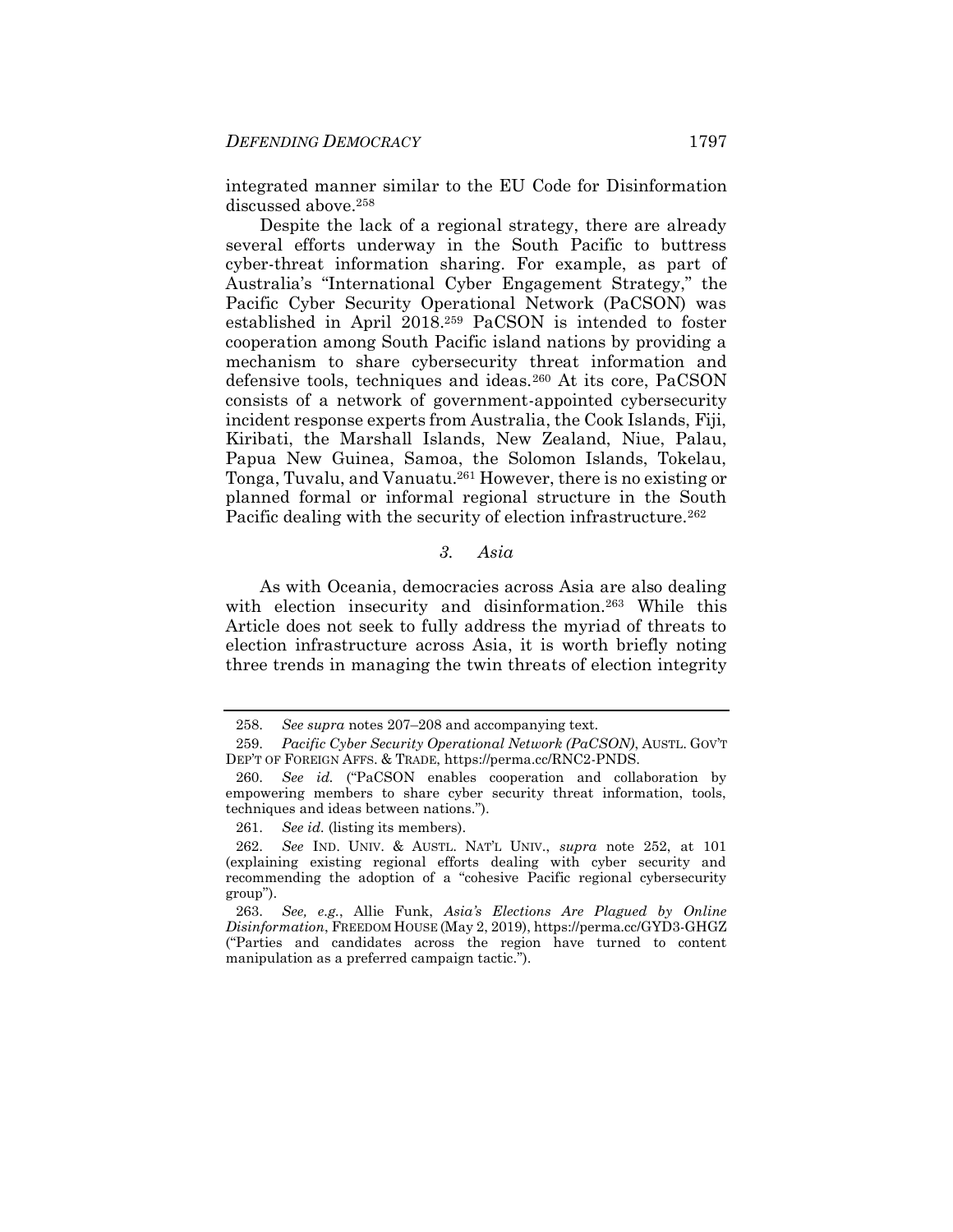integrated manner similar to the EU Code for Disinformation discussed above.[258]

Despite the lack of a regional strategy, there are already several efforts underway in the South Pacific to buttress cyber-threat information sharing. For example, as part of Australia's "International Cyber Engagement Strategy," the Pacific Cyber Security Operational Network (PaCSON) was established in April 2018.[259] PaCSON is intended to foster cooperation among South Pacific island nations by providing a mechanism to share cybersecurity threat information and defensive tools, techniques and ideas.[260] At its core, PaCSON consists of a network of government-appointed cybersecurity incident response experts from Australia, the Cook Islands, Fiji, Kiribati, the Marshall Islands, New Zealand, Niue, Palau, Papua New Guinea, Samoa, the Solomon Islands, Tokelau, Tonga, Tuvalu, and Vanuatu.[261] However, there is no existing or planned formal or informal regional structure in the South Pacific dealing with the security of election infrastructure.[262]

### *3. Asia*

As with Oceania, democracies across Asia are also dealing with election insecurity and disinformation.[263] While this Article does not seek to fully address the myriad of threats to election infrastructure across Asia, it is worth briefly noting three trends in managing the twin threats of election integrity

---

258. *See supra* notes 207–208 and accompanying text.

259. *Pacific Cyber Security Operational Network (PaCSON)*, AUSTL. GOV'T DEP'T OF FOREIGN AFFS. & TRADE, https://perma.cc/RNC2-PNDS.

260. *See id.* ("PaCSON enables cooperation and collaboration by empowering members to share cyber security threat information, tools, techniques and ideas between nations.").

261. *See id.* (listing its members).

262. *See* IND. UNIV. & AUSTL. NAT'L UNIV., *supra* note 252, at 101 (explaining existing regional efforts dealing with cyber security and recommending the adoption of a "cohesive Pacific regional cybersecurity group").

263. *See, e.g.*, Allie Funk, *Asia's Elections Are Plagued by Online Disinformation*, FREEDOM HOUSE (May 2, 2019), https://perma.cc/GYD3-GHGZ ("Parties and candidates across the region have turned to content manipulation as a preferred campaign tactic.").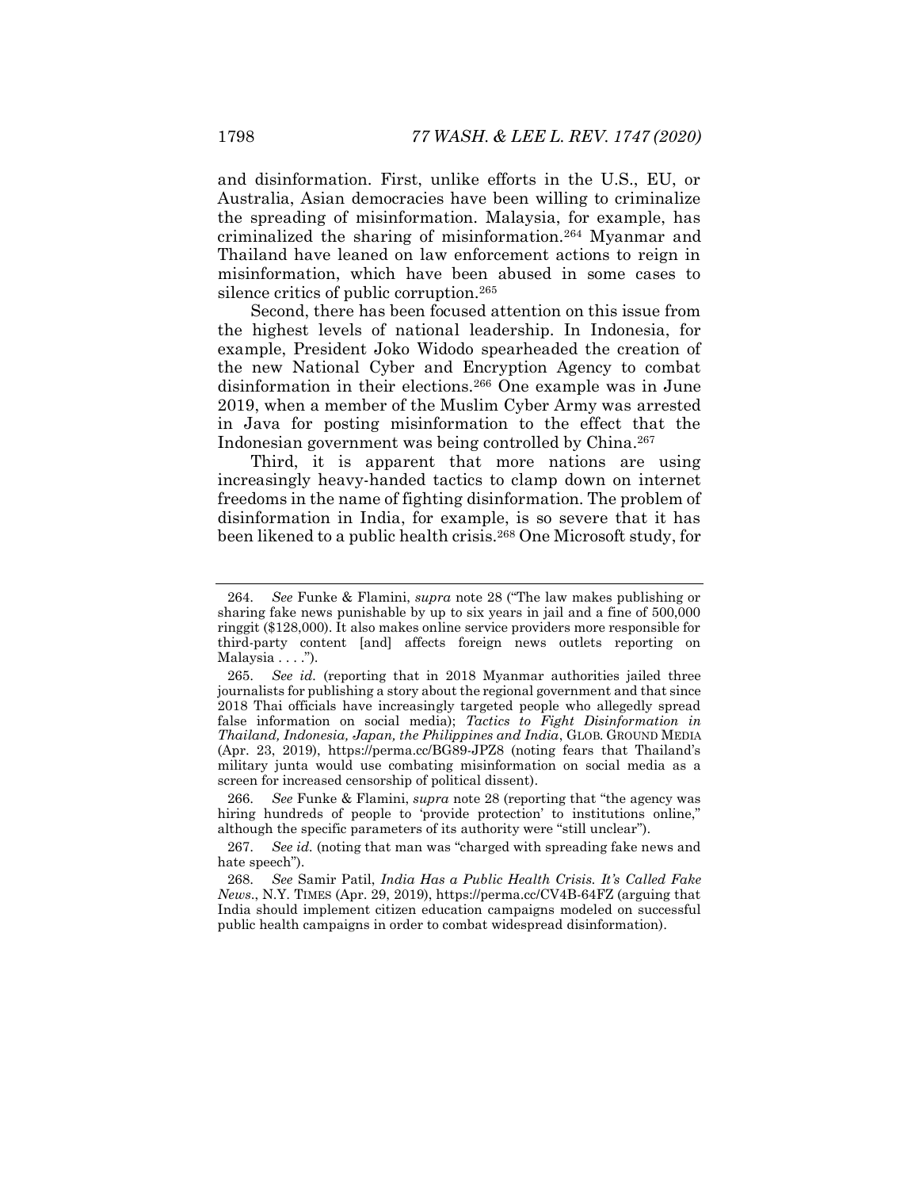and disinformation. First, unlike efforts in the U.S., EU, or Australia, Asian democracies have been willing to criminalize the spreading of misinformation. Malaysia, for example, has criminalized the sharing of misinformation.[264] Myanmar and Thailand have leaned on law enforcement actions to reign in misinformation, which have been abused in some cases to silence critics of public corruption.[265]

Second, there has been focused attention on this issue from the highest levels of national leadership. In Indonesia, for example, President Joko Widodo spearheaded the creation of the new National Cyber and Encryption Agency to combat disinformation in their elections.[266] One example was in June 2019, when a member of the Muslim Cyber Army was arrested in Java for posting misinformation to the effect that the Indonesian government was being controlled by China.[267]

Third, it is apparent that more nations are using increasingly heavy-handed tactics to clamp down on internet freedoms in the name of fighting disinformation. The problem of disinformation in India, for example, is so severe that it has been likened to a public health crisis.[268] One Microsoft study, for

---

264. *See* Funke & Flamini, *supra* note 28 ("The law makes publishing or sharing fake news punishable by up to six years in jail and a fine of 500,000 ringgit ($128,000). It also makes online service providers more responsible for third-party content [and] affects foreign news outlets reporting on Malaysia . . . .").

265. *See id.* (reporting that in 2018 Myanmar authorities jailed three journalists for publishing a story about the regional government and that since 2018 Thai officials have increasingly targeted people who allegedly spread false information on social media); *Tactics to Fight Disinformation in Thailand, Indonesia, Japan, the Philippines and India*, GLOB. GROUND MEDIA (Apr. 23, 2019), https://perma.cc/BG89-JPZ8 (noting fears that Thailand's military junta would use combating misinformation on social media as a screen for increased censorship of political dissent).

266. *See* Funke & Flamini, *supra* note 28 (reporting that "the agency was hiring hundreds of people to 'provide protection' to institutions online," although the specific parameters of its authority were "still unclear").

267. *See id.* (noting that man was "charged with spreading fake news and hate speech").

268. *See* Samir Patil, *India Has a Public Health Crisis. It's Called Fake News.*, N.Y. TIMES (Apr. 29, 2019), https://perma.cc/CV4B-64FZ (arguing that India should implement citizen education campaigns modeled on successful public health campaigns in order to combat widespread disinformation).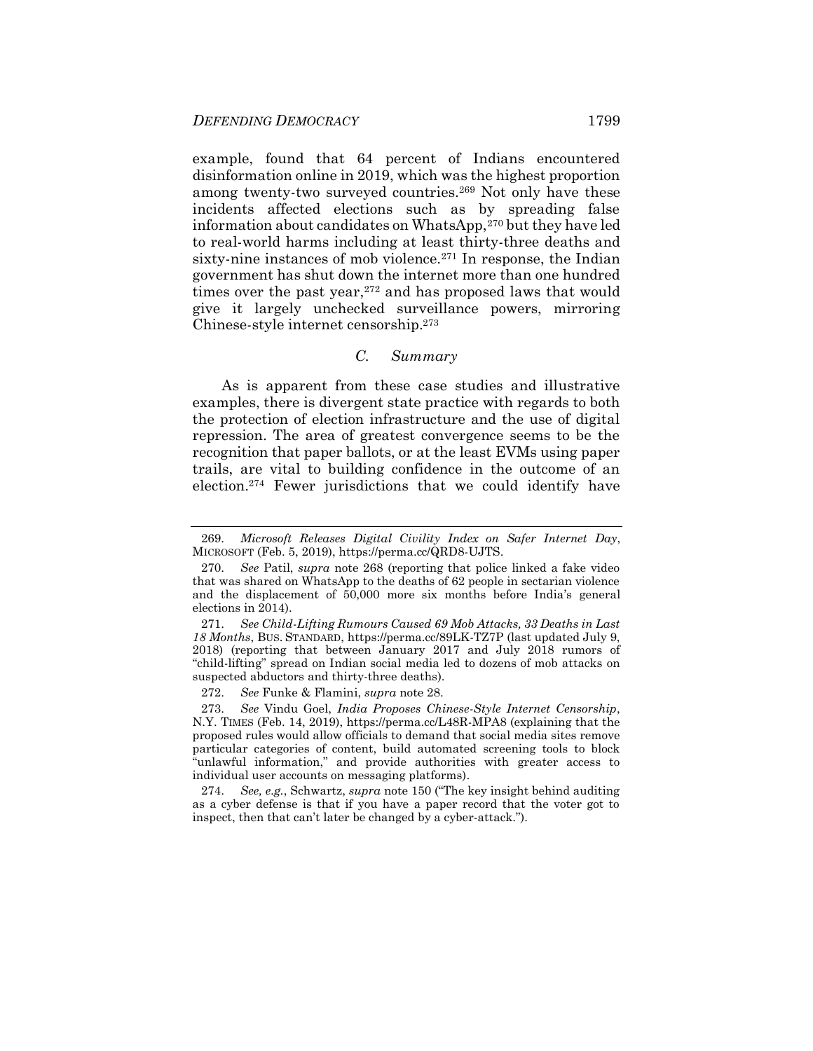example, found that 64 percent of Indians encountered disinformation online in 2019, which was the highest proportion among twenty-two surveyed countries.[269] Not only have these incidents affected elections such as by spreading false information about candidates on WhatsApp,[270] but they have led to real-world harms including at least thirty-three deaths and sixty-nine instances of mob violence.[271] In response, the Indian government has shut down the internet more than one hundred times over the past year,[272] and has proposed laws that would give it largely unchecked surveillance powers, mirroring Chinese-style internet censorship.[273]

### *C. Summary*

As is apparent from these case studies and illustrative examples, there is divergent state practice with regards to both the protection of election infrastructure and the use of digital repression. The area of greatest convergence seems to be the recognition that paper ballots, or at the least EVMs using paper trails, are vital to building confidence in the outcome of an election.[274] Fewer jurisdictions that we could identify have

---

269. *Microsoft Releases Digital Civility Index on Safer Internet Day*, MICROSOFT (Feb. 5, 2019), https://perma.cc/QRD8-UJTS.

270. *See* Patil, *supra* note 268 (reporting that police linked a fake video that was shared on WhatsApp to the deaths of 62 people in sectarian violence and the displacement of 50,000 more six months before India's general elections in 2014).

271. *See Child-Lifting Rumours Caused 69 Mob Attacks, 33 Deaths in Last 18 Months*, BUS. STANDARD, https://perma.cc/89LK-TZ7P (last updated July 9, 2018) (reporting that between January 2017 and July 2018 rumors of "child-lifting" spread on Indian social media led to dozens of mob attacks on suspected abductors and thirty-three deaths).

272. *See* Funke & Flamini, *supra* note 28.

273. *See* Vindu Goel, *India Proposes Chinese-Style Internet Censorship*, N.Y. TIMES (Feb. 14, 2019), https://perma.cc/L48R-MPA8 (explaining that the proposed rules would allow officials to demand that social media sites remove particular categories of content, build automated screening tools to block "unlawful information," and provide authorities with greater access to individual user accounts on messaging platforms).

274. *See, e.g.*, Schwartz, *supra* note 150 ("The key insight behind auditing as a cyber defense is that if you have a paper record that the voter got to inspect, then that can't later be changed by a cyber-attack.").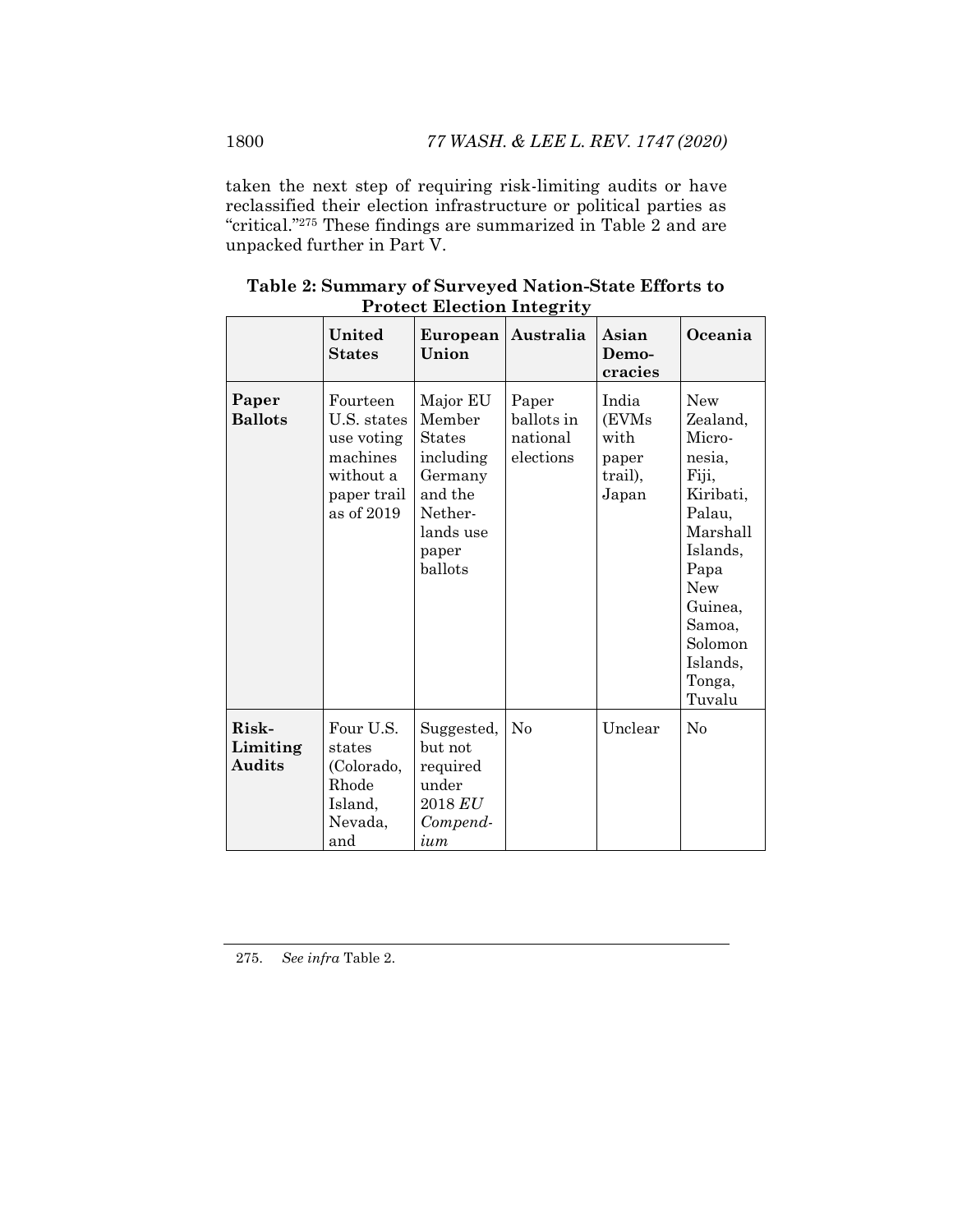taken the next step of requiring risk-limiting audits or have reclassified their election infrastructure or political parties as "critical."[275] These findings are summarized in Table 2 and are unpacked further in Part V.

**Table 2: Summary of Surveyed Nation-State Efforts to Protect Election Integrity**

| | United States | European Union | Australia | Asian Democracies | Oceania |
|---|---|---|---|---|---|
| **Paper Ballots** | Fourteen U.S. states use voting machines without a paper trail as of 2019 | Major EU Member States including Germany and the Netherlands use paper ballots | Paper ballots in national elections | India (EVMs with paper trail), Japan | New Zealand, Micronesia, Fiji, Kiribati, Palau, Marshall Islands, Papa New Guinea, Samoa, Solomon Islands, Tonga, Tuvalu |
| **Risk-Limiting Audits** | Four U.S. states (Colorado, Rhode Island, Nevada, and | Suggested, but not required under 2018 *EU Compendium* | No | Unclear | No |

275. *See infra* Table 2.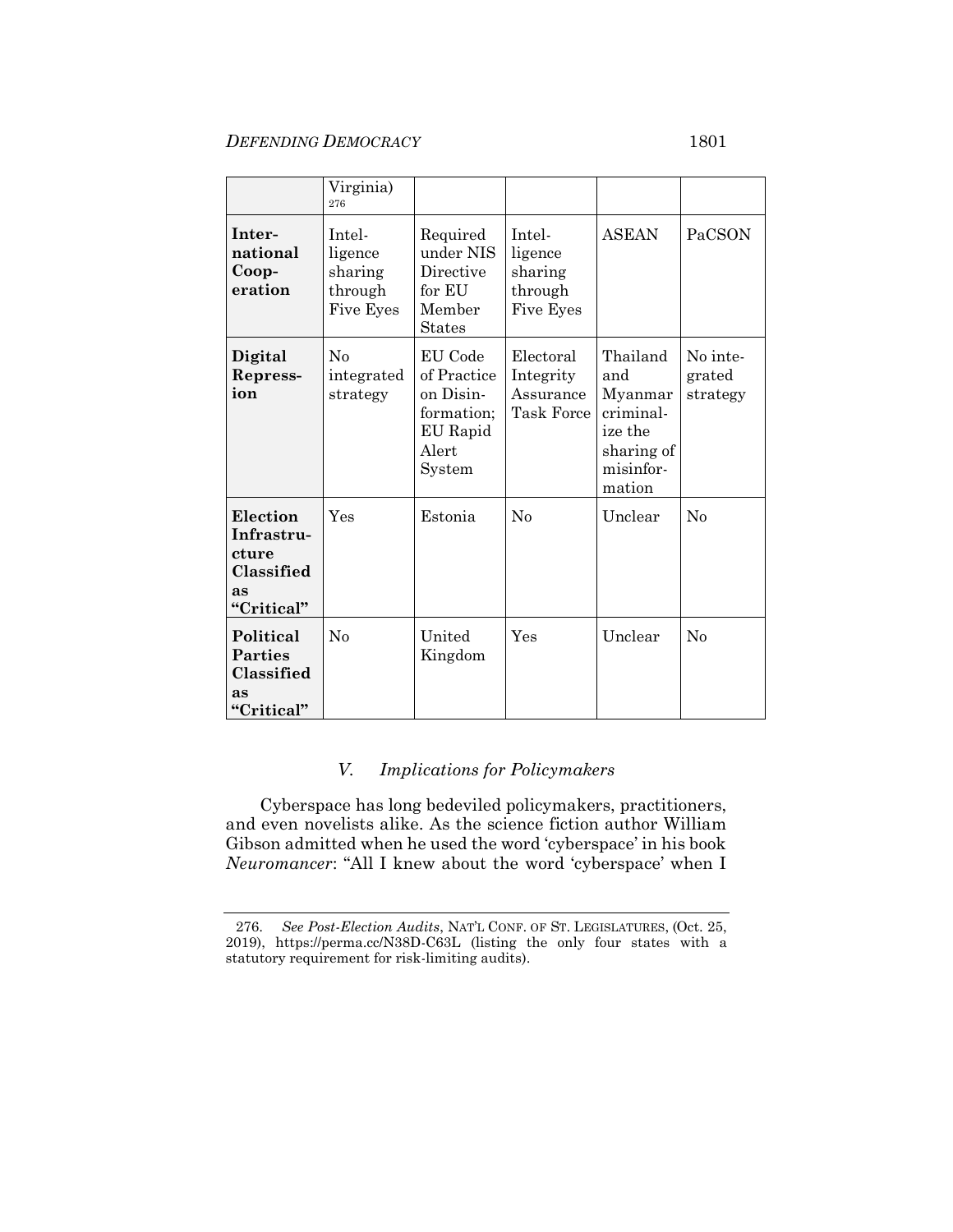| | Virginia)[276] | | | | |
|---|---|---|---|---|---|
| **International Cooperation** | Intelligence sharing through Five Eyes | Required under NIS Directive for EU Member States | Intelligence sharing through Five Eyes | ASEAN | PaCSON |
| **Digital Repression** | No integrated strategy | EU Code of Practice on Disinformation; EU Rapid Alert System | Electoral Integrity Assurance Task Force | Thailand and Myanmar criminalize the sharing of misinformation | No integrated strategy |
| **Election Infrastructure Classified as "Critical"** | Yes | Estonia | No | Unclear | No |
| **Political Parties Classified as "Critical"** | No | United Kingdom | Yes | Unclear | No |

## *V. Implications for Policymakers*

Cyberspace has long bedeviled policymakers, practitioners, and even novelists alike. As the science fiction author William Gibson admitted when he used the word 'cyberspace' in his book *Neuromancer*: "All I knew about the word 'cyberspace' when I

---

276. *See Post-Election Audits*, NAT'L CONF. OF ST. LEGISLATURES, (Oct. 25, 2019), https://perma.cc/N38D-C63L (listing the only four states with a statutory requirement for risk-limiting audits).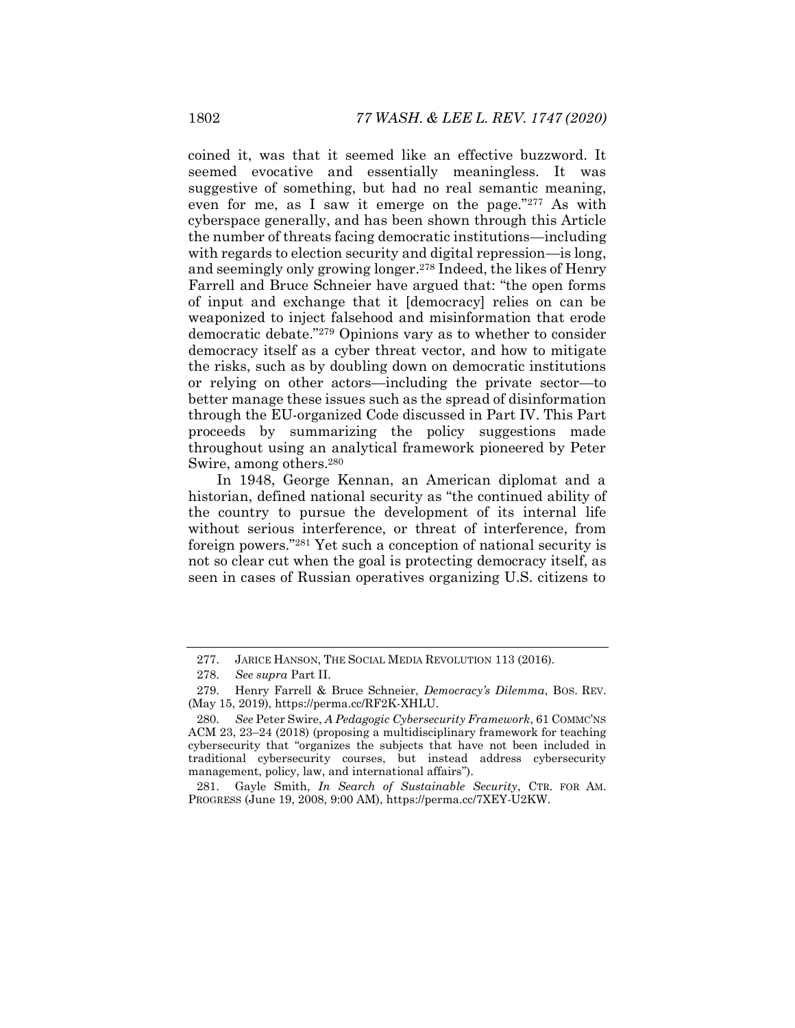coined it, was that it seemed like an effective buzzword. It seemed evocative and essentially meaningless. It was suggestive of something, but had no real semantic meaning, even for me, as I saw it emerge on the page."[277] As with cyberspace generally, and has been shown through this Article the number of threats facing democratic institutions—including with regards to election security and digital repression—is long, and seemingly only growing longer.[278] Indeed, the likes of Henry Farrell and Bruce Schneier have argued that: "the open forms of input and exchange that it [democracy] relies on can be weaponized to inject falsehood and misinformation that erode democratic debate."[279] Opinions vary as to whether to consider democracy itself as a cyber threat vector, and how to mitigate the risks, such as by doubling down on democratic institutions or relying on other actors—including the private sector—to better manage these issues such as the spread of disinformation through the EU-organized Code discussed in Part IV. This Part proceeds by summarizing the policy suggestions made throughout using an analytical framework pioneered by Peter Swire, among others.[280]

In 1948, George Kennan, an American diplomat and a historian, defined national security as "the continued ability of the country to pursue the development of its internal life without serious interference, or threat of interference, from foreign powers."[281] Yet such a conception of national security is not so clear cut when the goal is protecting democracy itself, as seen in cases of Russian operatives organizing U.S. citizens to

---

277. JARICE HANSON, THE SOCIAL MEDIA REVOLUTION 113 (2016).

278. *See supra* Part II.

279. Henry Farrell & Bruce Schneier, *Democracy's Dilemma*, BOS. REV. (May 15, 2019), https://perma.cc/RF2K-XHLU.

280. *See* Peter Swire, *A Pedagogic Cybersecurity Framework*, 61 COMMC'NS ACM 23, 23–24 (2018) (proposing a multidisciplinary framework for teaching cybersecurity that "organizes the subjects that have not been included in traditional cybersecurity courses, but instead address cybersecurity management, policy, law, and international affairs").

281. Gayle Smith, *In Search of Sustainable Security*, CTR. FOR AM. PROGRESS (June 19, 2008, 9:00 AM), https://perma.cc/7XEY-U2KW.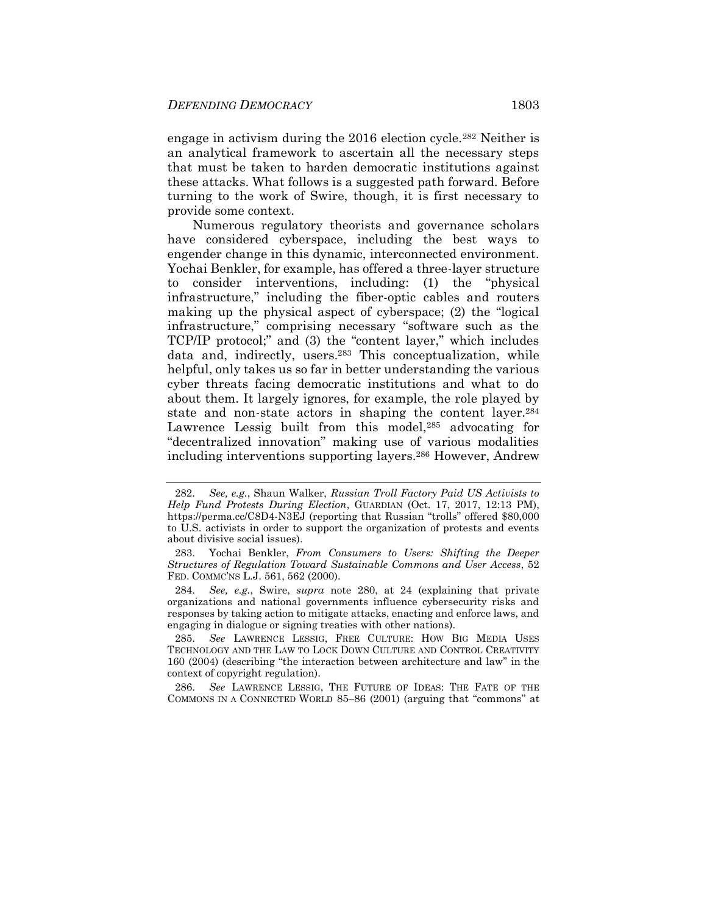engage in activism during the 2016 election cycle.[282] Neither is an analytical framework to ascertain all the necessary steps that must be taken to harden democratic institutions against these attacks. What follows is a suggested path forward. Before turning to the work of Swire, though, it is first necessary to provide some context.

Numerous regulatory theorists and governance scholars have considered cyberspace, including the best ways to engender change in this dynamic, interconnected environment. Yochai Benkler, for example, has offered a three-layer structure to consider interventions, including: (1) the "physical infrastructure," including the fiber-optic cables and routers making up the physical aspect of cyberspace; (2) the "logical infrastructure," comprising necessary "software such as the TCP/IP protocol;" and (3) the "content layer," which includes data and, indirectly, users.[283] This conceptualization, while helpful, only takes us so far in better understanding the various cyber threats facing democratic institutions and what to do about them. It largely ignores, for example, the role played by state and non-state actors in shaping the content layer.[284] Lawrence Lessig built from this model,[285] advocating for "decentralized innovation" making use of various modalities including interventions supporting layers.[286] However, Andrew

---

282. *See, e.g.*, Shaun Walker, *Russian Troll Factory Paid US Activists to Help Fund Protests During Election*, GUARDIAN (Oct. 17, 2017, 12:13 PM), https://perma.cc/C8D4-N3EJ (reporting that Russian "trolls" offered $80,000 to U.S. activists in order to support the organization of protests and events about divisive social issues).

283. Yochai Benkler, *From Consumers to Users: Shifting the Deeper Structures of Regulation Toward Sustainable Commons and User Access*, 52 FED. COMMC'NS L.J. 561, 562 (2000).

284. *See, e.g.*, Swire, *supra* note 280, at 24 (explaining that private organizations and national governments influence cybersecurity risks and responses by taking action to mitigate attacks, enacting and enforce laws, and engaging in dialogue or signing treaties with other nations).

285. *See* LAWRENCE LESSIG, FREE CULTURE: HOW BIG MEDIA USES TECHNOLOGY AND THE LAW TO LOCK DOWN CULTURE AND CONTROL CREATIVITY 160 (2004) (describing "the interaction between architecture and law" in the context of copyright regulation).

286. *See* LAWRENCE LESSIG, THE FUTURE OF IDEAS: THE FATE OF THE COMMONS IN A CONNECTED WORLD 85–86 (2001) (arguing that "commons" at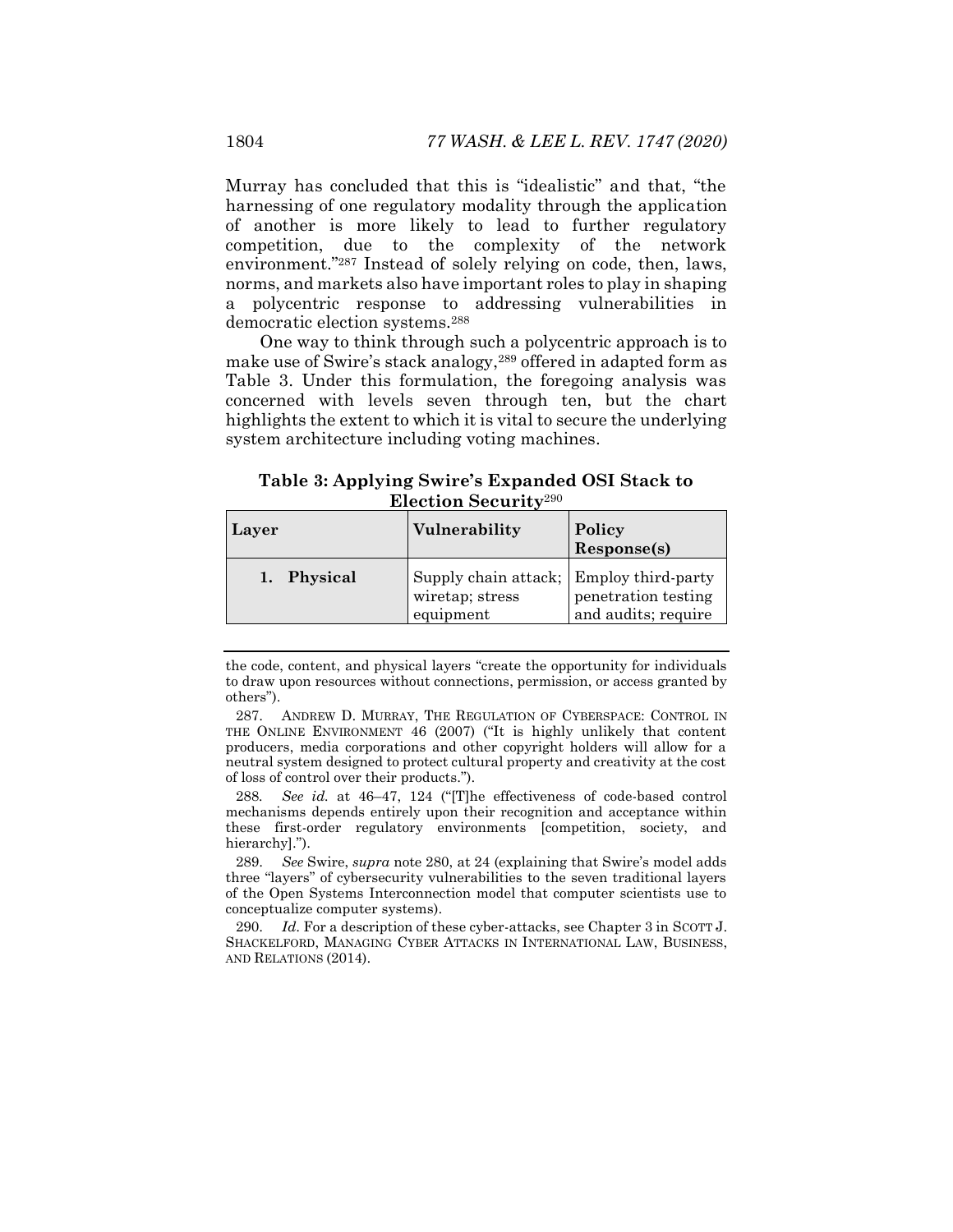Murray has concluded that this is "idealistic" and that, "the harnessing of one regulatory modality through the application of another is more likely to lead to further regulatory competition, due to the complexity of the network environment."[287] Instead of solely relying on code, then, laws, norms, and markets also have important roles to play in shaping a polycentric response to addressing vulnerabilities in democratic election systems.[288]

One way to think through such a polycentric approach is to make use of Swire's stack analogy,[289] offered in adapted form as Table 3. Under this formulation, the foregoing analysis was concerned with levels seven through ten, but the chart highlights the extent to which it is vital to secure the underlying system architecture including voting machines.

**Table 3: Applying Swire's Expanded OSI Stack to Election Security**[290]

| Layer | Vulnerability | Policy Response(s) |
|---|---|---|
| **1. Physical** | Supply chain attack; wiretap; stress equipment | Employ third-party penetration testing and audits; require |

---

the code, content, and physical layers "create the opportunity for individuals to draw upon resources without connections, permission, or access granted by others").

287. ANDREW D. MURRAY, THE REGULATION OF CYBERSPACE: CONTROL IN THE ONLINE ENVIRONMENT 46 (2007) ("It is highly unlikely that content producers, media corporations and other copyright holders will allow for a neutral system designed to protect cultural property and creativity at the cost of loss of control over their products.").

288. *See id.* at 46–47, 124 ("[T]he effectiveness of code-based control mechanisms depends entirely upon their recognition and acceptance within these first-order regulatory environments [competition, society, and hierarchy].").

289. *See* Swire, *supra* note 280, at 24 (explaining that Swire's model adds three "layers" of cybersecurity vulnerabilities to the seven traditional layers of the Open Systems Interconnection model that computer scientists use to conceptualize computer systems).

290. *Id*. For a description of these cyber-attacks, see Chapter 3 in SCOTT J. SHACKELFORD, MANAGING CYBER ATTACKS IN INTERNATIONAL LAW, BUSINESS, AND RELATIONS (2014).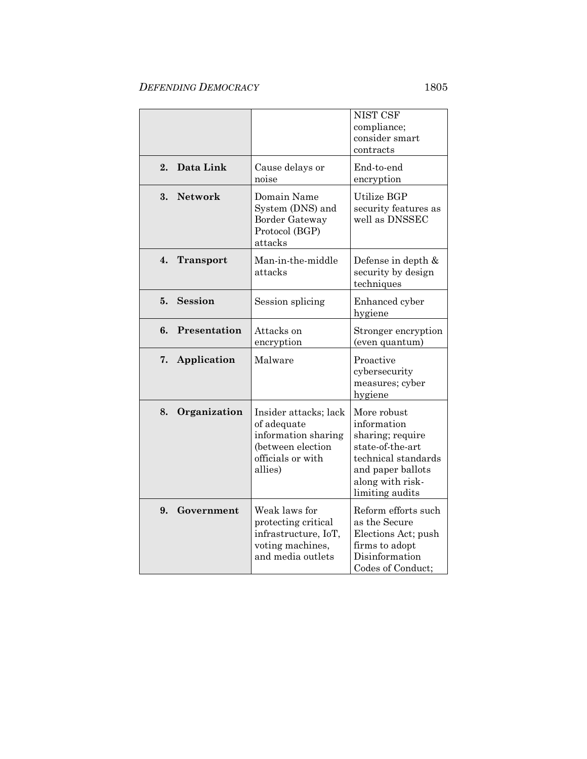| | | NIST CSF compliance; consider smart contracts |
|---|---|---|
| **2. Data Link** | Cause delays or noise | End-to-end encryption |
| **3. Network** | Domain Name System (DNS) and Border Gateway Protocol (BGP) attacks | Utilize BGP security features as well as DNSSEC |
| **4. Transport** | Man-in-the-middle attacks | Defense in depth & security by design techniques |
| **5. Session** | Session splicing | Enhanced cyber hygiene |
| **6. Presentation** | Attacks on encryption | Stronger encryption (even quantum) |
| **7. Application** | Malware | Proactive cybersecurity measures; cyber hygiene |
| **8. Organization** | Insider attacks; lack of adequate information sharing (between election officials or with allies) | More robust information sharing; require state-of-the-art technical standards and paper ballots along with risk-limiting audits |
| **9. Government** | Weak laws for protecting critical infrastructure, IoT, voting machines, and media outlets | Reform efforts such as the Secure Elections Act; push firms to adopt Disinformation Codes of Conduct; |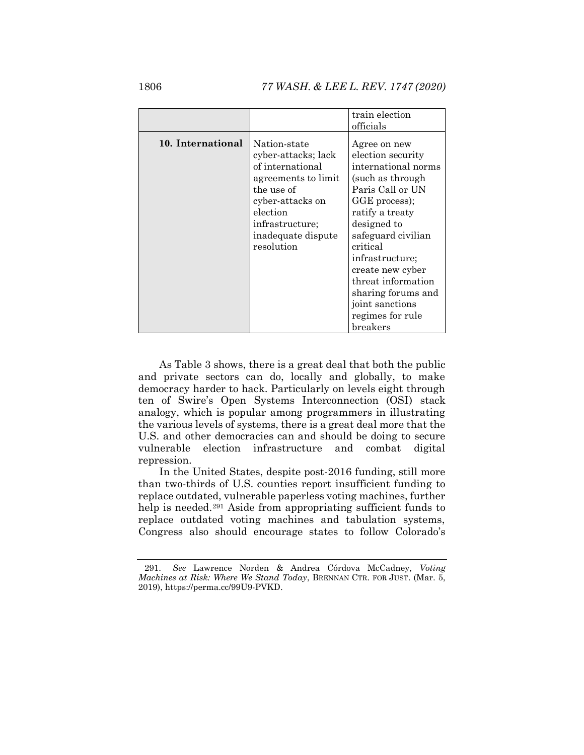| | | train election officials |
|---|---|---|
| **10. International** | Nation-state cyber-attacks; lack of international agreements to limit the use of cyber-attacks on election infrastructure; inadequate dispute resolution | Agree on new election security international norms (such as through Paris Call or UN GGE process); ratify a treaty designed to safeguard civilian critical infrastructure; create new cyber threat information sharing forums and joint sanctions regimes for rule breakers |

As Table 3 shows, there is a great deal that both the public and private sectors can do, locally and globally, to make democracy harder to hack. Particularly on levels eight through ten of Swire's Open Systems Interconnection (OSI) stack analogy, which is popular among programmers in illustrating the various levels of systems, there is a great deal more that the U.S. and other democracies can and should be doing to secure vulnerable election infrastructure and combat digital repression.

In the United States, despite post-2016 funding, still more than two-thirds of U.S. counties report insufficient funding to replace outdated, vulnerable paperless voting machines, further help is needed.[291] Aside from appropriating sufficient funds to replace outdated voting machines and tabulation systems, Congress also should encourage states to follow Colorado's

291. *See* Lawrence Norden & Andrea Córdova McCadney, *Voting Machines at Risk: Where We Stand Today*, BRENNAN CTR. FOR JUST. (Mar. 5, 2019), https://perma.cc/99U9-PVKD.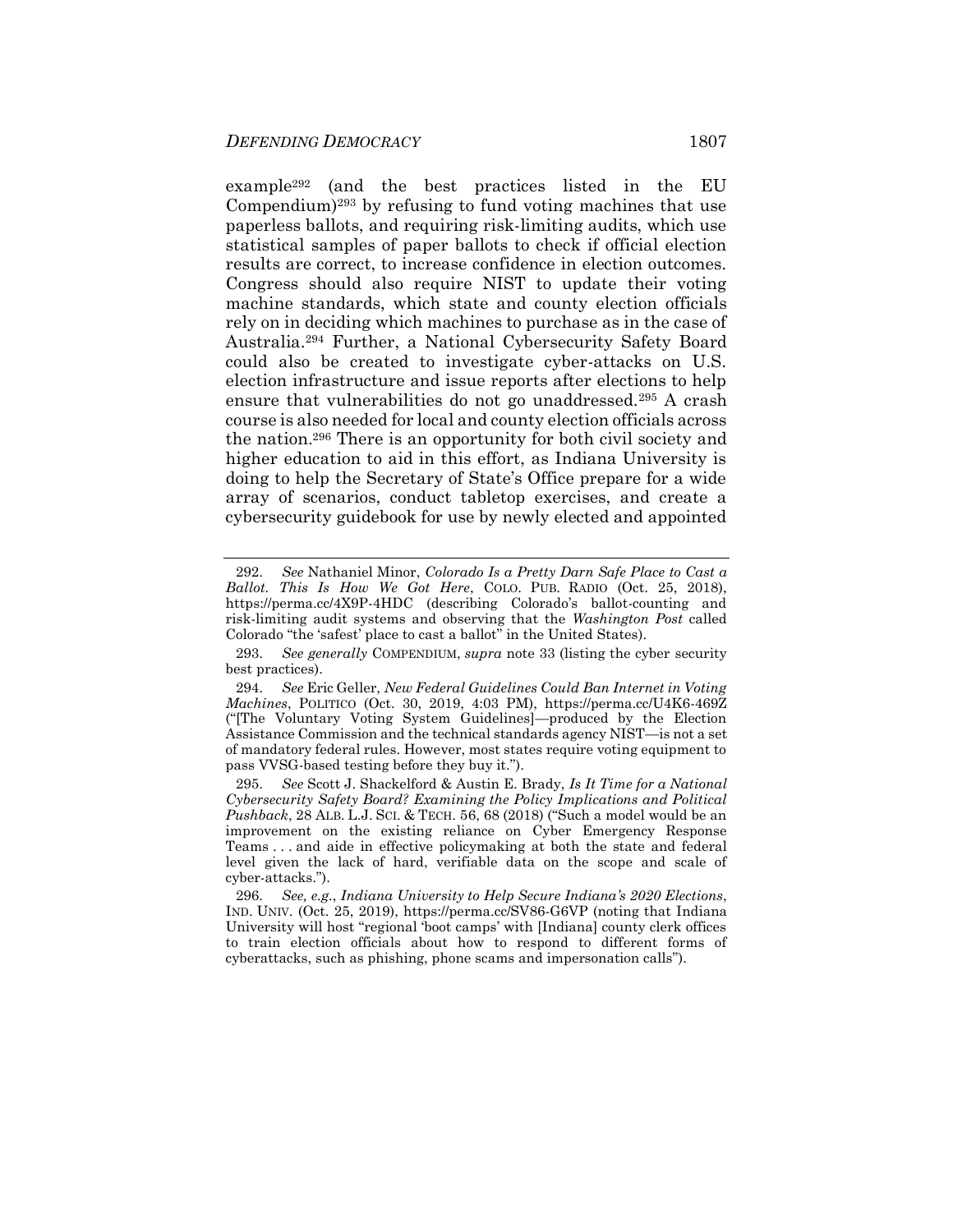example[292] (and the best practices listed in the EU Compendium)[293] by refusing to fund voting machines that use paperless ballots, and requiring risk-limiting audits, which use statistical samples of paper ballots to check if official election results are correct, to increase confidence in election outcomes. Congress should also require NIST to update their voting machine standards, which state and county election officials rely on in deciding which machines to purchase as in the case of Australia.[294] Further, a National Cybersecurity Safety Board could also be created to investigate cyber-attacks on U.S. election infrastructure and issue reports after elections to help ensure that vulnerabilities do not go unaddressed.[295] A crash course is also needed for local and county election officials across the nation.[296] There is an opportunity for both civil society and higher education to aid in this effort, as Indiana University is doing to help the Secretary of State's Office prepare for a wide array of scenarios, conduct tabletop exercises, and create a cybersecurity guidebook for use by newly elected and appointed

---

292. *See* Nathaniel Minor, *Colorado Is a Pretty Darn Safe Place to Cast a Ballot. This Is How We Got Here*, COLO. PUB. RADIO (Oct. 25, 2018), https://perma.cc/4X9P-4HDC (describing Colorado's ballot-counting and risk-limiting audit systems and observing that the *Washington Post* called Colorado "the 'safest' place to cast a ballot" in the United States).

293. *See generally* COMPENDIUM, *supra* note 33 (listing the cyber security best practices).

294. *See* Eric Geller, *New Federal Guidelines Could Ban Internet in Voting Machines*, POLITICO (Oct. 30, 2019, 4:03 PM), https://perma.cc/U4K6-469Z ("[The Voluntary Voting System Guidelines]—produced by the Election Assistance Commission and the technical standards agency NIST—is not a set of mandatory federal rules. However, most states require voting equipment to pass VVSG-based testing before they buy it.").

295. *See* Scott J. Shackelford & Austin E. Brady, *Is It Time for a National Cybersecurity Safety Board? Examining the Policy Implications and Political Pushback*, 28 ALB. L.J. SCI. & TECH. 56, 68 (2018) ("Such a model would be an improvement on the existing reliance on Cyber Emergency Response Teams . . . and aide in effective policymaking at both the state and federal level given the lack of hard, verifiable data on the scope and scale of cyber-attacks.").

296. *See, e.g.*, *Indiana University to Help Secure Indiana's 2020 Elections*, IND. UNIV. (Oct. 25, 2019), https://perma.cc/SV86-G6VP (noting that Indiana University will host "regional 'boot camps' with [Indiana] county clerk offices to train election officials about how to respond to different forms of cyberattacks, such as phishing, phone scams and impersonation calls").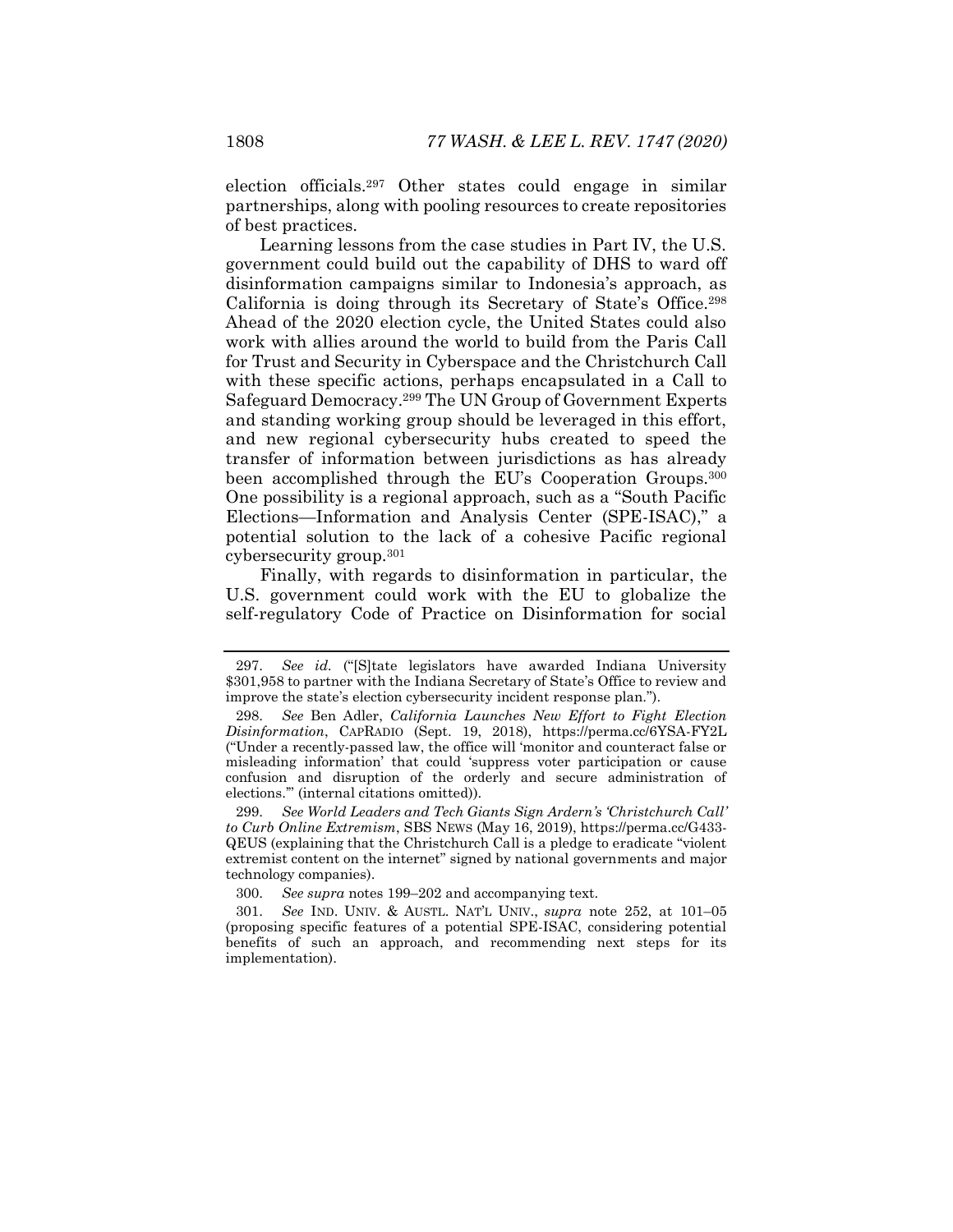election officials.[297] Other states could engage in similar partnerships, along with pooling resources to create repositories of best practices.

Learning lessons from the case studies in Part IV, the U.S. government could build out the capability of DHS to ward off disinformation campaigns similar to Indonesia's approach, as California is doing through its Secretary of State's Office.[298] Ahead of the 2020 election cycle, the United States could also work with allies around the world to build from the Paris Call for Trust and Security in Cyberspace and the Christchurch Call with these specific actions, perhaps encapsulated in a Call to Safeguard Democracy.[299] The UN Group of Government Experts and standing working group should be leveraged in this effort, and new regional cybersecurity hubs created to speed the transfer of information between jurisdictions as has already been accomplished through the EU's Cooperation Groups.[300] One possibility is a regional approach, such as a "South Pacific Elections—Information and Analysis Center (SPE-ISAC)," a potential solution to the lack of a cohesive Pacific regional cybersecurity group.[301]

Finally, with regards to disinformation in particular, the U.S. government could work with the EU to globalize the self-regulatory Code of Practice on Disinformation for social

---

297. *See id.* ("[S]tate legislators have awarded Indiana University $301,958 to partner with the Indiana Secretary of State's Office to review and improve the state's election cybersecurity incident response plan.").

298. *See* Ben Adler, *California Launches New Effort to Fight Election Disinformation*, CAPRADIO (Sept. 19, 2018), https://perma.cc/6YSA-FY2L ("Under a recently-passed law, the office will 'monitor and counteract false or misleading information' that could 'suppress voter participation or cause confusion and disruption of the orderly and secure administration of elections.'" (internal citations omitted)).

299. *See World Leaders and Tech Giants Sign Ardern's 'Christchurch Call' to Curb Online Extremism*, SBS NEWS (May 16, 2019), https://perma.cc/G433-QEUS (explaining that the Christchurch Call is a pledge to eradicate "violent extremist content on the internet" signed by national governments and major technology companies).

300. *See supra* notes 199–202 and accompanying text.

301. *See* IND. UNIV. & AUSTL. NAT'L UNIV., *supra* note 252, at 101–05 (proposing specific features of a potential SPE-ISAC, considering potential benefits of such an approach, and recommending next steps for its implementation).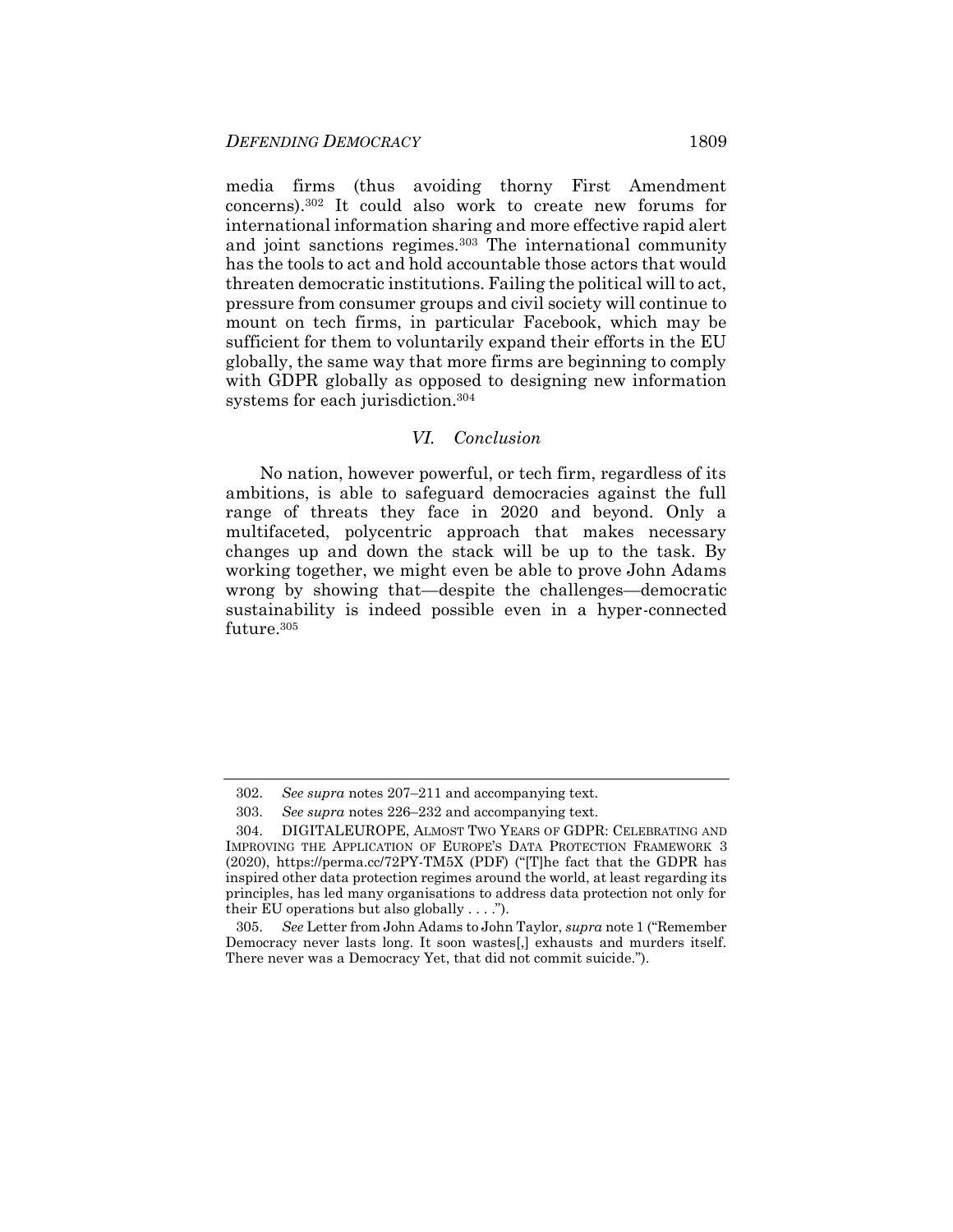media firms (thus avoiding thorny First Amendment concerns).[302] It could also work to create new forums for international information sharing and more effective rapid alert and joint sanctions regimes.[303] The international community has the tools to act and hold accountable those actors that would threaten democratic institutions. Failing the political will to act, pressure from consumer groups and civil society will continue to mount on tech firms, in particular Facebook, which may be sufficient for them to voluntarily expand their efforts in the EU globally, the same way that more firms are beginning to comply with GDPR globally as opposed to designing new information systems for each jurisdiction.[304]

## *VI. Conclusion*

No nation, however powerful, or tech firm, regardless of its ambitions, is able to safeguard democracies against the full range of threats they face in 2020 and beyond. Only a multifaceted, polycentric approach that makes necessary changes up and down the stack will be up to the task. By working together, we might even be able to prove John Adams wrong by showing that—despite the challenges—democratic sustainability is indeed possible even in a hyper-connected future.[305]

---

302. *See supra* notes 207–211 and accompanying text.

303. *See supra* notes 226–232 and accompanying text.

304. DIGITALEUROPE, ALMOST TWO YEARS OF GDPR: CELEBRATING AND IMPROVING THE APPLICATION OF EUROPE'S DATA PROTECTION FRAMEWORK 3 (2020), https://perma.cc/72PY-TM5X (PDF) ("[T]he fact that the GDPR has inspired other data protection regimes around the world, at least regarding its principles, has led many organisations to address data protection not only for their EU operations but also globally . . . .").

305. *See* Letter from John Adams to John Taylor, *supra* note 1 ("Remember Democracy never lasts long. It soon wastes[,] exhausts and murders itself. There never was a Democracy Yet, that did not commit suicide.").